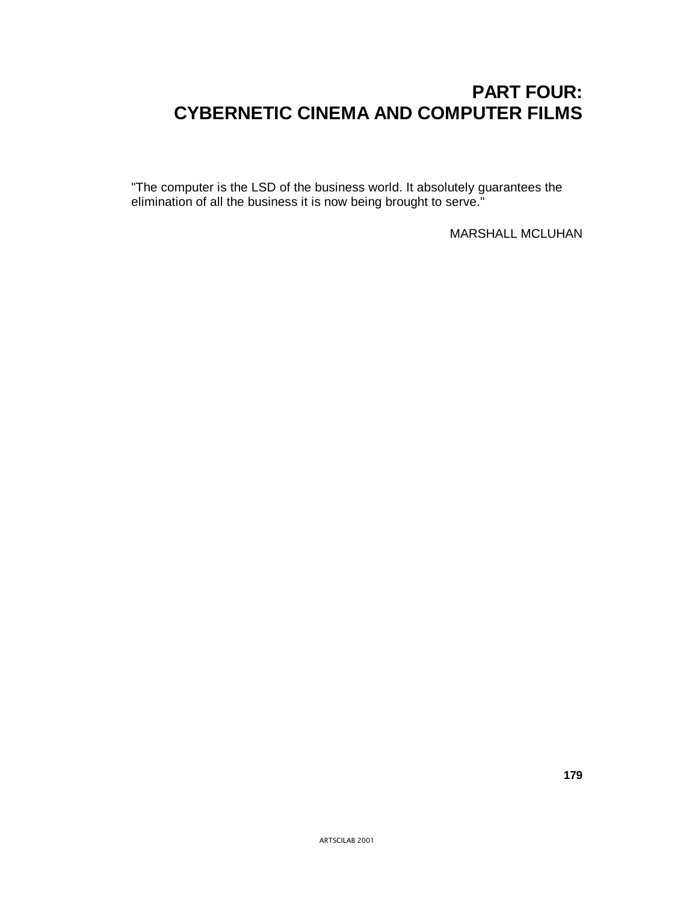# PART FOUR:
# CYBERNETIC CINEMA AND COMPUTER FILMS

"The computer is the LSD of the business world. It absolutely guarantees the elimination of all the business it is now being brought to serve."

MARSHALL MCLUHAN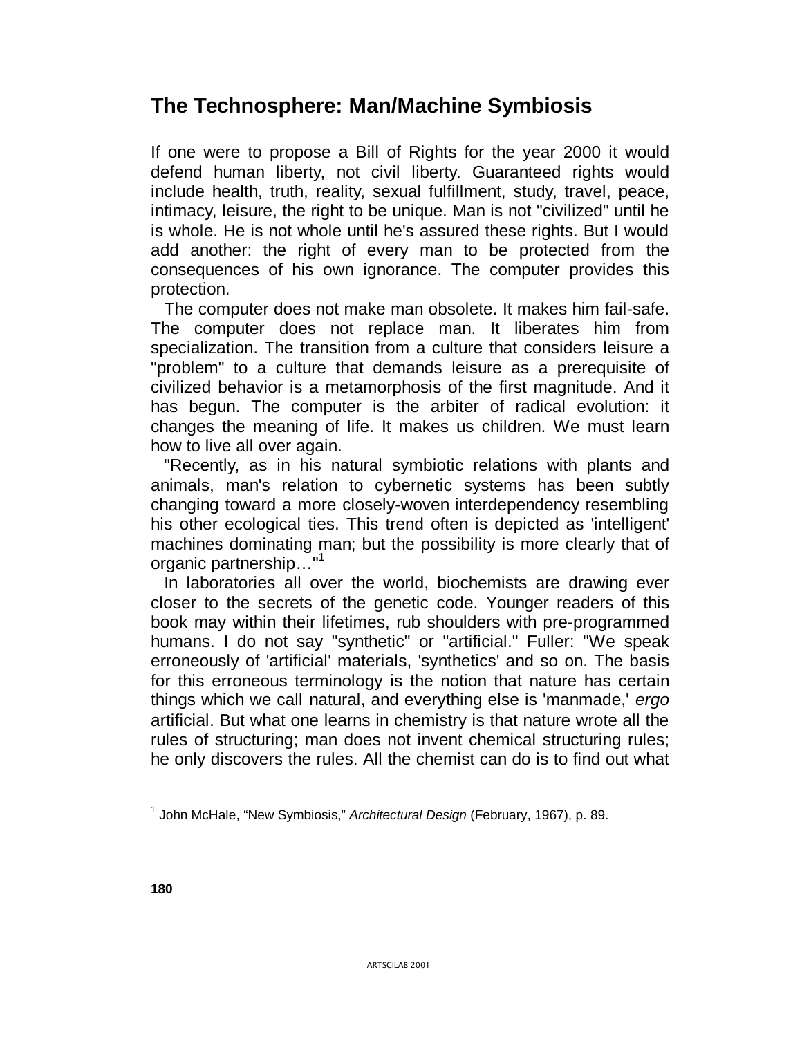## The Technosphere: Man/Machine Symbiosis

If one were to propose a Bill of Rights for the year 2000 it would defend human liberty, not civil liberty. Guaranteed rights would include health, truth, reality, sexual fulfillment, study, travel, peace, intimacy, leisure, the right to be unique. Man is not "civilized" until he is whole. He is not whole until he's assured these rights. But I would add another: the right of every man to be protected from the consequences of his own ignorance. The computer provides this protection.

The computer does not make man obsolete. It makes him fail-safe. The computer does not replace man. It liberates him from specialization. The transition from a culture that considers leisure a "problem" to a culture that demands leisure as a prerequisite of civilized behavior is a metamorphosis of the first magnitude. And it has begun. The computer is the arbiter of radical evolution: it changes the meaning of life. It makes us children. We must learn how to live all over again.

"Recently, as in his natural symbiotic relations with plants and animals, man's relation to cybernetic systems has been subtly changing toward a more closely-woven interdependency resembling his other ecological ties. This trend often is depicted as 'intelligent' machines dominating man; but the possibility is more clearly that of organic partnership…"[1]

In laboratories all over the world, biochemists are drawing ever closer to the secrets of the genetic code. Younger readers of this book may within their lifetimes, rub shoulders with pre-programmed humans. I do not say "synthetic" or "artificial." Fuller: "We speak erroneously of 'artificial' materials, 'synthetics' and so on. The basis for this erroneous terminology is the notion that nature has certain things which we call natural, and everything else is 'manmade,' *ergo* artificial. But what one learns in chemistry is that nature wrote all the rules of structuring; man does not invent chemical structuring rules; he only discovers the rules. All the chemist can do is to find out what

[1] John McHale, "New Symbiosis," *Architectural Design* (February, 1967), p. 89.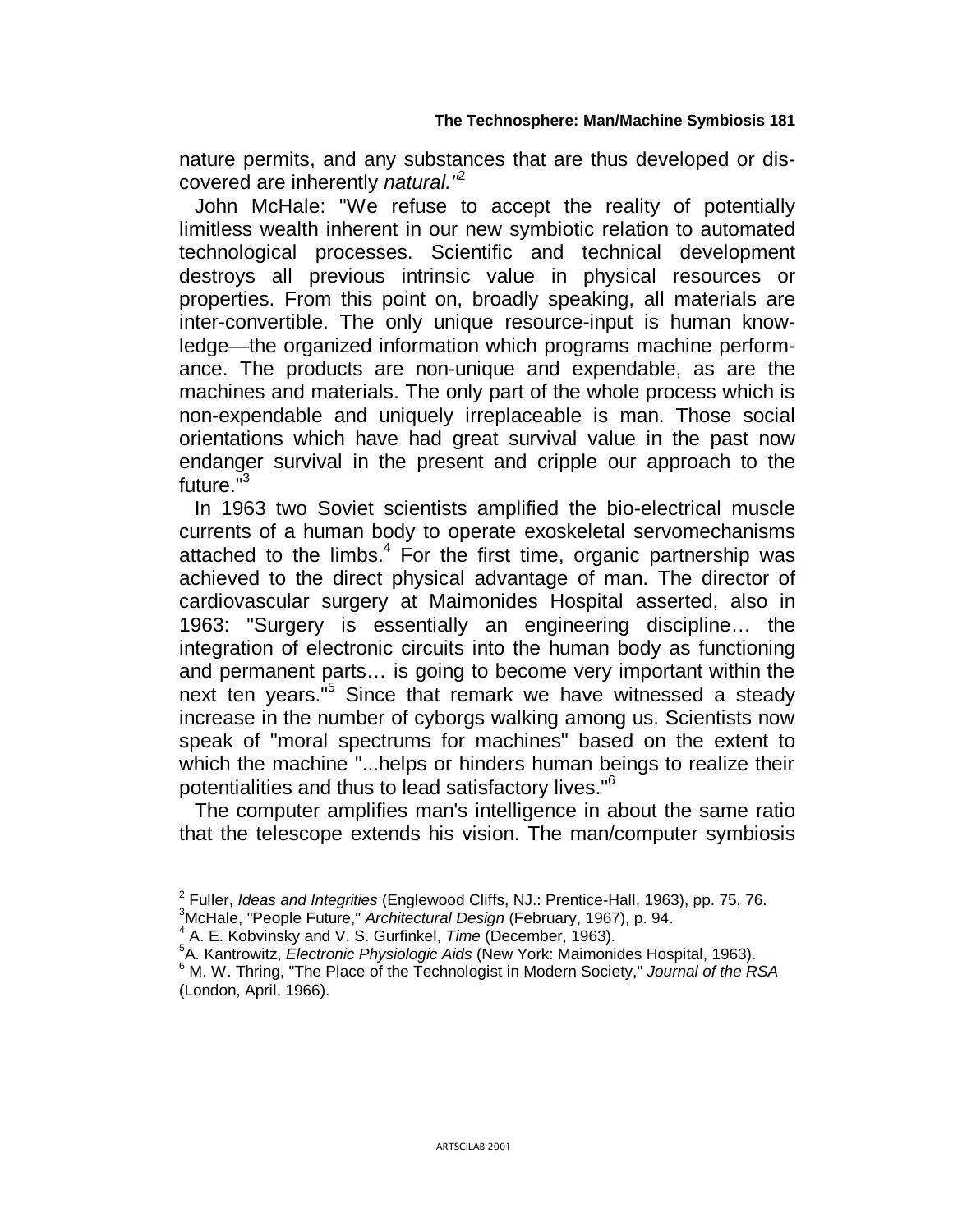nature permits, and any substances that are thus developed or discovered are inherently *natural."*[2]

John McHale: "We refuse to accept the reality of potentially limitless wealth inherent in our new symbiotic relation to automated technological processes. Scientific and technical development destroys all previous intrinsic value in physical resources or properties. From this point on, broadly speaking, all materials are inter-convertible. The only unique resource-input is human knowledge—the organized information which programs machine performance. The products are non-unique and expendable, as are the machines and materials. The only part of the whole process which is non-expendable and uniquely irreplaceable is man. Those social orientations which have had great survival value in the past now endanger survival in the present and cripple our approach to the future."[3]

In 1963 two Soviet scientists amplified the bio-electrical muscle currents of a human body to operate exoskeletal servomechanisms attached to the limbs.[4] For the first time, organic partnership was achieved to the direct physical advantage of man. The director of cardiovascular surgery at Maimonides Hospital asserted, also in 1963: "Surgery is essentially an engineering discipline… the integration of electronic circuits into the human body as functioning and permanent parts… is going to become very important within the next ten years."[5] Since that remark we have witnessed a steady increase in the number of cyborgs walking among us. Scientists now speak of "moral spectrums for machines" based on the extent to which the machine "...helps or hinders human beings to realize their potentialities and thus to lead satisfactory lives."[6]

The computer amplifies man's intelligence in about the same ratio that the telescope extends his vision. The man/computer symbiosis

---

[2] Fuller, *Ideas and Integrities* (Englewood Cliffs, NJ.: Prentice-Hall, 1963), pp. 75, 76.

[3] McHale, "People Future," *Architectural Design* (February, 1967), p. 94.

[4] A. E. Kobvinsky and V. S. Gurfinkel, *Time* (December, 1963).

[5] A. Kantrowitz, *Electronic Physiologic Aids* (New York: Maimonides Hospital, 1963).

[6] M. W. Thring, "The Place of the Technologist in Modern Society," *Journal of the RSA* (London, April, 1966).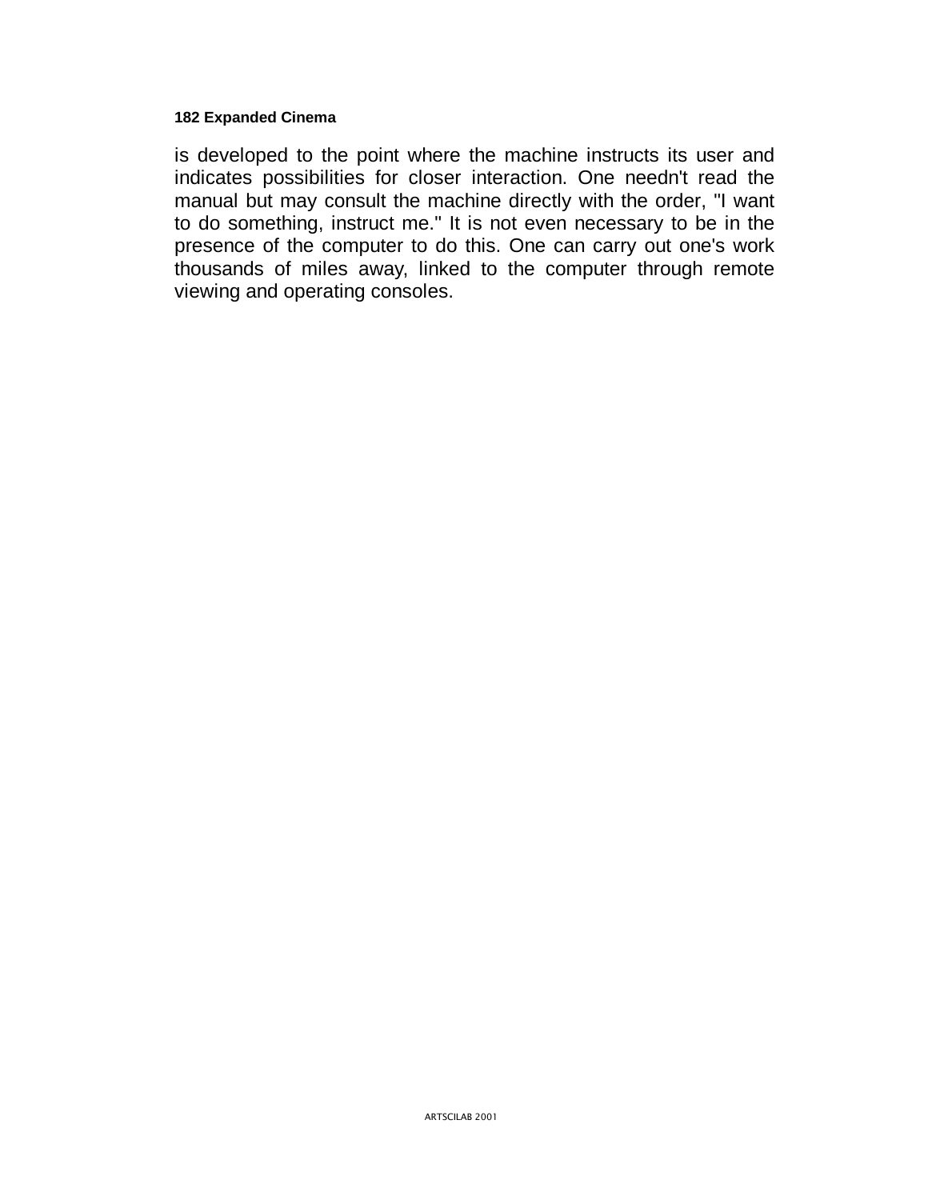is developed to the point where the machine instructs its user and indicates possibilities for closer interaction. One needn't read the manual but may consult the machine directly with the order, "I want to do something, instruct me." It is not even necessary to be in the presence of the computer to do this. One can carry out one's work thousands of miles away, linked to the computer through remote viewing and operating consoles.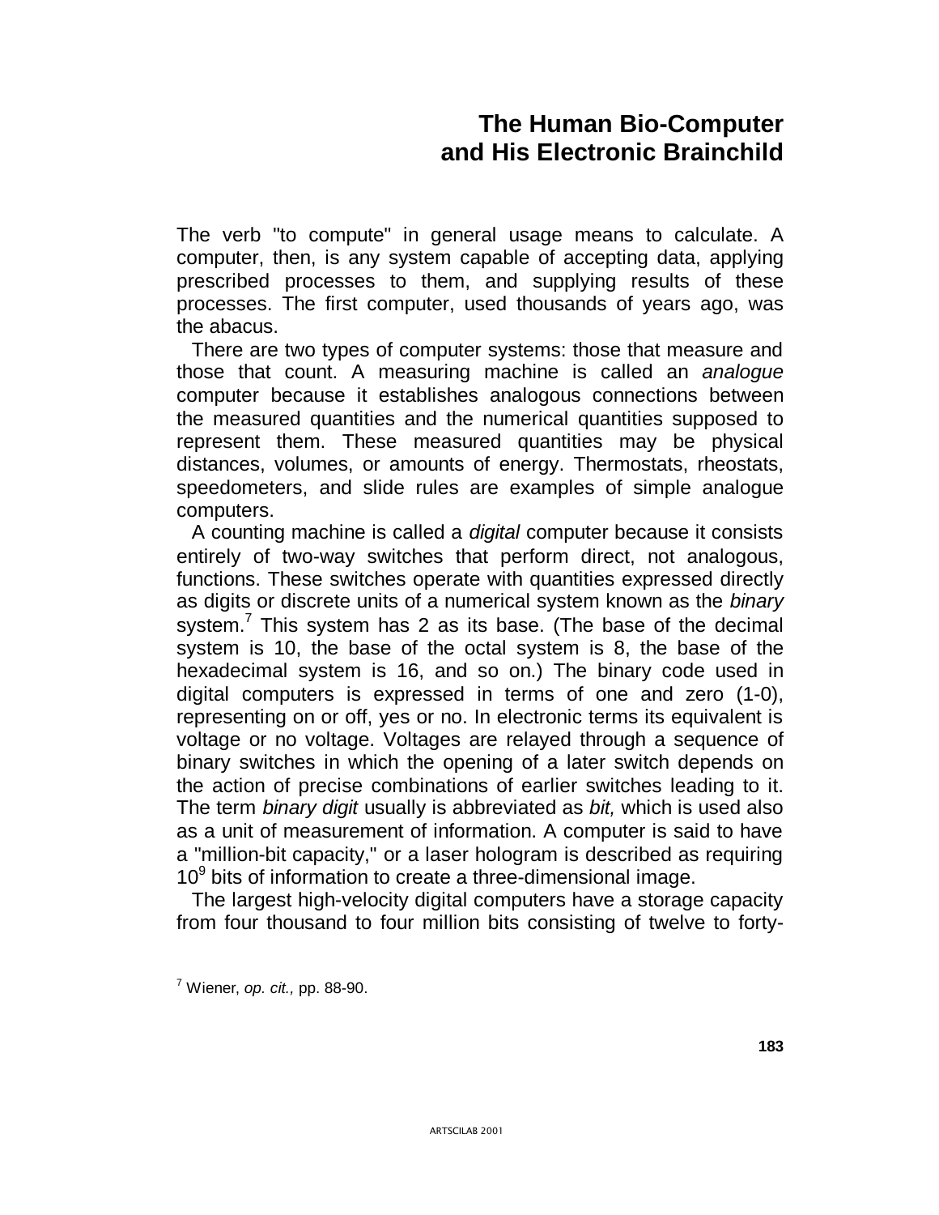# The Human Bio-Computer and His Electronic Brainchild

The verb "to compute" in general usage means to calculate. A computer, then, is any system capable of accepting data, applying prescribed processes to them, and supplying results of these processes. The first computer, used thousands of years ago, was the abacus.

There are two types of computer systems: those that measure and those that count. A measuring machine is called an *analogue* computer because it establishes analogous connections between the measured quantities and the numerical quantities supposed to represent them. These measured quantities may be physical distances, volumes, or amounts of energy. Thermostats, rheostats, speedometers, and slide rules are examples of simple analogue computers.

A counting machine is called a *digital* computer because it consists entirely of two-way switches that perform direct, not analogous, functions. These switches operate with quantities expressed directly as digits or discrete units of a numerical system known as the *binary* system.[7] This system has 2 as its base. (The base of the decimal system is 10, the base of the octal system is 8, the base of the hexadecimal system is 16, and so on.) The binary code used in digital computers is expressed in terms of one and zero (1-0), representing on or off, yes or no. In electronic terms its equivalent is voltage or no voltage. Voltages are relayed through a sequence of binary switches in which the opening of a later switch depends on the action of precise combinations of earlier switches leading to it. The term *binary digit* usually is abbreviated as *bit,* which is used also as a unit of measurement of information. A computer is said to have a "million-bit capacity," or a laser hologram is described as requiring $10^9$ bits of information to create a three-dimensional image.

The largest high-velocity digital computers have a storage capacity from four thousand to four million bits consisting of twelve to forty-

[7] Wiener, *op. cit.,* pp. 88-90.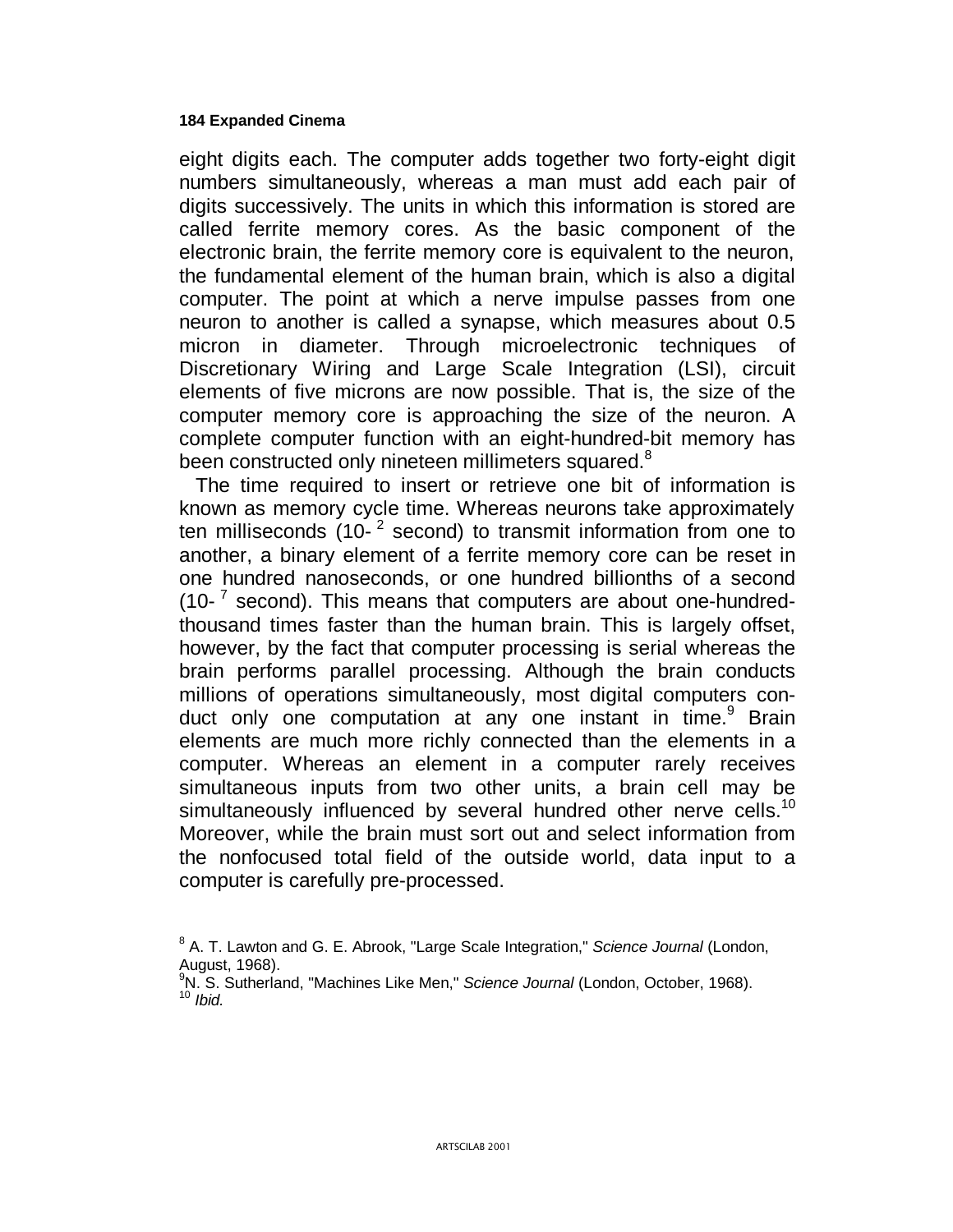eight digits each. The computer adds together two forty-eight digit numbers simultaneously, whereas a man must add each pair of digits successively. The units in which this information is stored are called ferrite memory cores. As the basic component of the electronic brain, the ferrite memory core is equivalent to the neuron, the fundamental element of the human brain, which is also a digital computer. The point at which a nerve impulse passes from one neuron to another is called a synapse, which measures about 0.5 micron in diameter. Through microelectronic techniques of Discretionary Wiring and Large Scale Integration (LSI), circuit elements of five microns are now possible. That is, the size of the computer memory core is approaching the size of the neuron. A complete computer function with an eight-hundred-bit memory has been constructed only nineteen millimeters squared.[8]

The time required to insert or retrieve one bit of information is known as memory cycle time. Whereas neurons take approximately ten milliseconds ($10^{-2}$ second) to transmit information from one to another, a binary element of a ferrite memory core can be reset in one hundred nanoseconds, or one hundred billionths of a second ($10^{-7}$ second). This means that computers are about one-hundred-thousand times faster than the human brain. This is largely offset, however, by the fact that computer processing is serial whereas the brain performs parallel processing. Although the brain conducts millions of operations simultaneously, most digital computers conduct only one computation at any one instant in time.[9] Brain elements are much more richly connected than the elements in a computer. Whereas an element in a computer rarely receives simultaneous inputs from two other units, a brain cell may be simultaneously influenced by several hundred other nerve cells.[10] Moreover, while the brain must sort out and select information from the nonfocused total field of the outside world, data input to a computer is carefully pre-processed.

---

[8] A. T. Lawton and G. E. Abrook, "Large Scale Integration," *Science Journal* (London, August, 1968).

[9] N. S. Sutherland, "Machines Like Men," *Science Journal* (London, October, 1968).

[10] *Ibid.*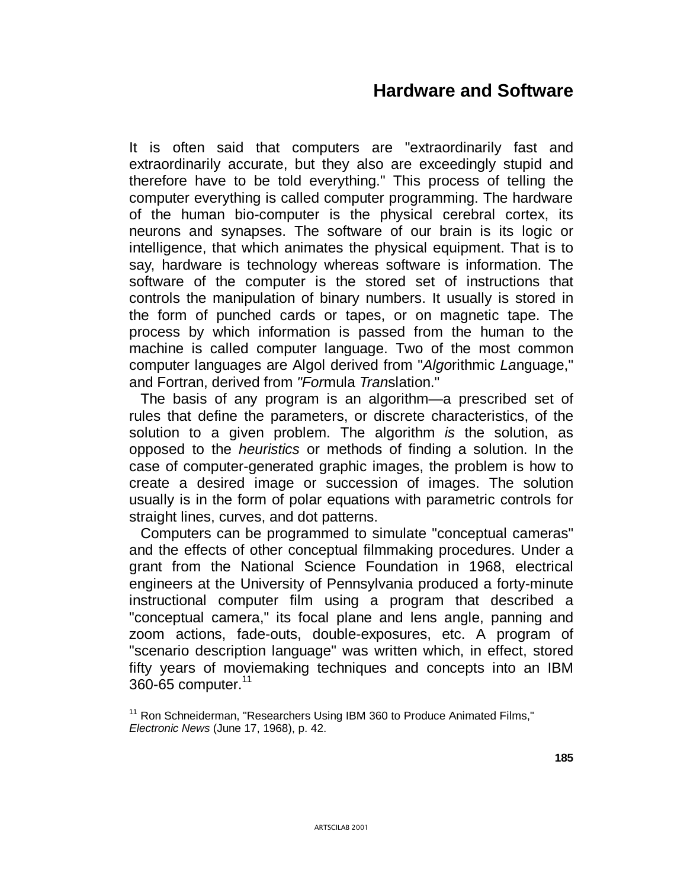## Hardware and Software

It is often said that computers are "extraordinarily fast and extraordinarily accurate, but they also are exceedingly stupid and therefore have to be told everything." This process of telling the computer everything is called computer programming. The hardware of the human bio-computer is the physical cerebral cortex, its neurons and synapses. The software of our brain is its logic or intelligence, that which animates the physical equipment. That is to say, hardware is technology whereas software is information. The software of the computer is the stored set of instructions that controls the manipulation of binary numbers. It usually is stored in the form of punched cards or tapes, or on magnetic tape. The process by which information is passed from the human to the machine is called computer language. Two of the most common computer languages are Algol derived from "*Algo*rithmic *La*nguage," and Fortran, derived from *"For*mula *Tran*slation."

The basis of any program is an algorithm—a prescribed set of rules that define the parameters, or discrete characteristics, of the solution to a given problem. The algorithm *is* the solution, as opposed to the *heuristics* or methods of finding a solution. In the case of computer-generated graphic images, the problem is how to create a desired image or succession of images. The solution usually is in the form of polar equations with parametric controls for straight lines, curves, and dot patterns.

Computers can be programmed to simulate "conceptual cameras" and the effects of other conceptual filmmaking procedures. Under a grant from the National Science Foundation in 1968, electrical engineers at the University of Pennsylvania produced a forty-minute instructional computer film using a program that described a "conceptual camera," its focal plane and lens angle, panning and zoom actions, fade-outs, double-exposures, etc. A program of "scenario description language" was written which, in effect, stored fifty years of moviemaking techniques and concepts into an IBM 360-65 computer.[11]

[11] Ron Schneiderman, "Researchers Using IBM 360 to Produce Animated Films," *Electronic News* (June 17, 1968), p. 42.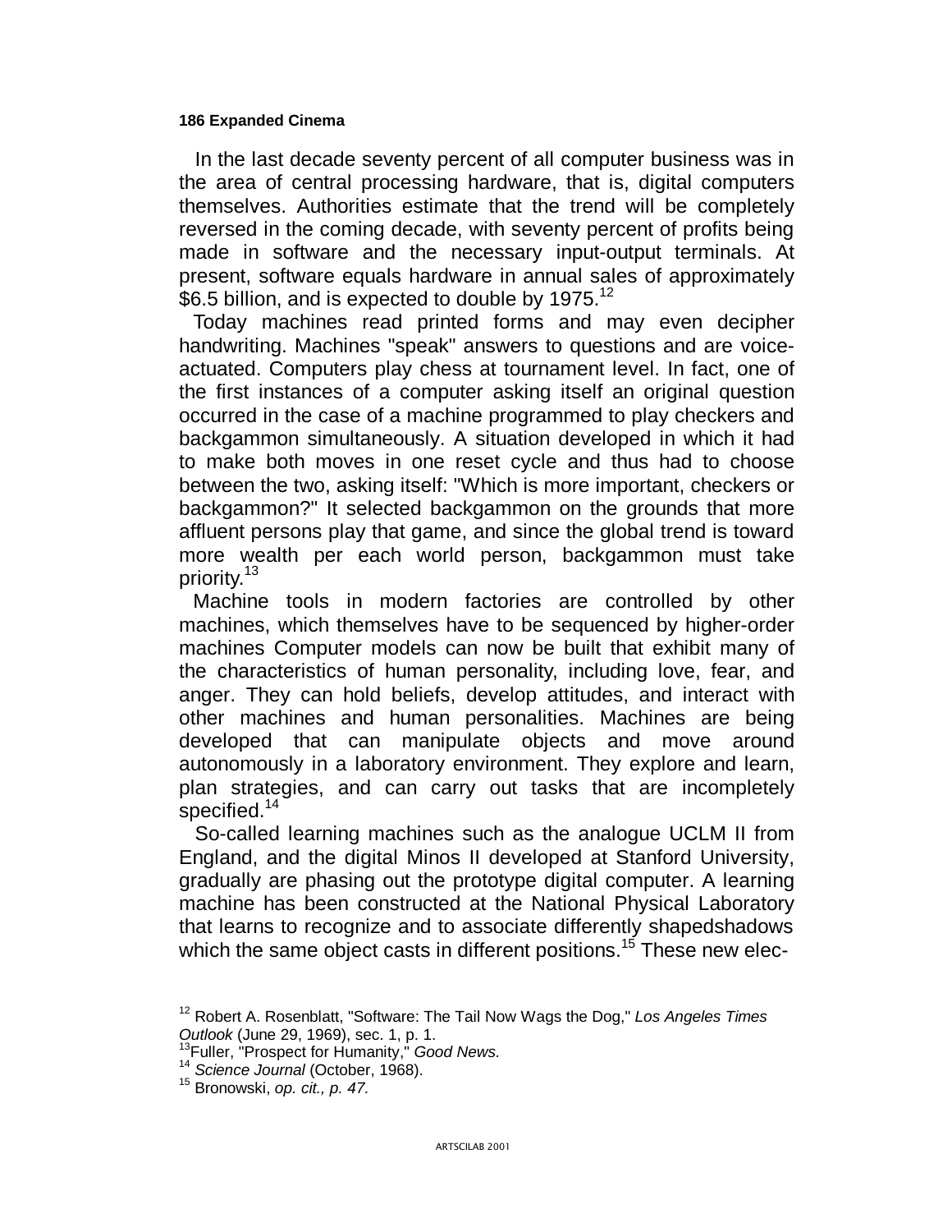In the last decade seventy percent of all computer business was in the area of central processing hardware, that is, digital computers themselves. Authorities estimate that the trend will be completely reversed in the coming decade, with seventy percent of profits being made in software and the necessary input-output terminals. At present, software equals hardware in annual sales of approximately $6.5 billion, and is expected to double by 1975.[12]

Today machines read printed forms and may even decipher handwriting. Machines "speak" answers to questions and are voice-actuated. Computers play chess at tournament level. In fact, one of the first instances of a computer asking itself an original question occurred in the case of a machine programmed to play checkers and backgammon simultaneously. A situation developed in which it had to make both moves in one reset cycle and thus had to choose between the two, asking itself: "Which is more important, checkers or backgammon?" It selected backgammon on the grounds that more affluent persons play that game, and since the global trend is toward more wealth per each world person, backgammon must take priority.[13]

Machine tools in modern factories are controlled by other machines, which themselves have to be sequenced by higher-order machines Computer models can now be built that exhibit many of the characteristics of human personality, including love, fear, and anger. They can hold beliefs, develop attitudes, and interact with other machines and human personalities. Machines are being developed that can manipulate objects and move around autonomously in a laboratory environment. They explore and learn, plan strategies, and can carry out tasks that are incompletely specified.[14]

So-called learning machines such as the analogue UCLM II from England, and the digital Minos II developed at Stanford University, gradually are phasing out the prototype digital computer. A learning machine has been constructed at the National Physical Laboratory that learns to recognize and to associate differently shapedshadows which the same object casts in different positions.[15] These new elec-

[12] Robert A. Rosenblatt, "Software: The Tail Now Wags the Dog," *Los Angeles Times Outlook* (June 29, 1969), sec. 1, p. 1.

[13] Fuller, "Prospect for Humanity," *Good News.*

[14] *Science Journal* (October, 1968).

[15] Bronowski, *op. cit., p. 47.*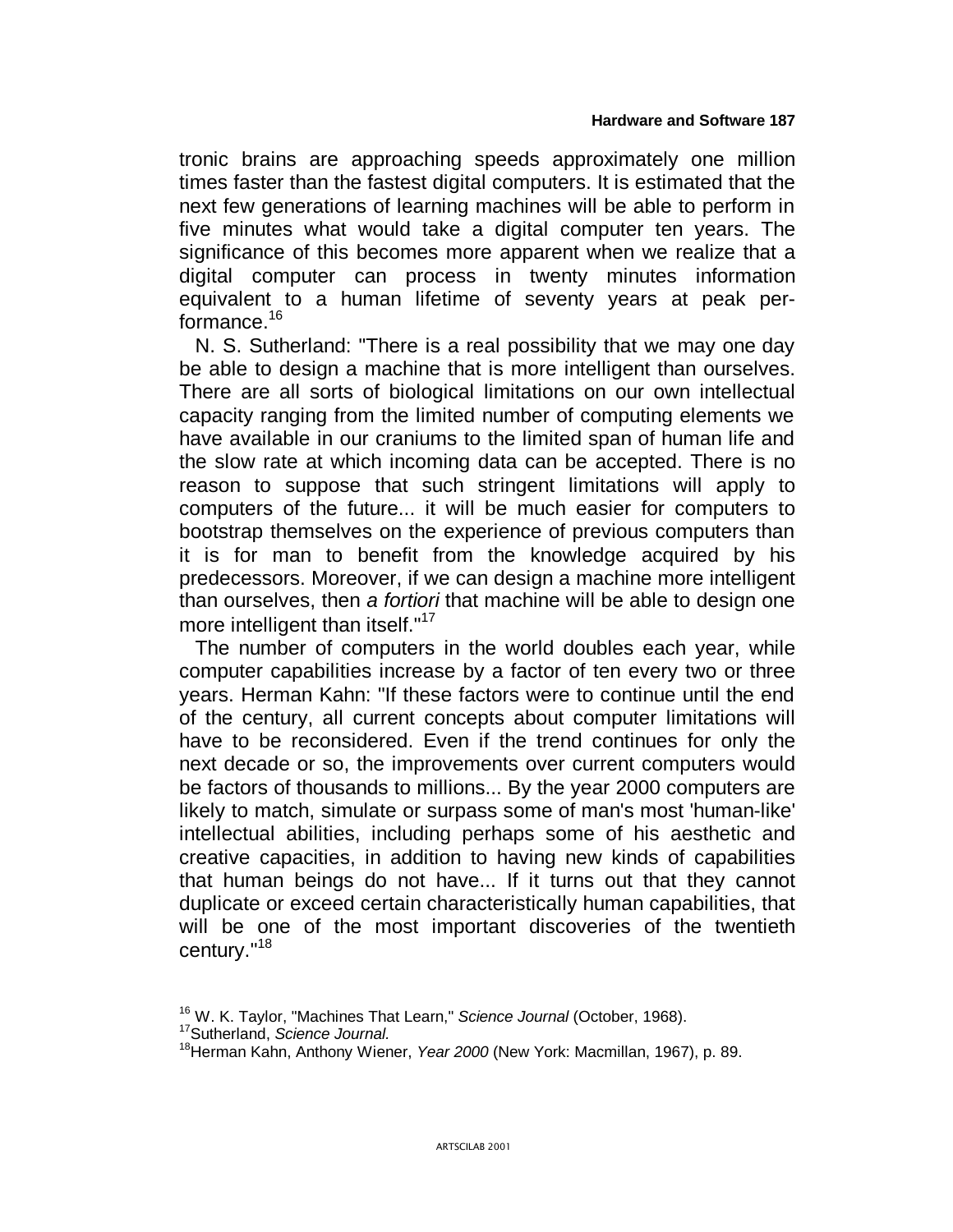tronic brains are approaching speeds approximately one million times faster than the fastest digital computers. It is estimated that the next few generations of learning machines will be able to perform in five minutes what would take a digital computer ten years. The significance of this becomes more apparent when we realize that a digital computer can process in twenty minutes information equivalent to a human lifetime of seventy years at peak performance.[16]

N. S. Sutherland: "There is a real possibility that we may one day be able to design a machine that is more intelligent than ourselves. There are all sorts of biological limitations on our own intellectual capacity ranging from the limited number of computing elements we have available in our craniums to the limited span of human life and the slow rate at which incoming data can be accepted. There is no reason to suppose that such stringent limitations will apply to computers of the future... it will be much easier for computers to bootstrap themselves on the experience of previous computers than it is for man to benefit from the knowledge acquired by his predecessors. Moreover, if we can design a machine more intelligent than ourselves, then *a fortiori* that machine will be able to design one more intelligent than itself."[17]

The number of computers in the world doubles each year, while computer capabilities increase by a factor of ten every two or three years. Herman Kahn: "If these factors were to continue until the end of the century, all current concepts about computer limitations will have to be reconsidered. Even if the trend continues for only the next decade or so, the improvements over current computers would be factors of thousands to millions... By the year 2000 computers are likely to match, simulate or surpass some of man's most 'human-like' intellectual abilities, including perhaps some of his aesthetic and creative capacities, in addition to having new kinds of capabilities that human beings do not have... If it turns out that they cannot duplicate or exceed certain characteristically human capabilities, that will be one of the most important discoveries of the twentieth century."[18]

[16] W. K. Taylor, "Machines That Learn," *Science Journal* (October, 1968).

[17] Sutherland, *Science Journal.*

[18] Herman Kahn, Anthony Wiener, *Year 2000* (New York: Macmillan, 1967), p. 89.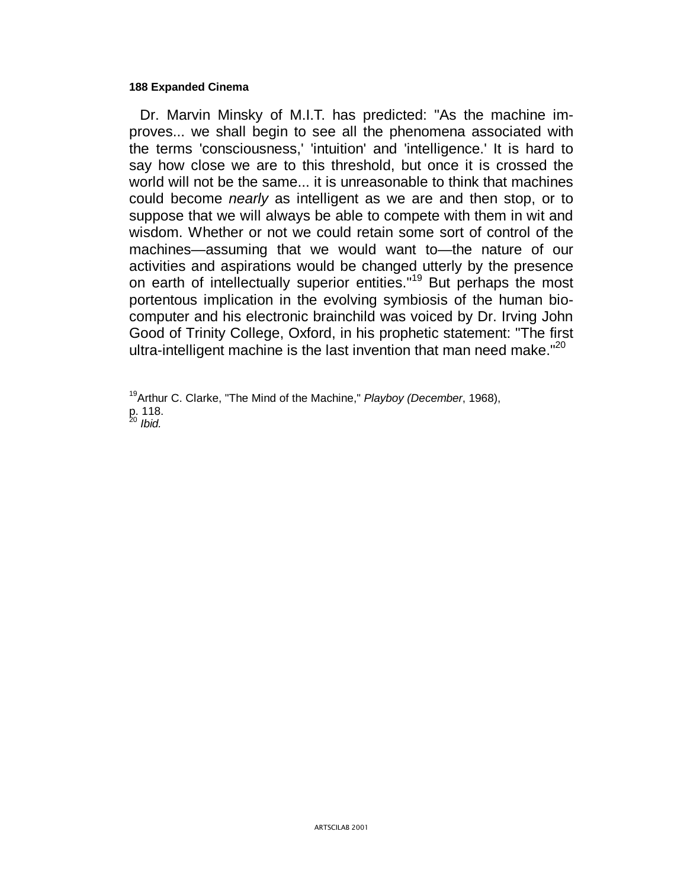Dr. Marvin Minsky of M.I.T. has predicted: "As the machine improves... we shall begin to see all the phenomena associated with the terms 'consciousness,' 'intuition' and 'intelligence.' It is hard to say how close we are to this threshold, but once it is crossed the world will not be the same... it is unreasonable to think that machines could become *nearly* as intelligent as we are and then stop, or to suppose that we will always be able to compete with them in wit and wisdom. Whether or not we could retain some sort of control of the machines—assuming that we would want to—the nature of our activities and aspirations would be changed utterly by the presence on earth of intellectually superior entities."[19] But perhaps the most portentous implication in the evolving symbiosis of the human bio-computer and his electronic brainchild was voiced by Dr. Irving John Good of Trinity College, Oxford, in his prophetic statement: "The first ultra-intelligent machine is the last invention that man need make."[20]

[19] Arthur C. Clarke, "The Mind of the Machine," *Playboy (December*, 1968), p. 118.

[20] *Ibid.*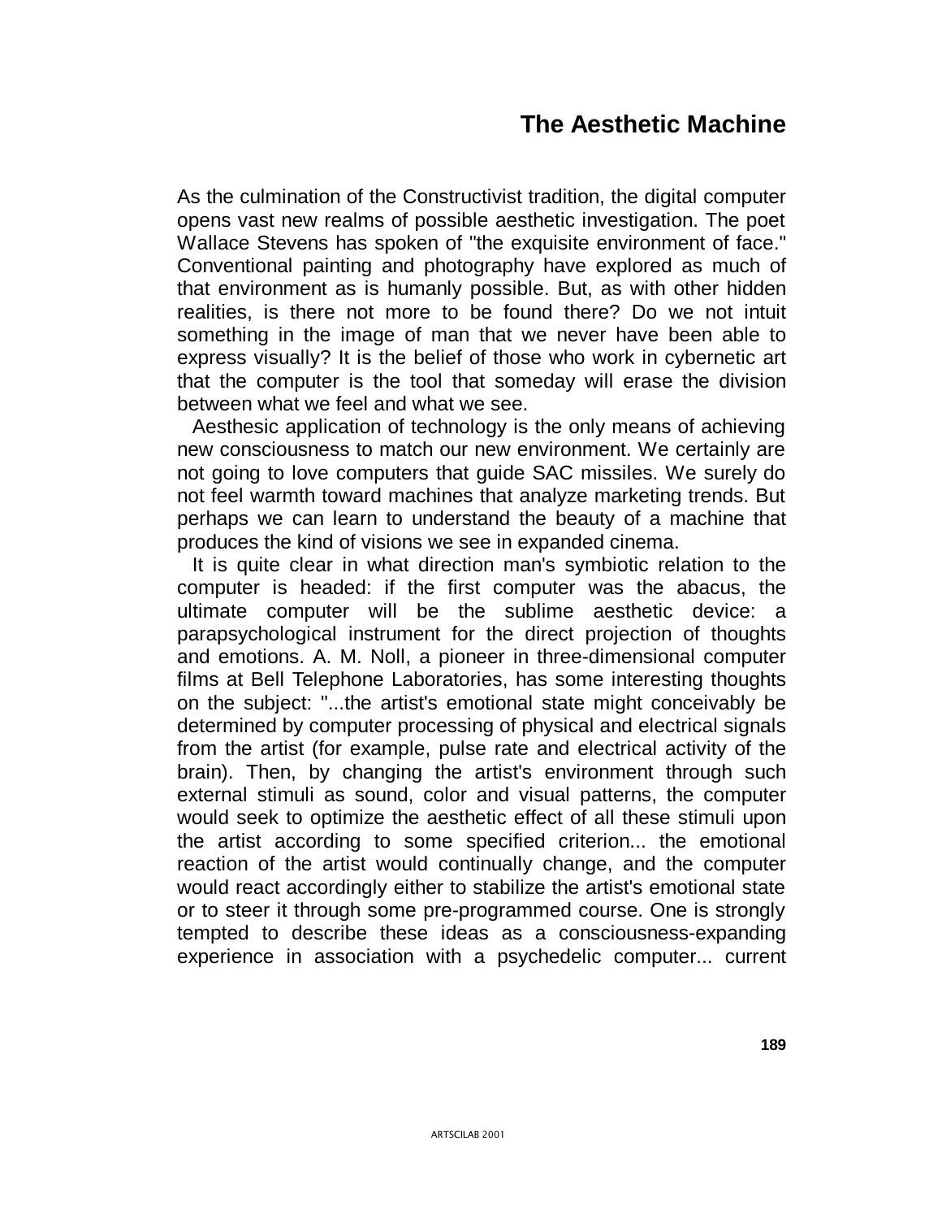## The Aesthetic Machine

As the culmination of the Constructivist tradition, the digital computer opens vast new realms of possible aesthetic investigation. The poet Wallace Stevens has spoken of "the exquisite environment of face." Conventional painting and photography have explored as much of that environment as is humanly possible. But, as with other hidden realities, is there not more to be found there? Do we not intuit something in the image of man that we never have been able to express visually? It is the belief of those who work in cybernetic art that the computer is the tool that someday will erase the division between what we feel and what we see.

Aesthesic application of technology is the only means of achieving new consciousness to match our new environment. We certainly are not going to love computers that guide SAC missiles. We surely do not feel warmth toward machines that analyze marketing trends. But perhaps we can learn to understand the beauty of a machine that produces the kind of visions we see in expanded cinema.

It is quite clear in what direction man's symbiotic relation to the computer is headed: if the first computer was the abacus, the ultimate computer will be the sublime aesthetic device: a parapsychological instrument for the direct projection of thoughts and emotions. A. M. Noll, a pioneer in three-dimensional computer films at Bell Telephone Laboratories, has some interesting thoughts on the subject: "...the artist's emotional state might conceivably be determined by computer processing of physical and electrical signals from the artist (for example, pulse rate and electrical activity of the brain). Then, by changing the artist's environment through such external stimuli as sound, color and visual patterns, the computer would seek to optimize the aesthetic effect of all these stimuli upon the artist according to some specified criterion... the emotional reaction of the artist would continually change, and the computer would react accordingly either to stabilize the artist's emotional state or to steer it through some pre-programmed course. One is strongly tempted to describe these ideas as a consciousness-expanding experience in association with a psychedelic computer... current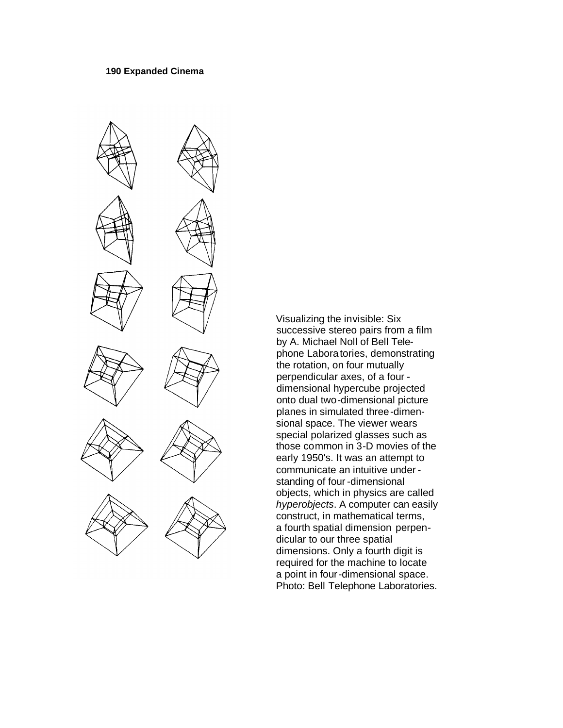Visualizing the invisible: Six successive stereo pairs from a film by A. Michael Noll of Bell Telephone Laboratories, demonstrating the rotation, on four mutually perpendicular axes, of a four-dimensional hypercube projected onto dual two-dimensional picture planes in simulated three-dimensional space. The viewer wears special polarized glasses such as those common in 3-D movies of the early 1950's. It was an attempt to communicate an intuitive understanding of four-dimensional objects, which in physics are called *hyperobjects*. A computer can easily construct, in mathematical terms, a fourth spatial dimension perpendicular to our three spatial dimensions. Only a fourth digit is required for the machine to locate a point in four-dimensional space. Photo: Bell Telephone Laboratories.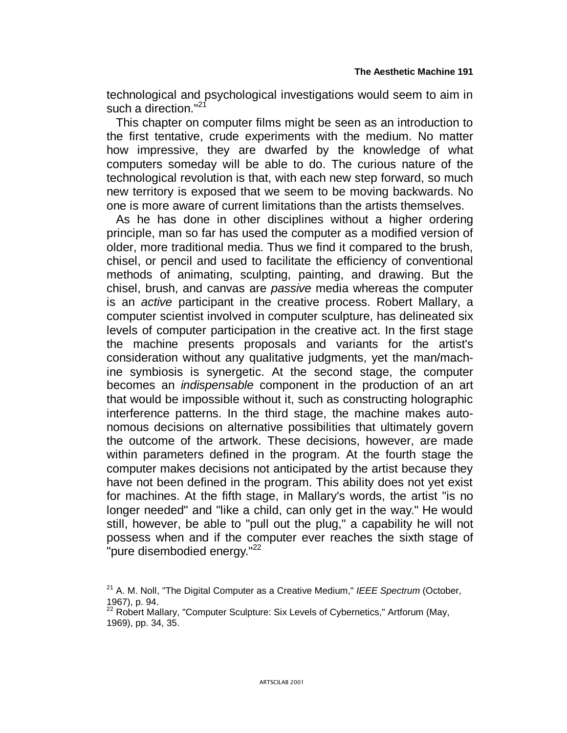technological and psychological investigations would seem to aim in such a direction."[21]

This chapter on computer films might be seen as an introduction to the first tentative, crude experiments with the medium. No matter how impressive, they are dwarfed by the knowledge of what computers someday will be able to do. The curious nature of the technological revolution is that, with each new step forward, so much new territory is exposed that we seem to be moving backwards. No one is more aware of current limitations than the artists themselves.

As he has done in other disciplines without a higher ordering principle, man so far has used the computer as a modified version of older, more traditional media. Thus we find it compared to the brush, chisel, or pencil and used to facilitate the efficiency of conventional methods of animating, sculpting, painting, and drawing. But the chisel, brush, and canvas are *passive* media whereas the computer is an *active* participant in the creative process. Robert Mallary, a computer scientist involved in computer sculpture, has delineated six levels of computer participation in the creative act. In the first stage the machine presents proposals and variants for the artist's consideration without any qualitative judgments, yet the man/machine symbiosis is synergetic. At the second stage, the computer becomes an *indispensable* component in the production of an art that would be impossible without it, such as constructing holographic interference patterns. In the third stage, the machine makes autonomous decisions on alternative possibilities that ultimately govern the outcome of the artwork. These decisions, however, are made within parameters defined in the program. At the fourth stage the computer makes decisions not anticipated by the artist because they have not been defined in the program. This ability does not yet exist for machines. At the fifth stage, in Mallary's words, the artist "is no longer needed" and "like a child, can only get in the way." He would still, however, be able to "pull out the plug," a capability he will not possess when and if the computer ever reaches the sixth stage of "pure disembodied energy."[22]

[21] A. M. Noll, "The Digital Computer as a Creative Medium," *IEEE Spectrum* (October, 1967), p. 94.
[22] Robert Mallary, "Computer Sculpture: Six Levels of Cybernetics," Artforum (May, 1969), pp. 34, 35.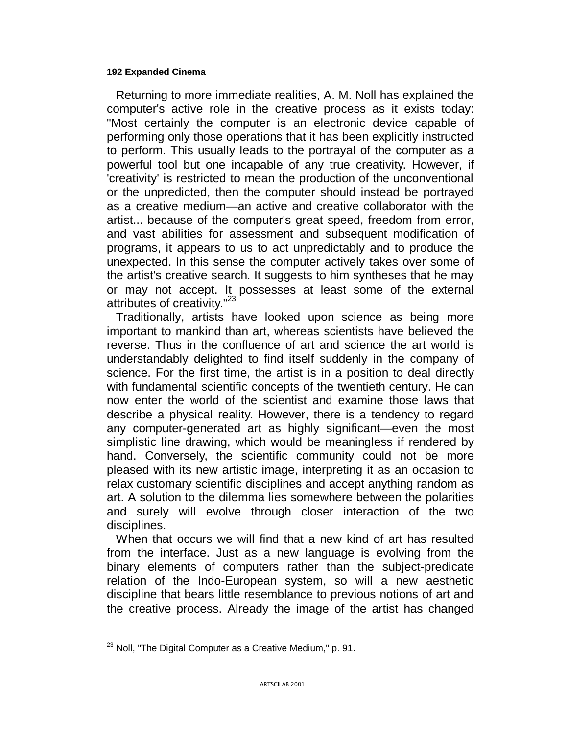Returning to more immediate realities, A. M. Noll has explained the computer's active role in the creative process as it exists today: "Most certainly the computer is an electronic device capable of performing only those operations that it has been explicitly instructed to perform. This usually leads to the portrayal of the computer as a powerful tool but one incapable of any true creativity. However, if 'creativity' is restricted to mean the production of the unconventional or the unpredicted, then the computer should instead be portrayed as a creative medium—an active and creative collaborator with the artist... because of the computer's great speed, freedom from error, and vast abilities for assessment and subsequent modification of programs, it appears to us to act unpredictably and to produce the unexpected. In this sense the computer actively takes over some of the artist's creative search. It suggests to him syntheses that he may or may not accept. It possesses at least some of the external attributes of creativity."[23]

Traditionally, artists have looked upon science as being more important to mankind than art, whereas scientists have believed the reverse. Thus in the confluence of art and science the art world is understandably delighted to find itself suddenly in the company of science. For the first time, the artist is in a position to deal directly with fundamental scientific concepts of the twentieth century. He can now enter the world of the scientist and examine those laws that describe a physical reality. However, there is a tendency to regard any computer-generated art as highly significant—even the most simplistic line drawing, which would be meaningless if rendered by hand. Conversely, the scientific community could not be more pleased with its new artistic image, interpreting it as an occasion to relax customary scientific disciplines and accept anything random as art. A solution to the dilemma lies somewhere between the polarities and surely will evolve through closer interaction of the two disciplines.

When that occurs we will find that a new kind of art has resulted from the interface. Just as a new language is evolving from the binary elements of computers rather than the subject-predicate relation of the Indo-European system, so will a new aesthetic discipline that bears little resemblance to previous notions of art and the creative process. Already the image of the artist has changed

[23] Noll, "The Digital Computer as a Creative Medium," p. 91.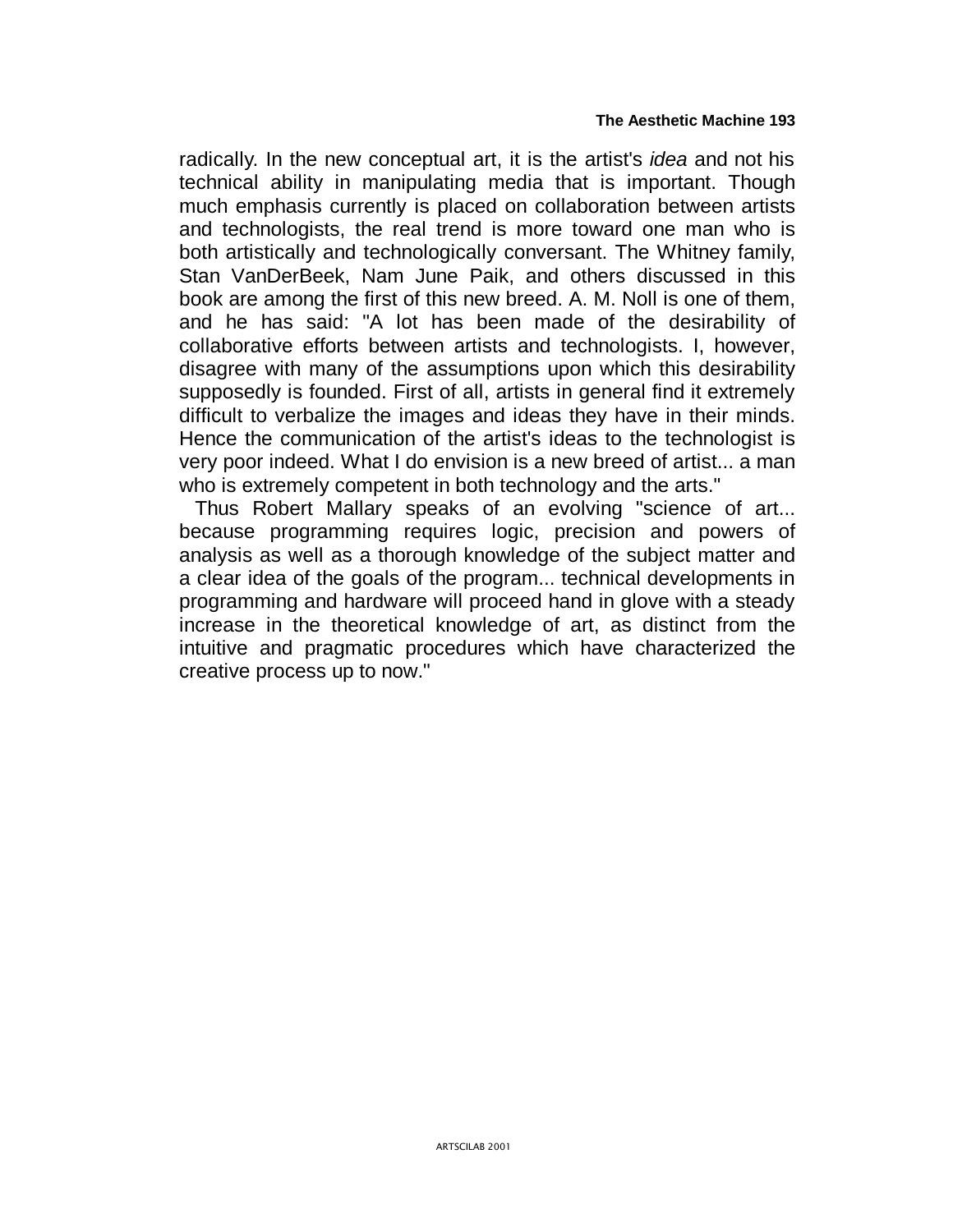radically. In the new conceptual art, it is the artist's *idea* and not his technical ability in manipulating media that is important. Though much emphasis currently is placed on collaboration between artists and technologists, the real trend is more toward one man who is both artistically and technologically conversant. The Whitney family, Stan VanDerBeek, Nam June Paik, and others discussed in this book are among the first of this new breed. A. M. Noll is one of them, and he has said: "A lot has been made of the desirability of collaborative efforts between artists and technologists. I, however, disagree with many of the assumptions upon which this desirability supposedly is founded. First of all, artists in general find it extremely difficult to verbalize the images and ideas they have in their minds. Hence the communication of the artist's ideas to the technologist is very poor indeed. What I do envision is a new breed of artist... a man who is extremely competent in both technology and the arts."

Thus Robert Mallary speaks of an evolving "science of art... because programming requires logic, precision and powers of analysis as well as a thorough knowledge of the subject matter and a clear idea of the goals of the program... technical developments in programming and hardware will proceed hand in glove with a steady increase in the theoretical knowledge of art, as distinct from the intuitive and pragmatic procedures which have characterized the creative process up to now."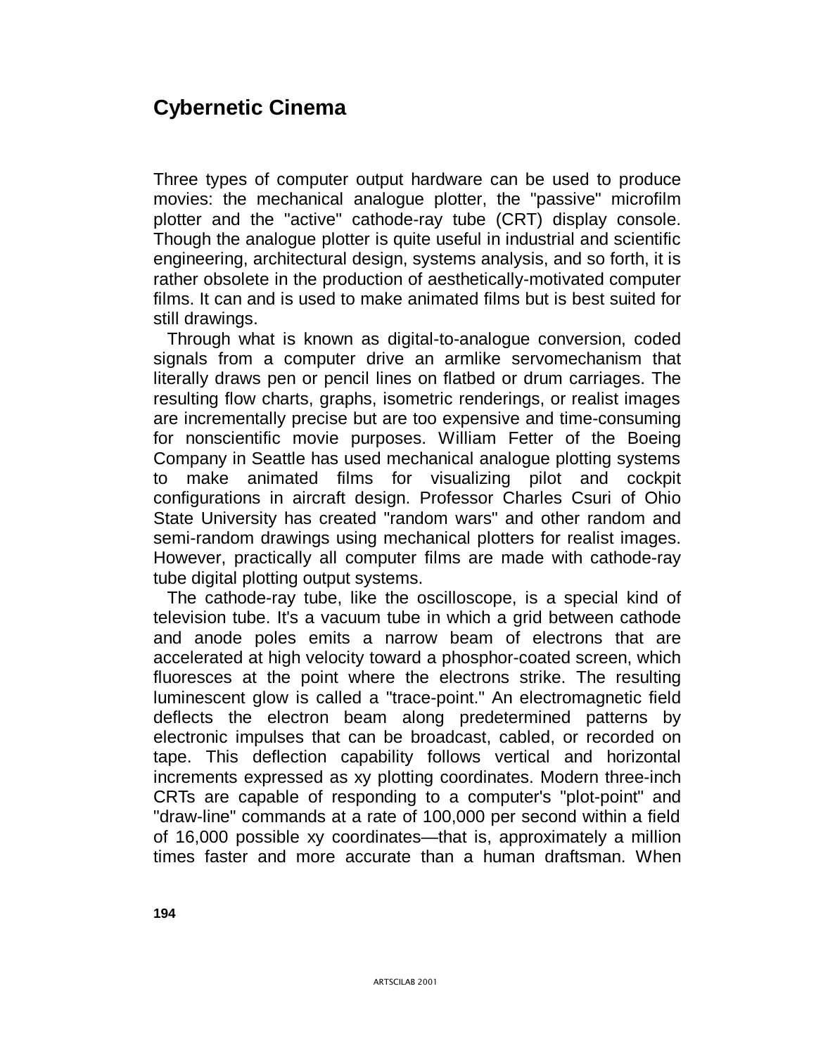# Cybernetic Cinema

Three types of computer output hardware can be used to produce movies: the mechanical analogue plotter, the "passive" microfilm plotter and the "active" cathode-ray tube (CRT) display console. Though the analogue plotter is quite useful in industrial and scientific engineering, architectural design, systems analysis, and so forth, it is rather obsolete in the production of aesthetically-motivated computer films. It can and is used to make animated films but is best suited for still drawings.

Through what is known as digital-to-analogue conversion, coded signals from a computer drive an armlike servomechanism that literally draws pen or pencil lines on flatbed or drum carriages. The resulting flow charts, graphs, isometric renderings, or realist images are incrementally precise but are too expensive and time-consuming for nonscientific movie purposes. William Fetter of the Boeing Company in Seattle has used mechanical analogue plotting systems to make animated films for visualizing pilot and cockpit configurations in aircraft design. Professor Charles Csuri of Ohio State University has created "random wars" and other random and semi-random drawings using mechanical plotters for realist images. However, practically all computer films are made with cathode-ray tube digital plotting output systems.

The cathode-ray tube, like the oscilloscope, is a special kind of television tube. It's a vacuum tube in which a grid between cathode and anode poles emits a narrow beam of electrons that are accelerated at high velocity toward a phosphor-coated screen, which fluoresces at the point where the electrons strike. The resulting luminescent glow is called a "trace-point." An electromagnetic field deflects the electron beam along predetermined patterns by electronic impulses that can be broadcast, cabled, or recorded on tape. This deflection capability follows vertical and horizontal increments expressed as xy plotting coordinates. Modern three-inch CRTs are capable of responding to a computer's "plot-point" and "draw-line" commands at a rate of 100,000 per second within a field of 16,000 possible xy coordinates—that is, approximately a million times faster and more accurate than a human draftsman. When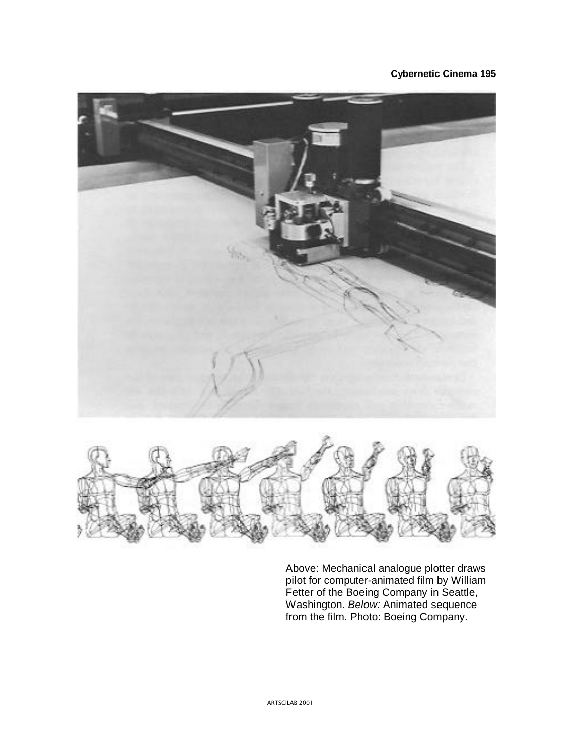Above: Mechanical analogue plotter draws pilot for computer-animated film by William Fetter of the Boeing Company in Seattle, Washington. *Below:* Animated sequence from the film. Photo: Boeing Company.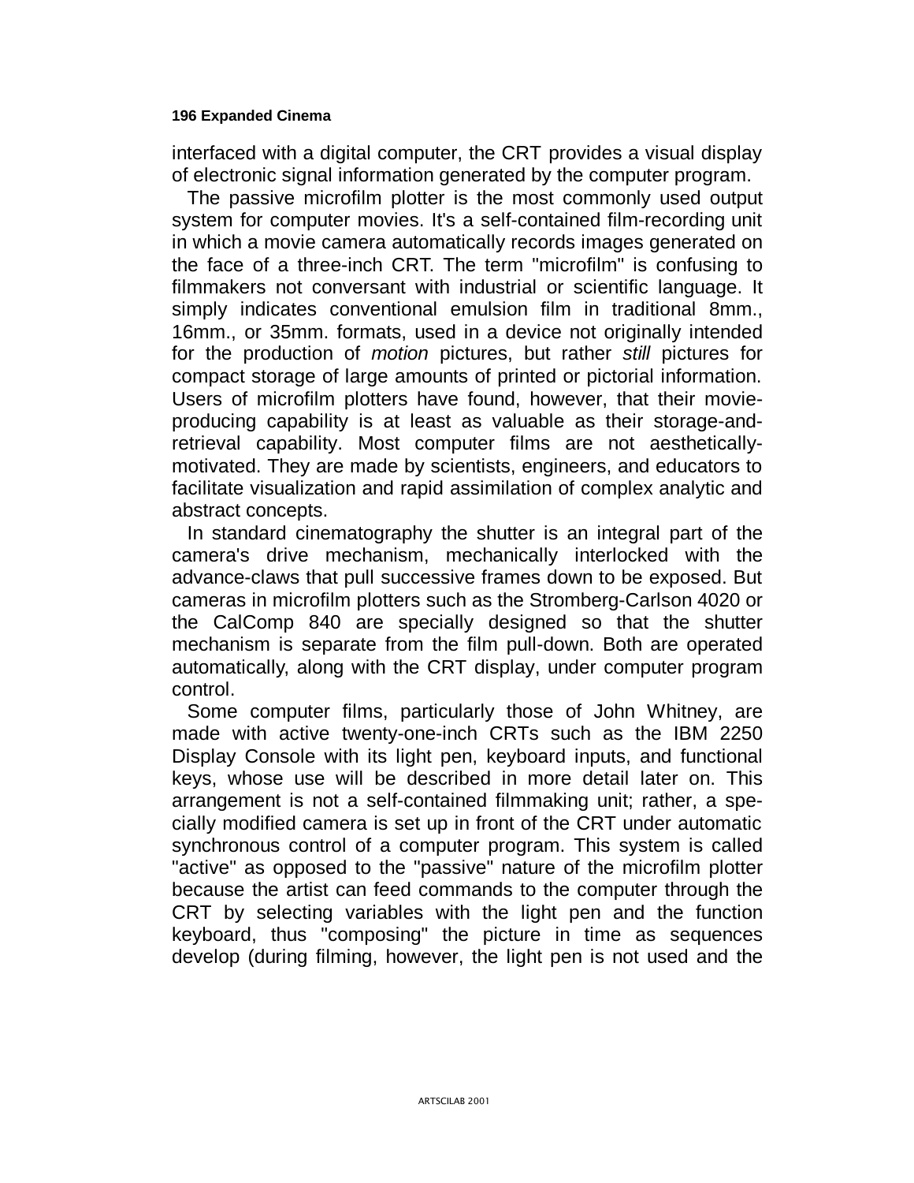interfaced with a digital computer, the CRT provides a visual display of electronic signal information generated by the computer program.

The passive microfilm plotter is the most commonly used output system for computer movies. It's a self-contained film-recording unit in which a movie camera automatically records images generated on the face of a three-inch CRT. The term "microfilm" is confusing to filmmakers not conversant with industrial or scientific language. It simply indicates conventional emulsion film in traditional 8mm., 16mm., or 35mm. formats, used in a device not originally intended for the production of *motion* pictures, but rather *still* pictures for compact storage of large amounts of printed or pictorial information. Users of microfilm plotters have found, however, that their movie-producing capability is at least as valuable as their storage-and-retrieval capability. Most computer films are not aesthetically-motivated. They are made by scientists, engineers, and educators to facilitate visualization and rapid assimilation of complex analytic and abstract concepts.

In standard cinematography the shutter is an integral part of the camera's drive mechanism, mechanically interlocked with the advance-claws that pull successive frames down to be exposed. But cameras in microfilm plotters such as the Stromberg-Carlson 4020 or the CalComp 840 are specially designed so that the shutter mechanism is separate from the film pull-down. Both are operated automatically, along with the CRT display, under computer program control.

Some computer films, particularly those of John Whitney, are made with active twenty-one-inch CRTs such as the IBM 2250 Display Console with its light pen, keyboard inputs, and functional keys, whose use will be described in more detail later on. This arrangement is not a self-contained filmmaking unit; rather, a specially modified camera is set up in front of the CRT under automatic synchronous control of a computer program. This system is called "active" as opposed to the "passive" nature of the microfilm plotter because the artist can feed commands to the computer through the CRT by selecting variables with the light pen and the function keyboard, thus "composing" the picture in time as sequences develop (during filming, however, the light pen is not used and the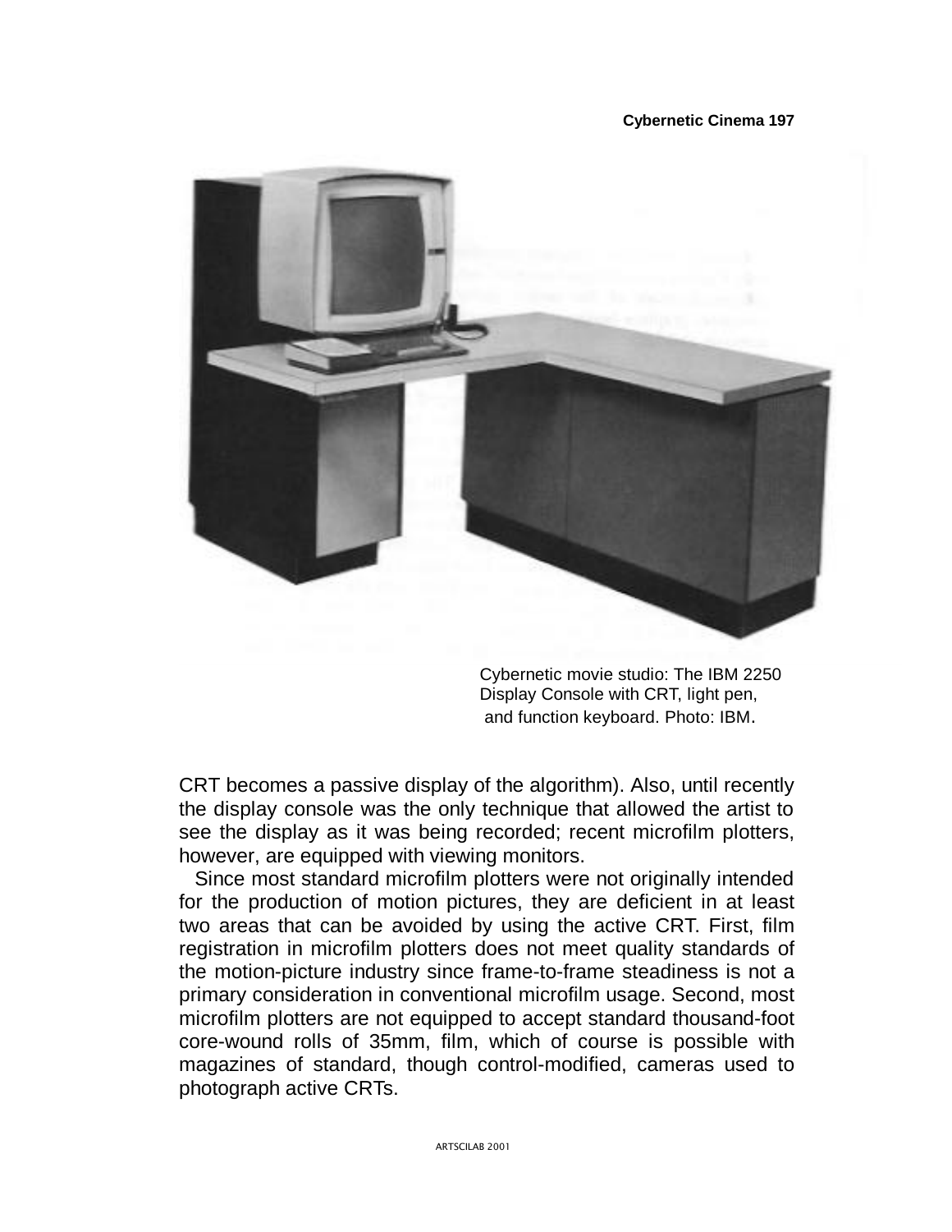Cybernetic movie studio: The IBM 2250 Display Console with CRT, light pen, and function keyboard. Photo: IBM.

CRT becomes a passive display of the algorithm). Also, until recently the display console was the only technique that allowed the artist to see the display as it was being recorded; recent microfilm plotters, however, are equipped with viewing monitors.

Since most standard microfilm plotters were not originally intended for the production of motion pictures, they are deficient in at least two areas that can be avoided by using the active CRT. First, film registration in microfilm plotters does not meet quality standards of the motion-picture industry since frame-to-frame steadiness is not a primary consideration in conventional microfilm usage. Second, most microfilm plotters are not equipped to accept standard thousand-foot core-wound rolls of 35mm, film, which of course is possible with magazines of standard, though control-modified, cameras used to photograph active CRTs.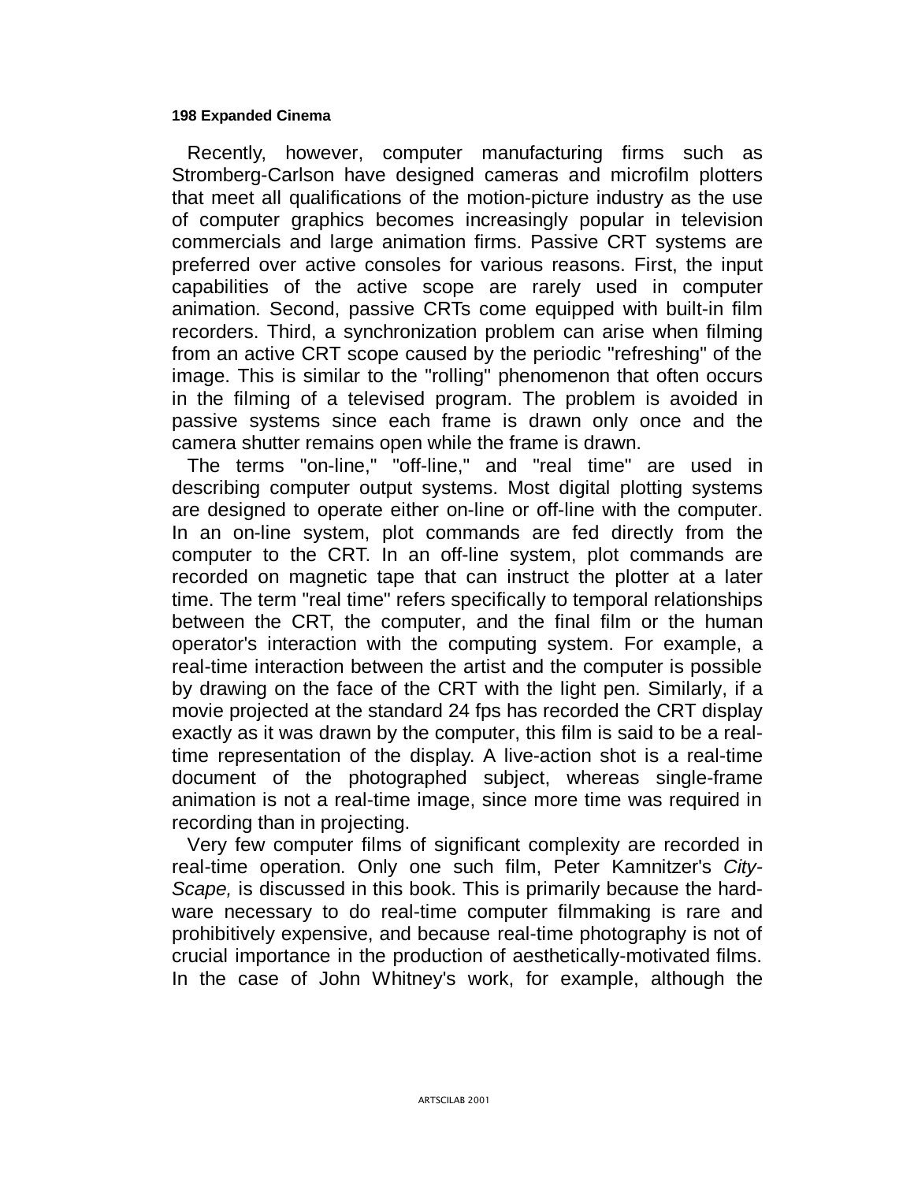Recently, however, computer manufacturing firms such as Stromberg-Carlson have designed cameras and microfilm plotters that meet all qualifications of the motion-picture industry as the use of computer graphics becomes increasingly popular in television commercials and large animation firms. Passive CRT systems are preferred over active consoles for various reasons. First, the input capabilities of the active scope are rarely used in computer animation. Second, passive CRTs come equipped with built-in film recorders. Third, a synchronization problem can arise when filming from an active CRT scope caused by the periodic "refreshing" of the image. This is similar to the "rolling" phenomenon that often occurs in the filming of a televised program. The problem is avoided in passive systems since each frame is drawn only once and the camera shutter remains open while the frame is drawn.

The terms "on-line," "off-line," and "real time" are used in describing computer output systems. Most digital plotting systems are designed to operate either on-line or off-line with the computer. In an on-line system, plot commands are fed directly from the computer to the CRT. In an off-line system, plot commands are recorded on magnetic tape that can instruct the plotter at a later time. The term "real time" refers specifically to temporal relationships between the CRT, the computer, and the final film or the human operator's interaction with the computing system. For example, a real-time interaction between the artist and the computer is possible by drawing on the face of the CRT with the light pen. Similarly, if a movie projected at the standard 24 fps has recorded the CRT display exactly as it was drawn by the computer, this film is said to be a real-time representation of the display. A live-action shot is a real-time document of the photographed subject, whereas single-frame animation is not a real-time image, since more time was required in recording than in projecting.

Very few computer films of significant complexity are recorded in real-time operation. Only one such film, Peter Kamnitzer's *City-Scape,* is discussed in this book. This is primarily because the hardware necessary to do real-time computer filmmaking is rare and prohibitively expensive, and because real-time photography is not of crucial importance in the production of aesthetically-motivated films. In the case of John Whitney's work, for example, although the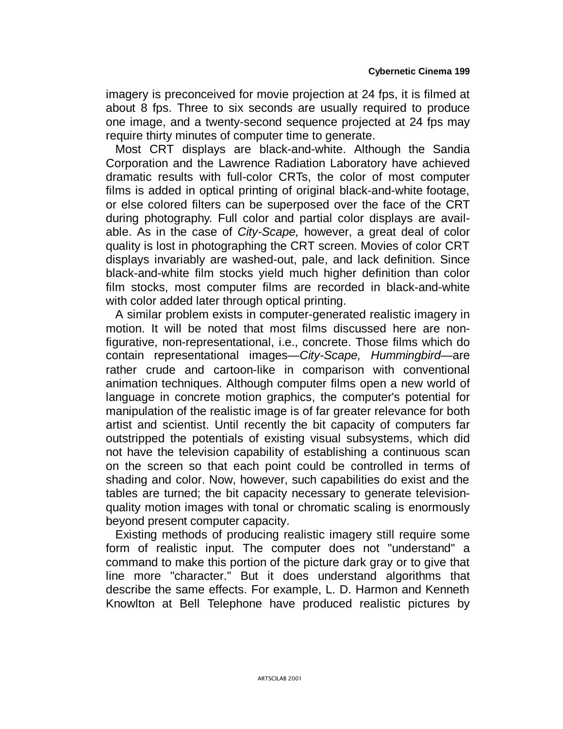imagery is preconceived for movie projection at 24 fps, it is filmed at about 8 fps. Three to six seconds are usually required to produce one image, and a twenty-second sequence projected at 24 fps may require thirty minutes of computer time to generate.

Most CRT displays are black-and-white. Although the Sandia Corporation and the Lawrence Radiation Laboratory have achieved dramatic results with full-color CRTs, the color of most computer films is added in optical printing of original black-and-white footage, or else colored filters can be superposed over the face of the CRT during photography. Full color and partial color displays are available. As in the case of *City-Scape,* however, a great deal of color quality is lost in photographing the CRT screen. Movies of color CRT displays invariably are washed-out, pale, and lack definition. Since black-and-white film stocks yield much higher definition than color film stocks, most computer films are recorded in black-and-white with color added later through optical printing.

A similar problem exists in computer-generated realistic imagery in motion. It will be noted that most films discussed here are non-figurative, non-representational, i.e., concrete. Those films which do contain representational images—*City-Scape, Hummingbird*—are rather crude and cartoon-like in comparison with conventional animation techniques. Although computer films open a new world of language in concrete motion graphics, the computer's potential for manipulation of the realistic image is of far greater relevance for both artist and scientist. Until recently the bit capacity of computers far outstripped the potentials of existing visual subsystems, which did not have the television capability of establishing a continuous scan on the screen so that each point could be controlled in terms of shading and color. Now, however, such capabilities do exist and the tables are turned; the bit capacity necessary to generate television-quality motion images with tonal or chromatic scaling is enormously beyond present computer capacity.

Existing methods of producing realistic imagery still require some form of realistic input. The computer does not "understand" a command to make this portion of the picture dark gray or to give that line more "character." But it does understand algorithms that describe the same effects. For example, L. D. Harmon and Kenneth Knowlton at Bell Telephone have produced realistic pictures by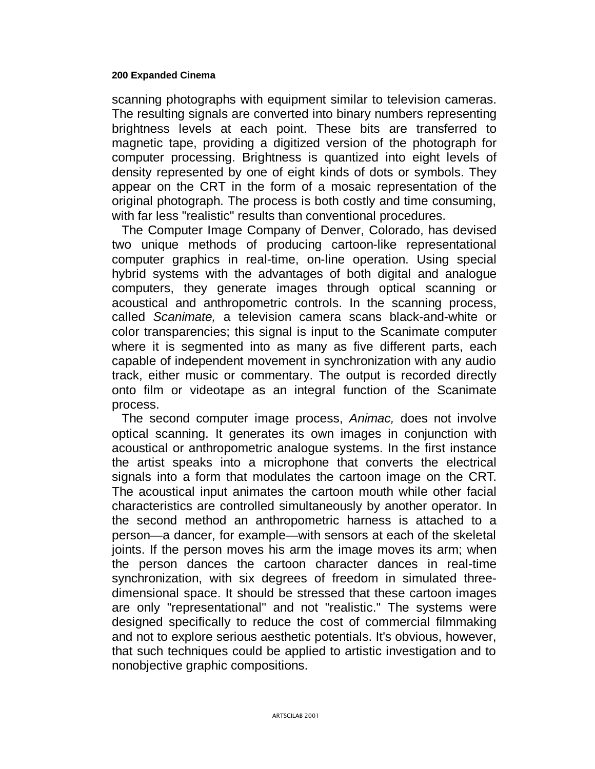scanning photographs with equipment similar to television cameras. The resulting signals are converted into binary numbers representing brightness levels at each point. These bits are transferred to magnetic tape, providing a digitized version of the photograph for computer processing. Brightness is quantized into eight levels of density represented by one of eight kinds of dots or symbols. They appear on the CRT in the form of a mosaic representation of the original photograph. The process is both costly and time consuming, with far less "realistic" results than conventional procedures.

The Computer Image Company of Denver, Colorado, has devised two unique methods of producing cartoon-like representational computer graphics in real-time, on-line operation. Using special hybrid systems with the advantages of both digital and analogue computers, they generate images through optical scanning or acoustical and anthropometric controls. In the scanning process, called *Scanimate,* a television camera scans black-and-white or color transparencies; this signal is input to the Scanimate computer where it is segmented into as many as five different parts, each capable of independent movement in synchronization with any audio track, either music or commentary. The output is recorded directly onto film or videotape as an integral function of the Scanimate process.

The second computer image process, *Animac,* does not involve optical scanning. It generates its own images in conjunction with acoustical or anthropometric analogue systems. In the first instance the artist speaks into a microphone that converts the electrical signals into a form that modulates the cartoon image on the CRT. The acoustical input animates the cartoon mouth while other facial characteristics are controlled simultaneously by another operator. In the second method an anthropometric harness is attached to a person—a dancer, for example—with sensors at each of the skeletal joints. If the person moves his arm the image moves its arm; when the person dances the cartoon character dances in real-time synchronization, with six degrees of freedom in simulated three-dimensional space. It should be stressed that these cartoon images are only "representational" and not "realistic." The systems were designed specifically to reduce the cost of commercial filmmaking and not to explore serious aesthetic potentials. It's obvious, however, that such techniques could be applied to artistic investigation and to nonobjective graphic compositions.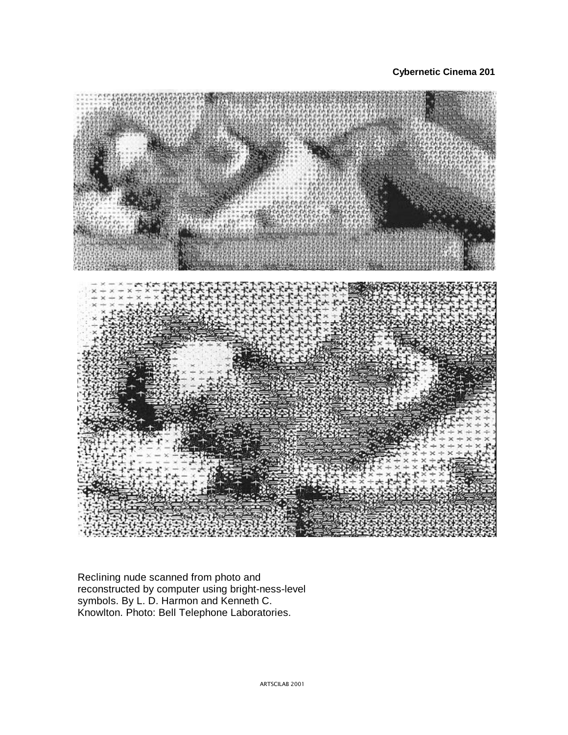Reclining nude scanned from photo and reconstructed by computer using bright-ness-level symbols. By L. D. Harmon and Kenneth C. Knowlton. Photo: Bell Telephone Laboratories.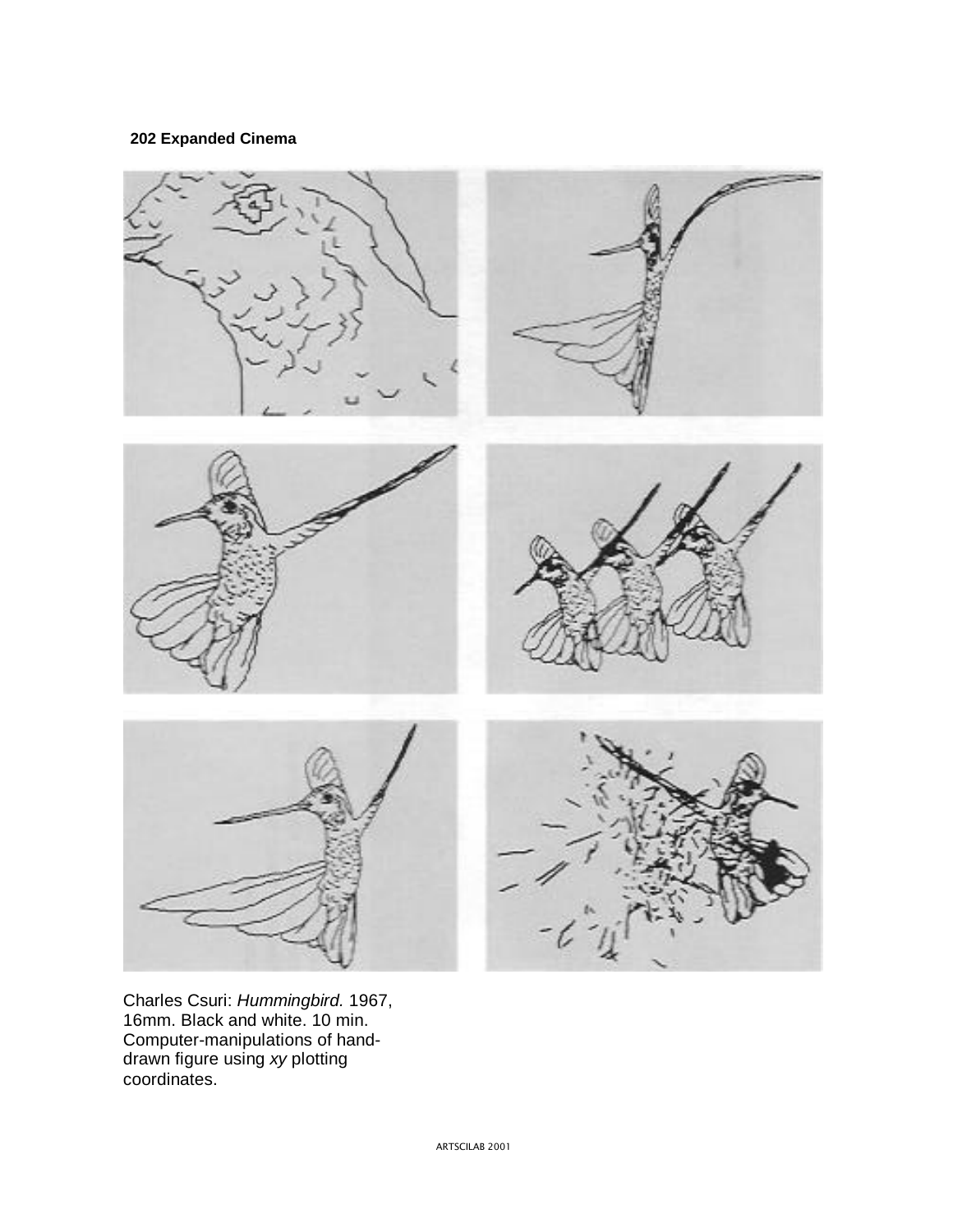Charles Csuri: *Hummingbird.* 1967, 16mm. Black and white. 10 min. Computer-manipulations of hand-drawn figure using *xy* plotting coordinates.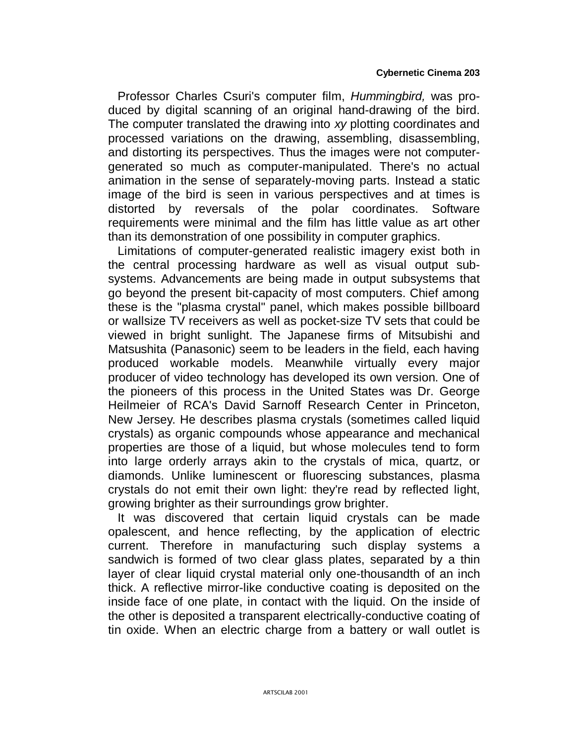Professor Charles Csuri's computer film, *Hummingbird,* was produced by digital scanning of an original hand-drawing of the bird. The computer translated the drawing into *xy* plotting coordinates and processed variations on the drawing, assembling, disassembling, and distorting its perspectives. Thus the images were not computer-generated so much as computer-manipulated. There's no actual animation in the sense of separately-moving parts. Instead a static image of the bird is seen in various perspectives and at times is distorted by reversals of the polar coordinates. Software requirements were minimal and the film has little value as art other than its demonstration of one possibility in computer graphics.

Limitations of computer-generated realistic imagery exist both in the central processing hardware as well as visual output subsystems. Advancements are being made in output subsystems that go beyond the present bit-capacity of most computers. Chief among these is the "plasma crystal" panel, which makes possible billboard or wallsize TV receivers as well as pocket-size TV sets that could be viewed in bright sunlight. The Japanese firms of Mitsubishi and Matsushita (Panasonic) seem to be leaders in the field, each having produced workable models. Meanwhile virtually every major producer of video technology has developed its own version. One of the pioneers of this process in the United States was Dr. George Heilmeier of RCA's David Sarnoff Research Center in Princeton, New Jersey. He describes plasma crystals (sometimes called liquid crystals) as organic compounds whose appearance and mechanical properties are those of a liquid, but whose molecules tend to form into large orderly arrays akin to the crystals of mica, quartz, or diamonds. Unlike luminescent or fluorescing substances, plasma crystals do not emit their own light: they're read by reflected light, growing brighter as their surroundings grow brighter.

It was discovered that certain liquid crystals can be made opalescent, and hence reflecting, by the application of electric current. Therefore in manufacturing such display systems a sandwich is formed of two clear glass plates, separated by a thin layer of clear liquid crystal material only one-thousandth of an inch thick. A reflective mirror-like conductive coating is deposited on the inside face of one plate, in contact with the liquid. On the inside of the other is deposited a transparent electrically-conductive coating of tin oxide. When an electric charge from a battery or wall outlet is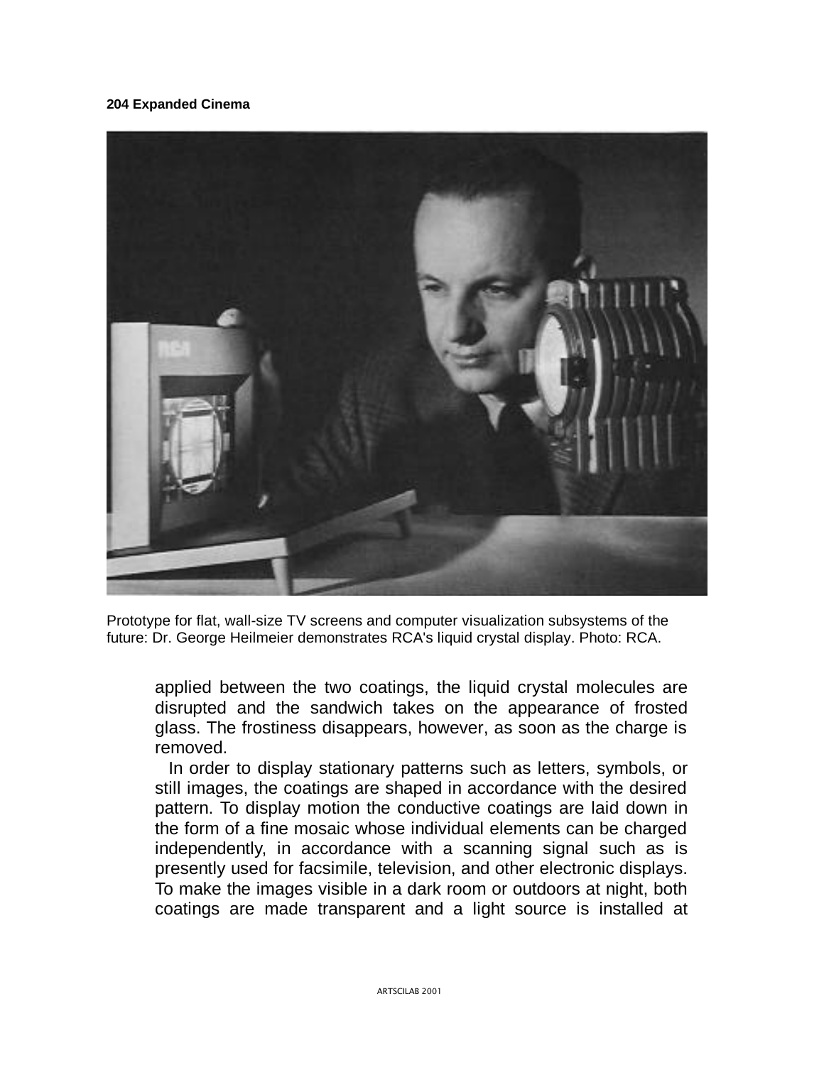Prototype for flat, wall-size TV screens and computer visualization subsystems of the future: Dr. George Heilmeier demonstrates RCA's liquid crystal display. Photo: RCA.

applied between the two coatings, the liquid crystal molecules are disrupted and the sandwich takes on the appearance of frosted glass. The frostiness disappears, however, as soon as the charge is removed.

In order to display stationary patterns such as letters, symbols, or still images, the coatings are shaped in accordance with the desired pattern. To display motion the conductive coatings are laid down in the form of a fine mosaic whose individual elements can be charged independently, in accordance with a scanning signal such as is presently used for facsimile, television, and other electronic displays. To make the images visible in a dark room or outdoors at night, both coatings are made transparent and a light source is installed at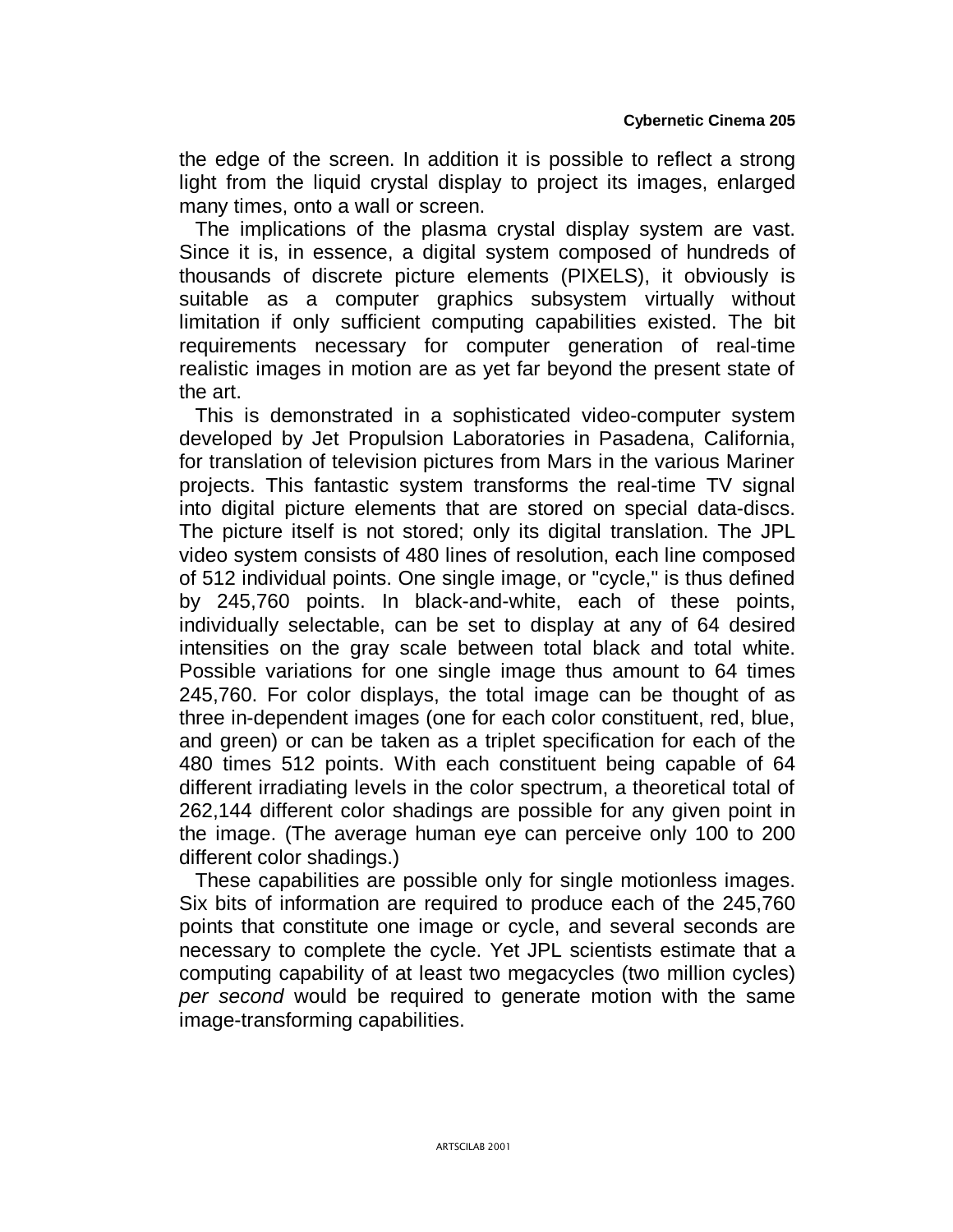the edge of the screen. In addition it is possible to reflect a strong light from the liquid crystal display to project its images, enlarged many times, onto a wall or screen.

The implications of the plasma crystal display system are vast. Since it is, in essence, a digital system composed of hundreds of thousands of discrete picture elements (PIXELS), it obviously is suitable as a computer graphics subsystem virtually without limitation if only sufficient computing capabilities existed. The bit requirements necessary for computer generation of real-time realistic images in motion are as yet far beyond the present state of the art.

This is demonstrated in a sophisticated video-computer system developed by Jet Propulsion Laboratories in Pasadena, California, for translation of television pictures from Mars in the various Mariner projects. This fantastic system transforms the real-time TV signal into digital picture elements that are stored on special data-discs. The picture itself is not stored; only its digital translation. The JPL video system consists of 480 lines of resolution, each line composed of 512 individual points. One single image, or "cycle," is thus defined by 245,760 points. In black-and-white, each of these points, individually selectable, can be set to display at any of 64 desired intensities on the gray scale between total black and total white. Possible variations for one single image thus amount to 64 times 245,760. For color displays, the total image can be thought of as three in-dependent images (one for each color constituent, red, blue, and green) or can be taken as a triplet specification for each of the 480 times 512 points. With each constituent being capable of 64 different irradiating levels in the color spectrum, a theoretical total of 262,144 different color shadings are possible for any given point in the image. (The average human eye can perceive only 100 to 200 different color shadings.)

These capabilities are possible only for single motionless images. Six bits of information are required to produce each of the 245,760 points that constitute one image or cycle, and several seconds are necessary to complete the cycle. Yet JPL scientists estimate that a computing capability of at least two megacycles (two million cycles) *per second* would be required to generate motion with the same image-transforming capabilities.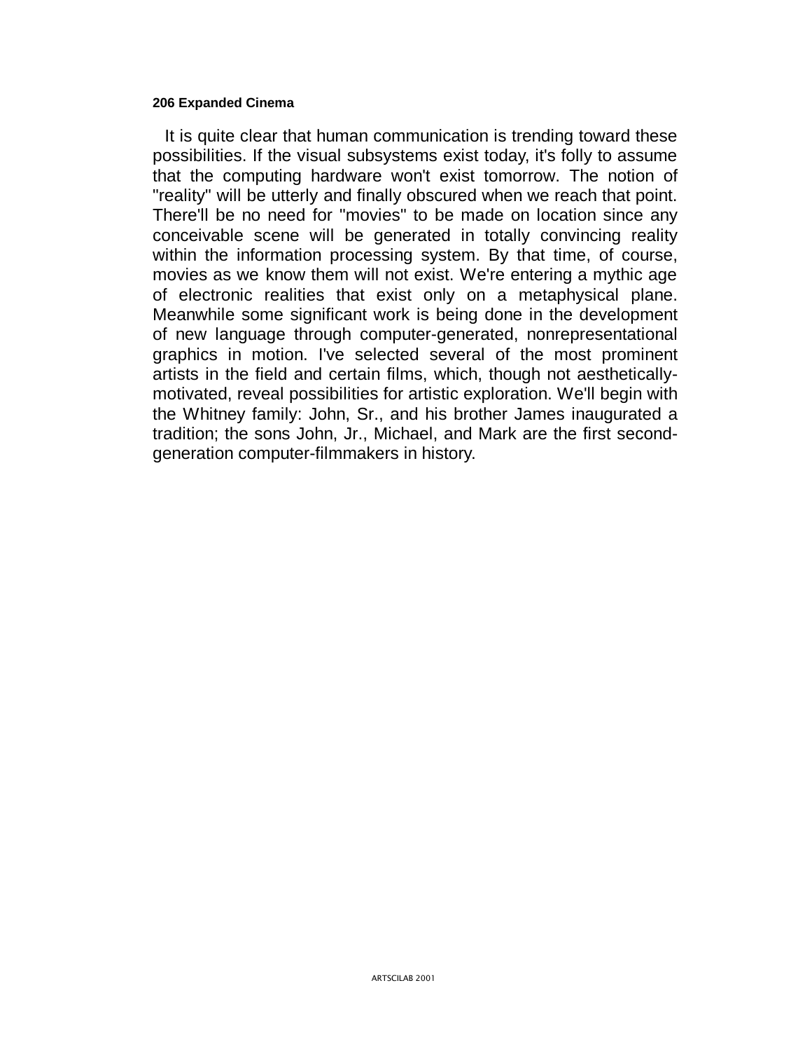It is quite clear that human communication is trending toward these possibilities. If the visual subsystems exist today, it's folly to assume that the computing hardware won't exist tomorrow. The notion of "reality" will be utterly and finally obscured when we reach that point. There'll be no need for "movies" to be made on location since any conceivable scene will be generated in totally convincing reality within the information processing system. By that time, of course, movies as we know them will not exist. We're entering a mythic age of electronic realities that exist only on a metaphysical plane. Meanwhile some significant work is being done in the development of new language through computer-generated, nonrepresentational graphics in motion. I've selected several of the most prominent artists in the field and certain films, which, though not aesthetically-motivated, reveal possibilities for artistic exploration. We'll begin with the Whitney family: John, Sr., and his brother James inaugurated a tradition; the sons John, Jr., Michael, and Mark are the first second-generation computer-filmmakers in history.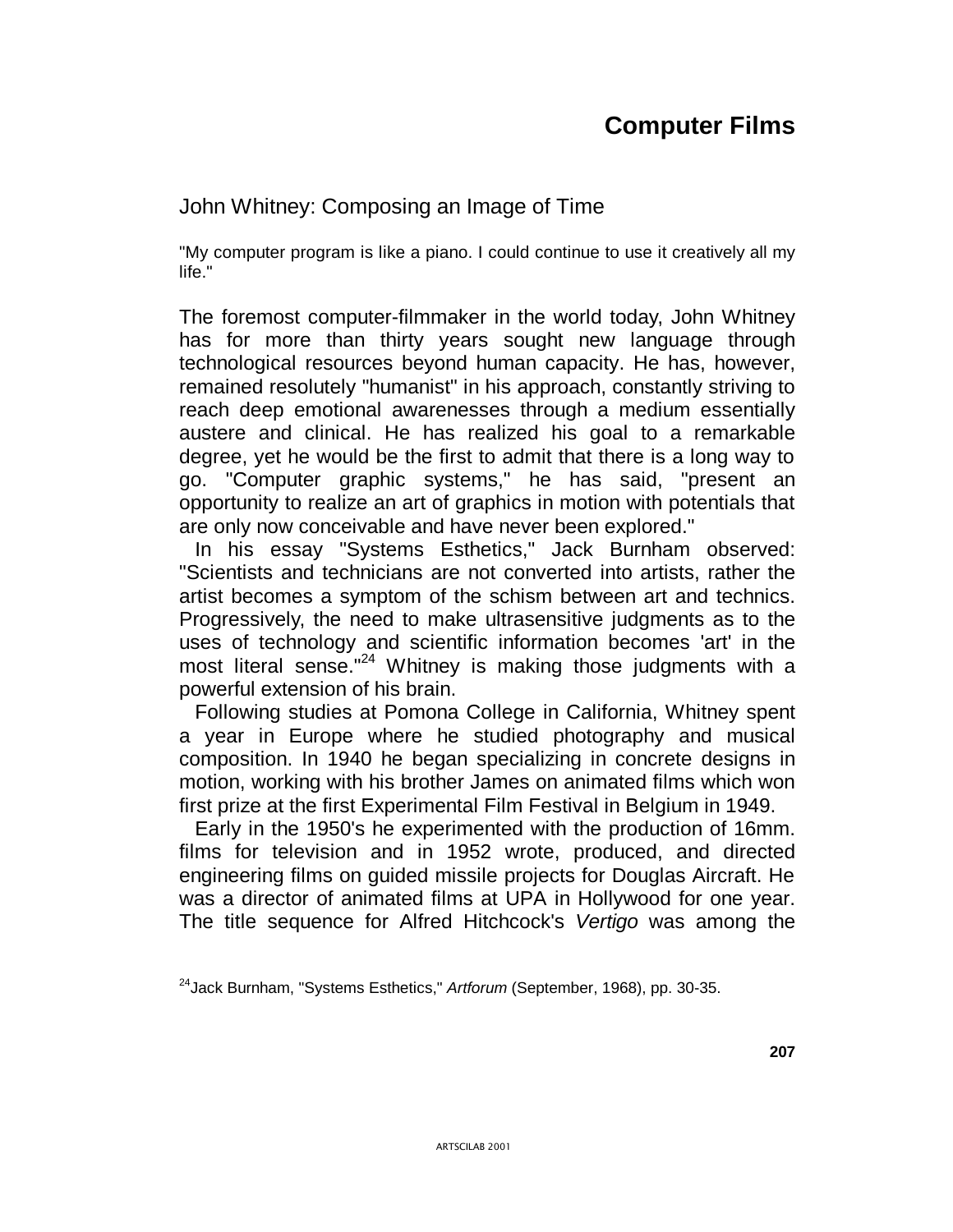# Computer Films

## John Whitney: Composing an Image of Time

"My computer program is like a piano. I could continue to use it creatively all my life."

The foremost computer-filmmaker in the world today, John Whitney has for more than thirty years sought new language through technological resources beyond human capacity. He has, however, remained resolutely "humanist" in his approach, constantly striving to reach deep emotional awarenesses through a medium essentially austere and clinical. He has realized his goal to a remarkable degree, yet he would be the first to admit that there is a long way to go. "Computer graphic systems," he has said, "present an opportunity to realize an art of graphics in motion with potentials that are only now conceivable and have never been explored."

In his essay "Systems Esthetics," Jack Burnham observed: "Scientists and technicians are not converted into artists, rather the artist becomes a symptom of the schism between art and technics. Progressively, the need to make ultrasensitive judgments as to the uses of technology and scientific information becomes 'art' in the most literal sense."[24] Whitney is making those judgments with a powerful extension of his brain.

Following studies at Pomona College in California, Whitney spent a year in Europe where he studied photography and musical composition. In 1940 he began specializing in concrete designs in motion, working with his brother James on animated films which won first prize at the first Experimental Film Festival in Belgium in 1949.

Early in the 1950's he experimented with the production of 16mm. films for television and in 1952 wrote, produced, and directed engineering films on guided missile projects for Douglas Aircraft. He was a director of animated films at UPA in Hollywood for one year. The title sequence for Alfred Hitchcock's *Vertigo* was among the

[24] Jack Burnham, "Systems Esthetics," *Artforum* (September, 1968), pp. 30-35.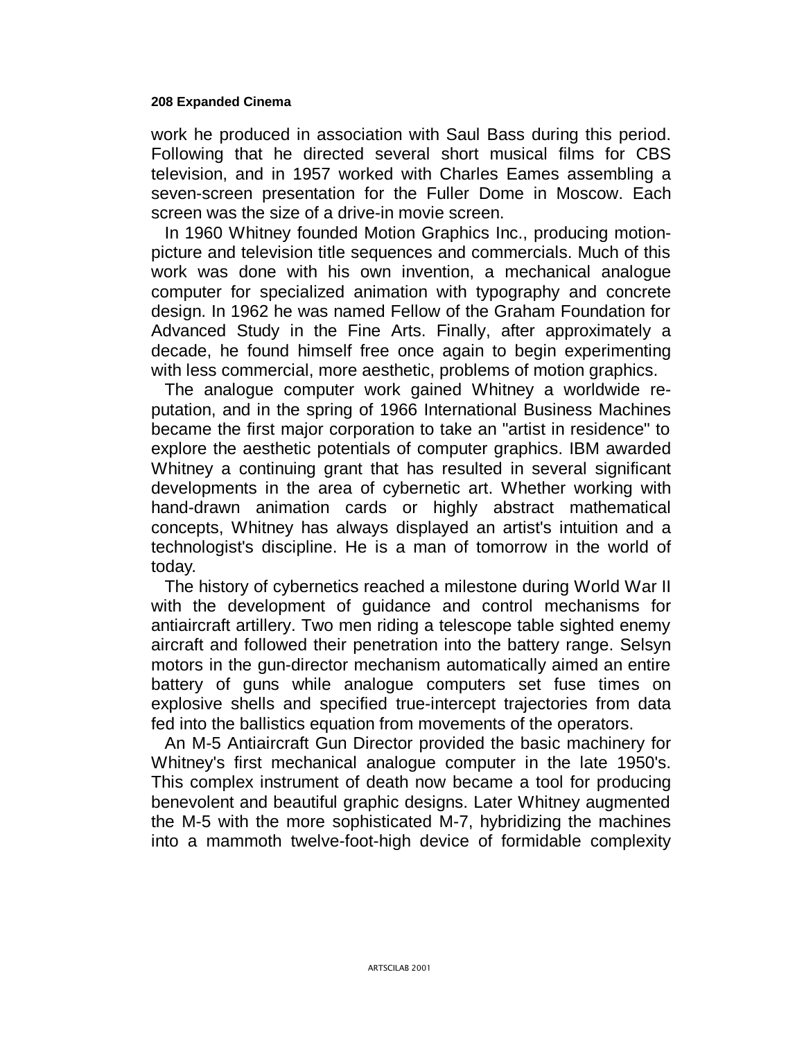work he produced in association with Saul Bass during this period. Following that he directed several short musical films for CBS television, and in 1957 worked with Charles Eames assembling a seven-screen presentation for the Fuller Dome in Moscow. Each screen was the size of a drive-in movie screen.

In 1960 Whitney founded Motion Graphics Inc., producing motion-picture and television title sequences and commercials. Much of this work was done with his own invention, a mechanical analogue computer for specialized animation with typography and concrete design. In 1962 he was named Fellow of the Graham Foundation for Advanced Study in the Fine Arts. Finally, after approximately a decade, he found himself free once again to begin experimenting with less commercial, more aesthetic, problems of motion graphics.

The analogue computer work gained Whitney a worldwide reputation, and in the spring of 1966 International Business Machines became the first major corporation to take an "artist in residence" to explore the aesthetic potentials of computer graphics. IBM awarded Whitney a continuing grant that has resulted in several significant developments in the area of cybernetic art. Whether working with hand-drawn animation cards or highly abstract mathematical concepts, Whitney has always displayed an artist's intuition and a technologist's discipline. He is a man of tomorrow in the world of today.

The history of cybernetics reached a milestone during World War II with the development of guidance and control mechanisms for antiaircraft artillery. Two men riding a telescope table sighted enemy aircraft and followed their penetration into the battery range. Selsyn motors in the gun-director mechanism automatically aimed an entire battery of guns while analogue computers set fuse times on explosive shells and specified true-intercept trajectories from data fed into the ballistics equation from movements of the operators.

An M-5 Antiaircraft Gun Director provided the basic machinery for Whitney's first mechanical analogue computer in the late 1950's. This complex instrument of death now became a tool for producing benevolent and beautiful graphic designs. Later Whitney augmented the M-5 with the more sophisticated M-7, hybridizing the machines into a mammoth twelve-foot-high device of formidable complexity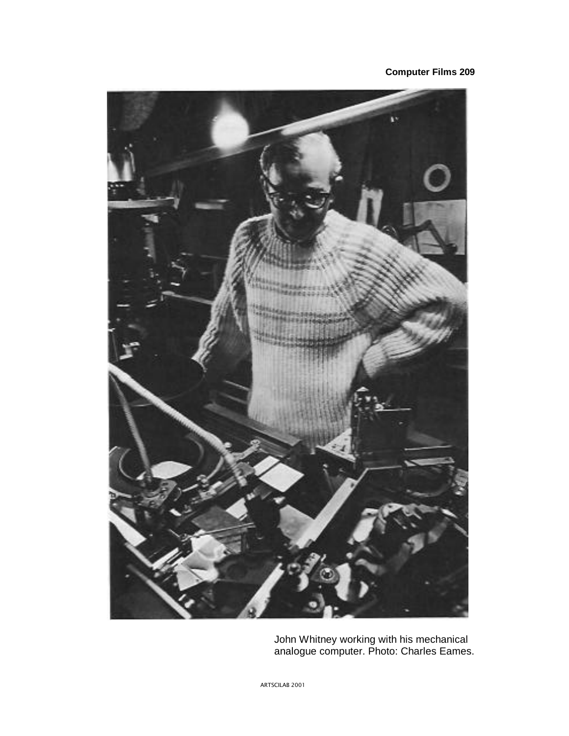John Whitney working with his mechanical analogue computer. Photo: Charles Eames.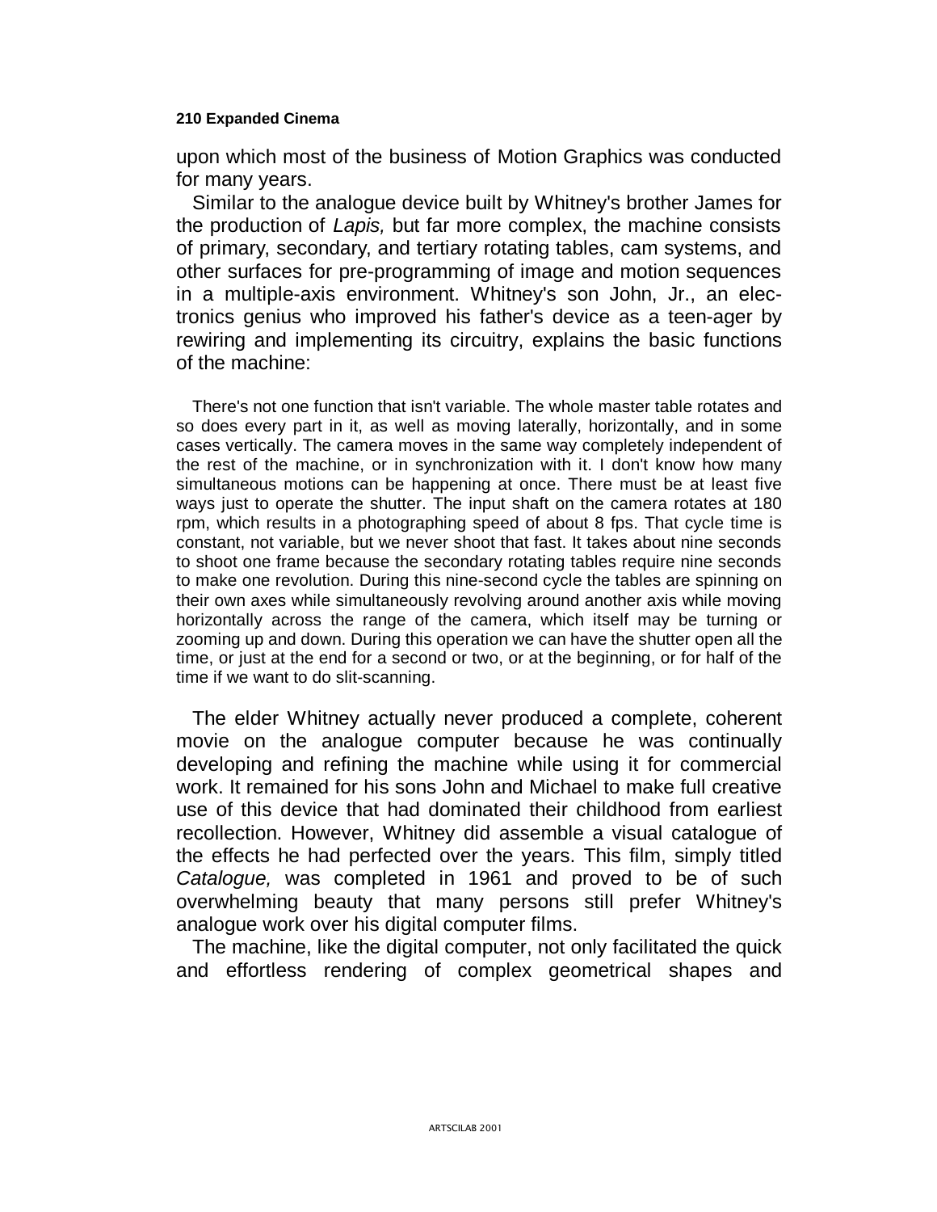upon which most of the business of Motion Graphics was conducted for many years.

Similar to the analogue device built by Whitney's brother James for the production of *Lapis,* but far more complex, the machine consists of primary, secondary, and tertiary rotating tables, cam systems, and other surfaces for pre-programming of image and motion sequences in a multiple-axis environment. Whitney's son John, Jr., an electronics genius who improved his father's device as a teen-ager by rewiring and implementing its circuitry, explains the basic functions of the machine:

> There's not one function that isn't variable. The whole master table rotates and so does every part in it, as well as moving laterally, horizontally, and in some cases vertically. The camera moves in the same way completely independent of the rest of the machine, or in synchronization with it. I don't know how many simultaneous motions can be happening at once. There must be at least five ways just to operate the shutter. The input shaft on the camera rotates at 180 rpm, which results in a photographing speed of about 8 fps. That cycle time is constant, not variable, but we never shoot that fast. It takes about nine seconds to shoot one frame because the secondary rotating tables require nine seconds to make one revolution. During this nine-second cycle the tables are spinning on their own axes while simultaneously revolving around another axis while moving horizontally across the range of the camera, which itself may be turning or zooming up and down. During this operation we can have the shutter open all the time, or just at the end for a second or two, or at the beginning, or for half of the time if we want to do slit-scanning.

The elder Whitney actually never produced a complete, coherent movie on the analogue computer because he was continually developing and refining the machine while using it for commercial work. It remained for his sons John and Michael to make full creative use of this device that had dominated their childhood from earliest recollection. However, Whitney did assemble a visual catalogue of the effects he had perfected over the years. This film, simply titled *Catalogue,* was completed in 1961 and proved to be of such overwhelming beauty that many persons still prefer Whitney's analogue work over his digital computer films.

The machine, like the digital computer, not only facilitated the quick and effortless rendering of complex geometrical shapes and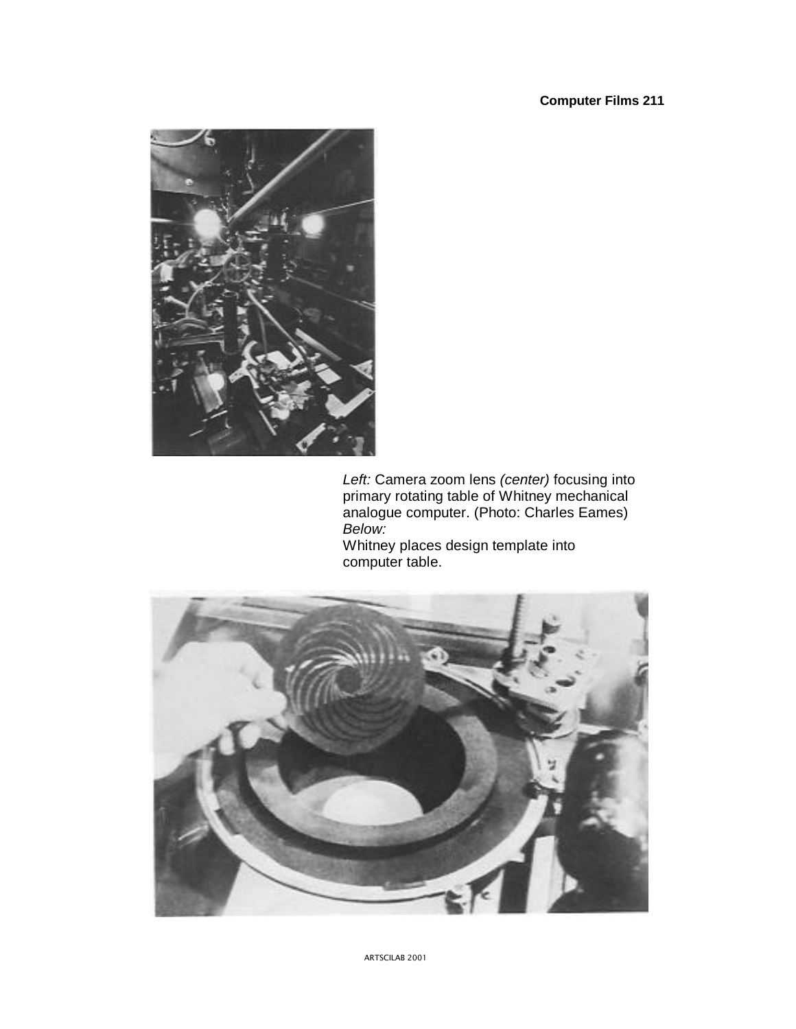*Left:* Camera zoom lens *(center)* focusing into primary rotating table of Whitney mechanical analogue computer. (Photo: Charles Eames)
*Below:*
Whitney places design template into computer table.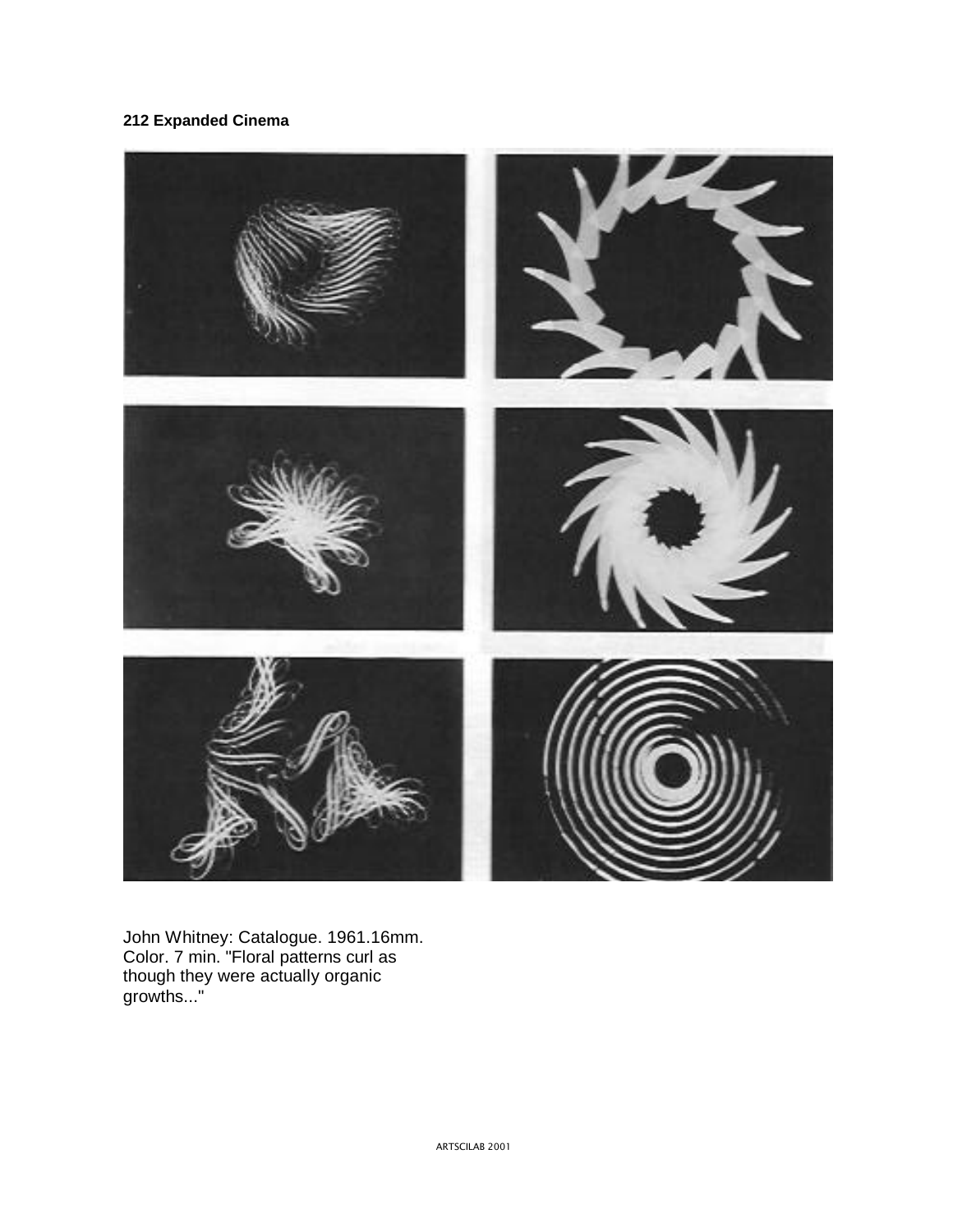John Whitney: Catalogue. 1961.16mm. Color. 7 min. "Floral patterns curl as though they were actually organic growths..."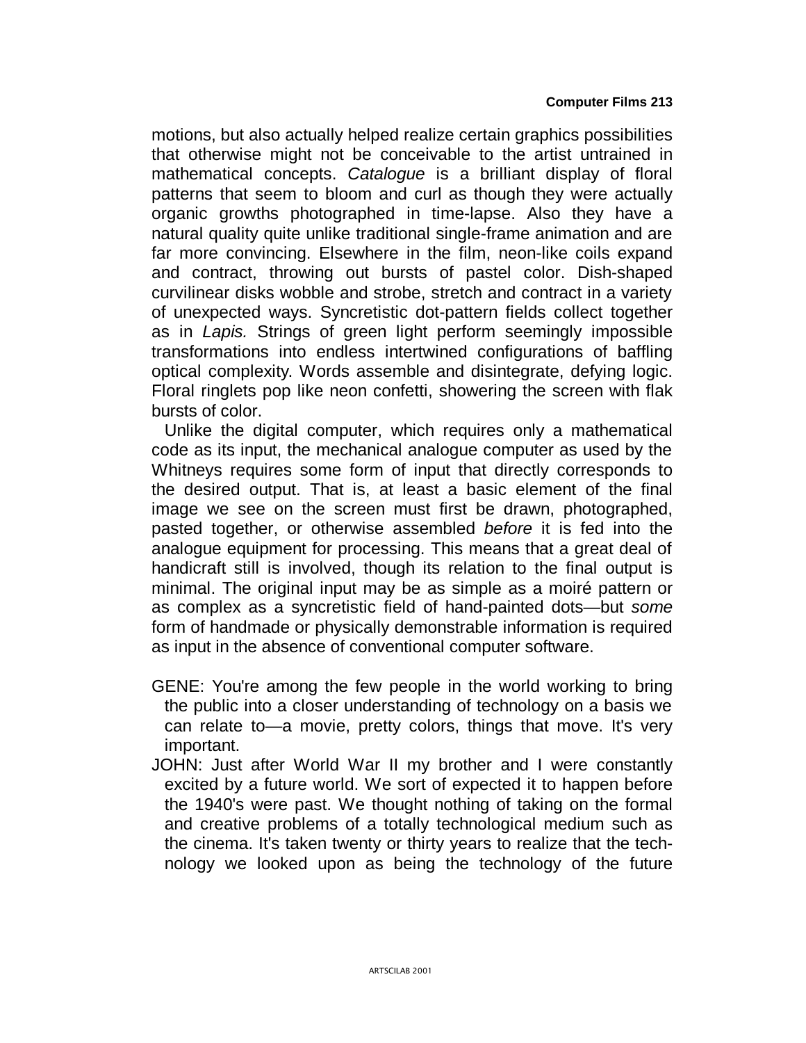motions, but also actually helped realize certain graphics possibilities that otherwise might not be conceivable to the artist untrained in mathematical concepts. *Catalogue* is a brilliant display of floral patterns that seem to bloom and curl as though they were actually organic growths photographed in time-lapse. Also they have a natural quality quite unlike traditional single-frame animation and are far more convincing. Elsewhere in the film, neon-like coils expand and contract, throwing out bursts of pastel color. Dish-shaped curvilinear disks wobble and strobe, stretch and contract in a variety of unexpected ways. Syncretistic dot-pattern fields collect together as in *Lapis.* Strings of green light perform seemingly impossible transformations into endless intertwined configurations of baffling optical complexity. Words assemble and disintegrate, defying logic. Floral ringlets pop like neon confetti, showering the screen with flak bursts of color.

Unlike the digital computer, which requires only a mathematical code as its input, the mechanical analogue computer as used by the Whitneys requires some form of input that directly corresponds to the desired output. That is, at least a basic element of the final image we see on the screen must first be drawn, photographed, pasted together, or otherwise assembled *before* it is fed into the analogue equipment for processing. This means that a great deal of handicraft still is involved, though its relation to the final output is minimal. The original input may be as simple as a moiré pattern or as complex as a syncretistic field of hand-painted dots—but *some* form of handmade or physically demonstrable information is required as input in the absence of conventional computer software.

GENE: You're among the few people in the world working to bring the public into a closer understanding of technology on a basis we can relate to—a movie, pretty colors, things that move. It's very important.

JOHN: Just after World War II my brother and I were constantly excited by a future world. We sort of expected it to happen before the 1940's were past. We thought nothing of taking on the formal and creative problems of a totally technological medium such as the cinema. It's taken twenty or thirty years to realize that the technology we looked upon as being the technology of the future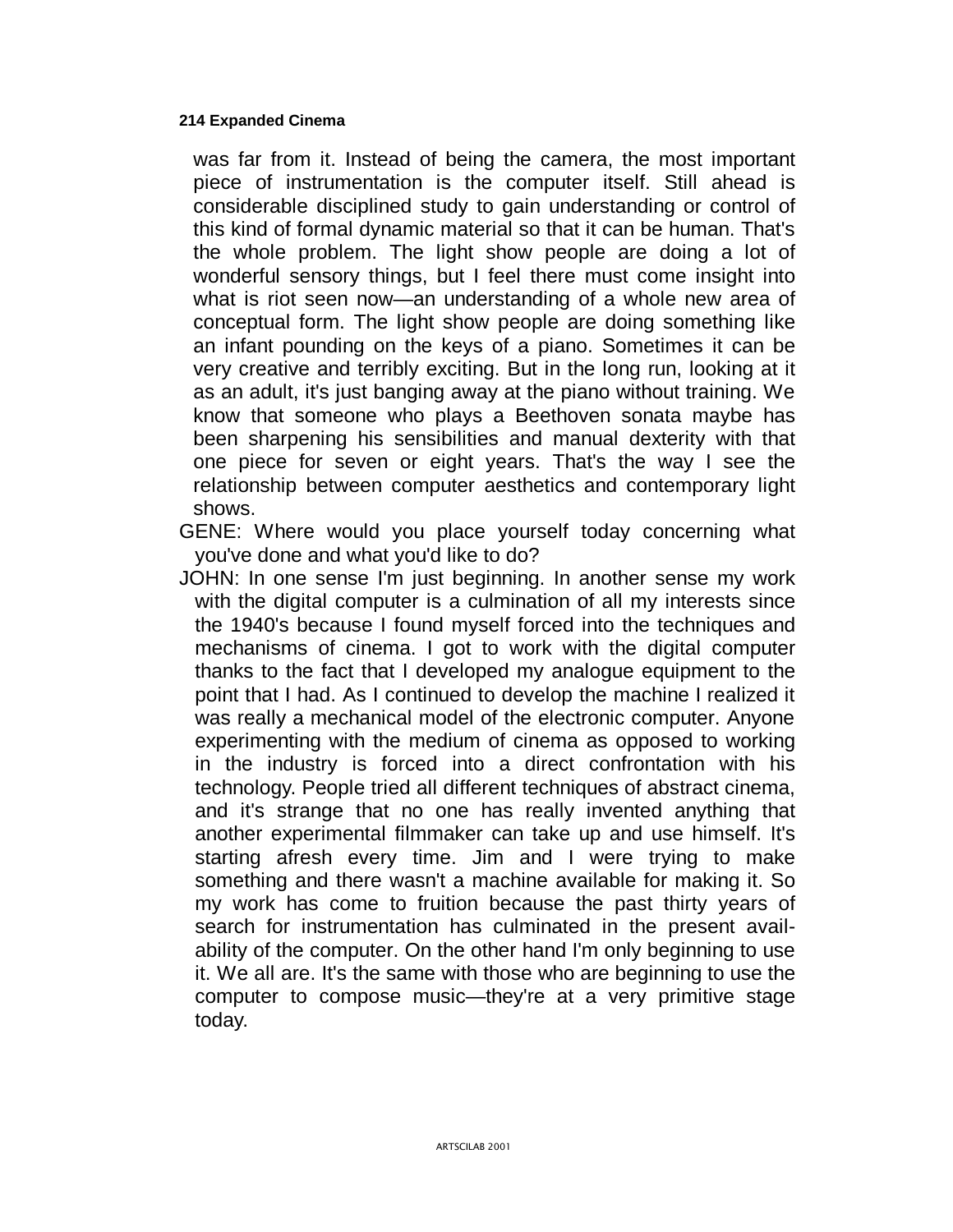was far from it. Instead of being the camera, the most important piece of instrumentation is the computer itself. Still ahead is considerable disciplined study to gain understanding or control of this kind of formal dynamic material so that it can be human. That's the whole problem. The light show people are doing a lot of wonderful sensory things, but I feel there must come insight into what is riot seen now—an understanding of a whole new area of conceptual form. The light show people are doing something like an infant pounding on the keys of a piano. Sometimes it can be very creative and terribly exciting. But in the long run, looking at it as an adult, it's just banging away at the piano without training. We know that someone who plays a Beethoven sonata maybe has been sharpening his sensibilities and manual dexterity with that one piece for seven or eight years. That's the way I see the relationship between computer aesthetics and contemporary light shows.

GENE: Where would you place yourself today concerning what you've done and what you'd like to do?

JOHN: In one sense I'm just beginning. In another sense my work with the digital computer is a culmination of all my interests since the 1940's because I found myself forced into the techniques and mechanisms of cinema. I got to work with the digital computer thanks to the fact that I developed my analogue equipment to the point that I had. As I continued to develop the machine I realized it was really a mechanical model of the electronic computer. Anyone experimenting with the medium of cinema as opposed to working in the industry is forced into a direct confrontation with his technology. People tried all different techniques of abstract cinema, and it's strange that no one has really invented anything that another experimental filmmaker can take up and use himself. It's starting afresh every time. Jim and I were trying to make something and there wasn't a machine available for making it. So my work has come to fruition because the past thirty years of search for instrumentation has culminated in the present availability of the computer. On the other hand I'm only beginning to use it. We all are. It's the same with those who are beginning to use the computer to compose music—they're at a very primitive stage today.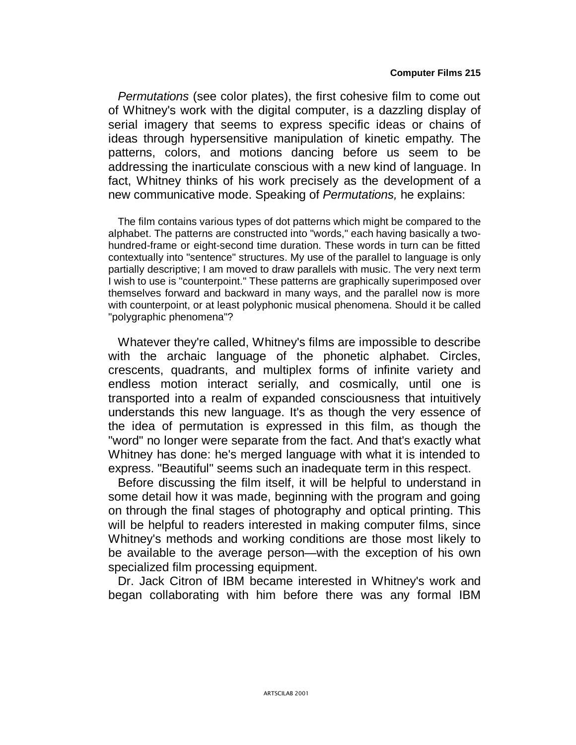*Permutations* (see color plates), the first cohesive film to come out of Whitney's work with the digital computer, is a dazzling display of serial imagery that seems to express specific ideas or chains of ideas through hypersensitive manipulation of kinetic empathy. The patterns, colors, and motions dancing before us seem to be addressing the inarticulate conscious with a new kind of language. In fact, Whitney thinks of his work precisely as the development of a new communicative mode. Speaking of *Permutations,* he explains:

> The film contains various types of dot patterns which might be compared to the alphabet. The patterns are constructed into "words," each having basically a two-hundred-frame or eight-second time duration. These words in turn can be fitted contextually into "sentence" structures. My use of the parallel to language is only partially descriptive; I am moved to draw parallels with music. The very next term I wish to use is "counterpoint." These patterns are graphically superimposed over themselves forward and backward in many ways, and the parallel now is more with counterpoint, or at least polyphonic musical phenomena. Should it be called "polygraphic phenomena"?

Whatever they're called, Whitney's films are impossible to describe with the archaic language of the phonetic alphabet. Circles, crescents, quadrants, and multiplex forms of infinite variety and endless motion interact serially, and cosmically, until one is transported into a realm of expanded consciousness that intuitively understands this new language. It's as though the very essence of the idea of permutation is expressed in this film, as though the "word" no longer were separate from the fact. And that's exactly what Whitney has done: he's merged language with what it is intended to express. "Beautiful" seems such an inadequate term in this respect.

Before discussing the film itself, it will be helpful to understand in some detail how it was made, beginning with the program and going on through the final stages of photography and optical printing. This will be helpful to readers interested in making computer films, since Whitney's methods and working conditions are those most likely to be available to the average person—with the exception of his own specialized film processing equipment.

Dr. Jack Citron of IBM became interested in Whitney's work and began collaborating with him before there was any formal IBM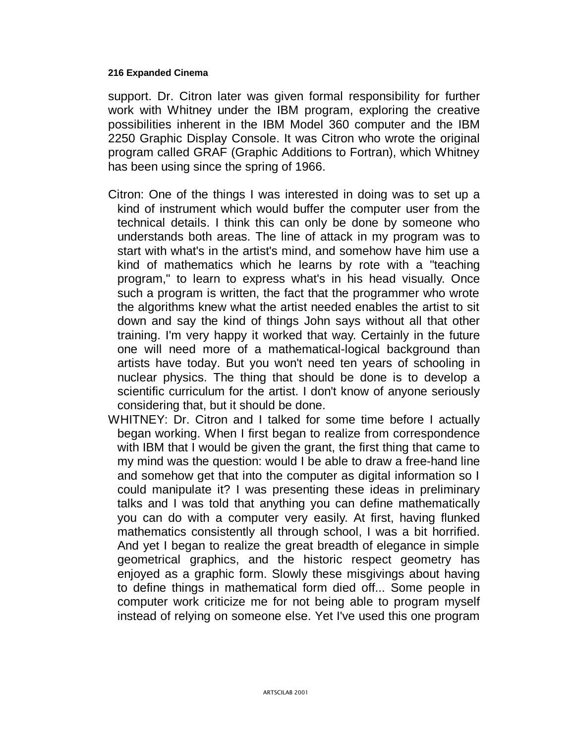support. Dr. Citron later was given formal responsibility for further work with Whitney under the IBM program, exploring the creative possibilities inherent in the IBM Model 360 computer and the IBM 2250 Graphic Display Console. It was Citron who wrote the original program called GRAF (Graphic Additions to Fortran), which Whitney has been using since the spring of 1966.

Citron: One of the things I was interested in doing was to set up a kind of instrument which would buffer the computer user from the technical details. I think this can only be done by someone who understands both areas. The line of attack in my program was to start with what's in the artist's mind, and somehow have him use a kind of mathematics which he learns by rote with a "teaching program," to learn to express what's in his head visually. Once such a program is written, the fact that the programmer who wrote the algorithms knew what the artist needed enables the artist to sit down and say the kind of things John says without all that other training. I'm very happy it worked that way. Certainly in the future one will need more of a mathematical-logical background than artists have today. But you won't need ten years of schooling in nuclear physics. The thing that should be done is to develop a scientific curriculum for the artist. I don't know of anyone seriously considering that, but it should be done.

WHITNEY: Dr. Citron and I talked for some time before I actually began working. When I first began to realize from correspondence with IBM that I would be given the grant, the first thing that came to my mind was the question: would I be able to draw a free-hand line and somehow get that into the computer as digital information so I could manipulate it? I was presenting these ideas in preliminary talks and I was told that anything you can define mathematically you can do with a computer very easily. At first, having flunked mathematics consistently all through school, I was a bit horrified. And yet I began to realize the great breadth of elegance in simple geometrical graphics, and the historic respect geometry has enjoyed as a graphic form. Slowly these misgivings about having to define things in mathematical form died off... Some people in computer work criticize me for not being able to program myself instead of relying on someone else. Yet I've used this one program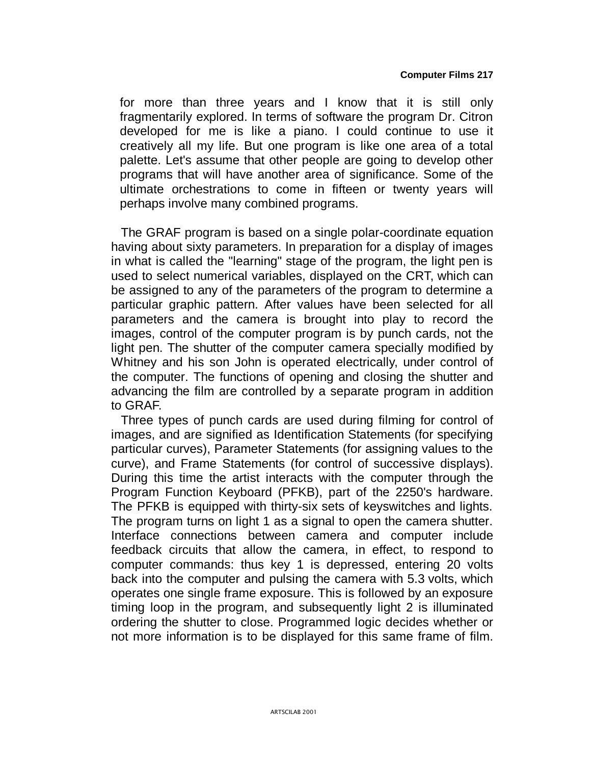> for more than three years and I know that it is still only fragmentarily explored. In terms of software the program Dr. Citron developed for me is like a piano. I could continue to use it creatively all my life. But one program is like one area of a total palette. Let's assume that other people are going to develop other programs that will have another area of significance. Some of the ultimate orchestrations to come in fifteen or twenty years will perhaps involve many combined programs.

The GRAF program is based on a single polar-coordinate equation having about sixty parameters. In preparation for a display of images in what is called the "learning" stage of the program, the light pen is used to select numerical variables, displayed on the CRT, which can be assigned to any of the parameters of the program to determine a particular graphic pattern. After values have been selected for all parameters and the camera is brought into play to record the images, control of the computer program is by punch cards, not the light pen. The shutter of the computer camera specially modified by Whitney and his son John is operated electrically, under control of the computer. The functions of opening and closing the shutter and advancing the film are controlled by a separate program in addition to GRAF.

Three types of punch cards are used during filming for control of images, and are signified as Identification Statements (for specifying particular curves), Parameter Statements (for assigning values to the curve), and Frame Statements (for control of successive displays). During this time the artist interacts with the computer through the Program Function Keyboard (PFKB), part of the 2250's hardware. The PFKB is equipped with thirty-six sets of keyswitches and lights. The program turns on light 1 as a signal to open the camera shutter. Interface connections between camera and computer include feedback circuits that allow the camera, in effect, to respond to computer commands: thus key 1 is depressed, entering 20 volts back into the computer and pulsing the camera with 5.3 volts, which operates one single frame exposure. This is followed by an exposure timing loop in the program, and subsequently light 2 is illuminated ordering the shutter to close. Programmed logic decides whether or not more information is to be displayed for this same frame of film.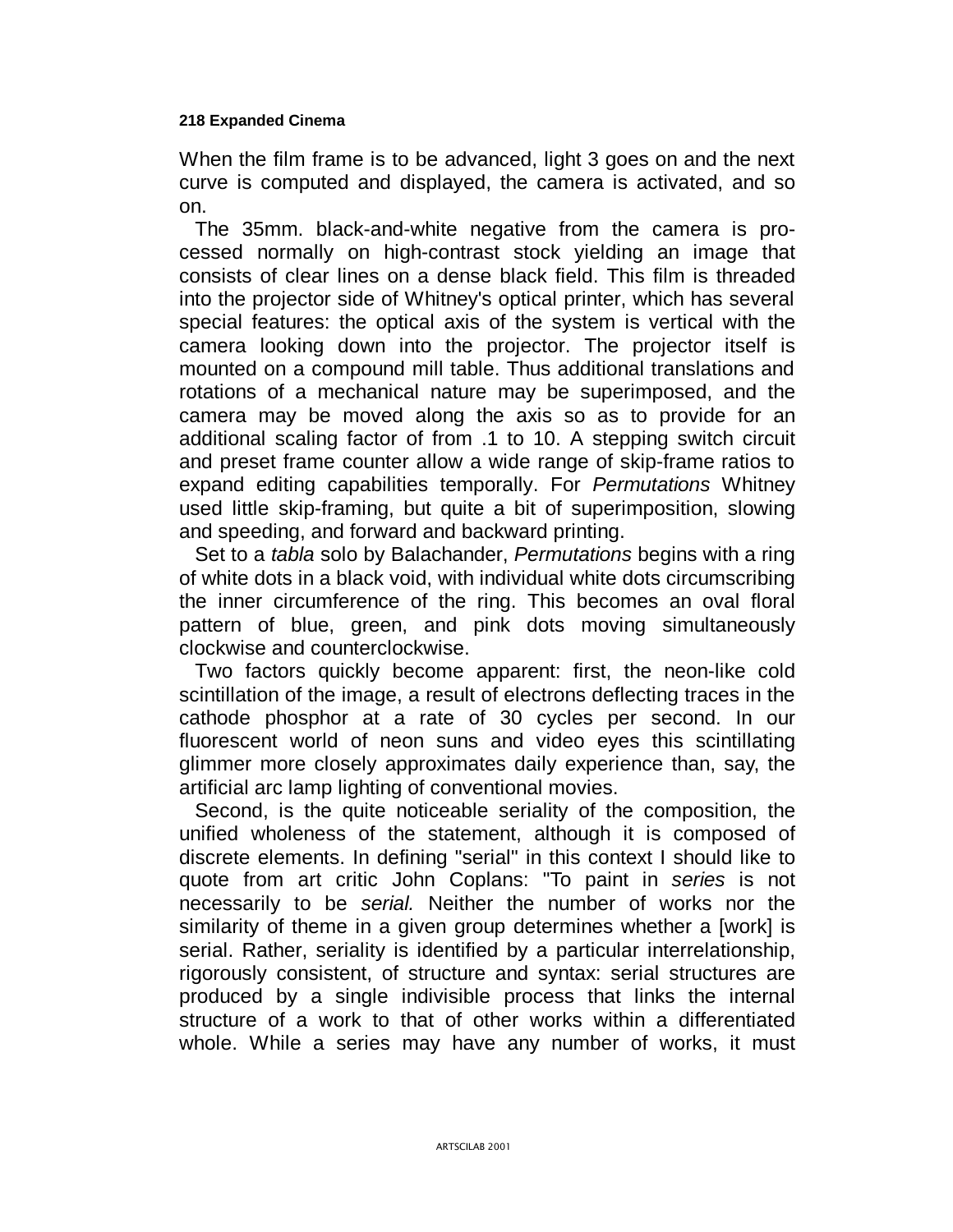When the film frame is to be advanced, light 3 goes on and the next curve is computed and displayed, the camera is activated, and so on.

The 35mm. black-and-white negative from the camera is processed normally on high-contrast stock yielding an image that consists of clear lines on a dense black field. This film is threaded into the projector side of Whitney's optical printer, which has several special features: the optical axis of the system is vertical with the camera looking down into the projector. The projector itself is mounted on a compound mill table. Thus additional translations and rotations of a mechanical nature may be superimposed, and the camera may be moved along the axis so as to provide for an additional scaling factor of from .1 to 10. A stepping switch circuit and preset frame counter allow a wide range of skip-frame ratios to expand editing capabilities temporally. For *Permutations* Whitney used little skip-framing, but quite a bit of superimposition, slowing and speeding, and forward and backward printing.

Set to a *tabla* solo by Balachander, *Permutations* begins with a ring of white dots in a black void, with individual white dots circumscribing the inner circumference of the ring. This becomes an oval floral pattern of blue, green, and pink dots moving simultaneously clockwise and counterclockwise.

Two factors quickly become apparent: first, the neon-like cold scintillation of the image, a result of electrons deflecting traces in the cathode phosphor at a rate of 30 cycles per second. In our fluorescent world of neon suns and video eyes this scintillating glimmer more closely approximates daily experience than, say, the artificial arc lamp lighting of conventional movies.

Second, is the quite noticeable seriality of the composition, the unified wholeness of the statement, although it is composed of discrete elements. In defining "serial" in this context I should like to quote from art critic John Coplans: "To paint in *series* is not necessarily to be *serial.* Neither the number of works nor the similarity of theme in a given group determines whether a [work] is serial. Rather, seriality is identified by a particular interrelationship, rigorously consistent, of structure and syntax: serial structures are produced by a single indivisible process that links the internal structure of a work to that of other works within a differentiated whole. While a series may have any number of works, it must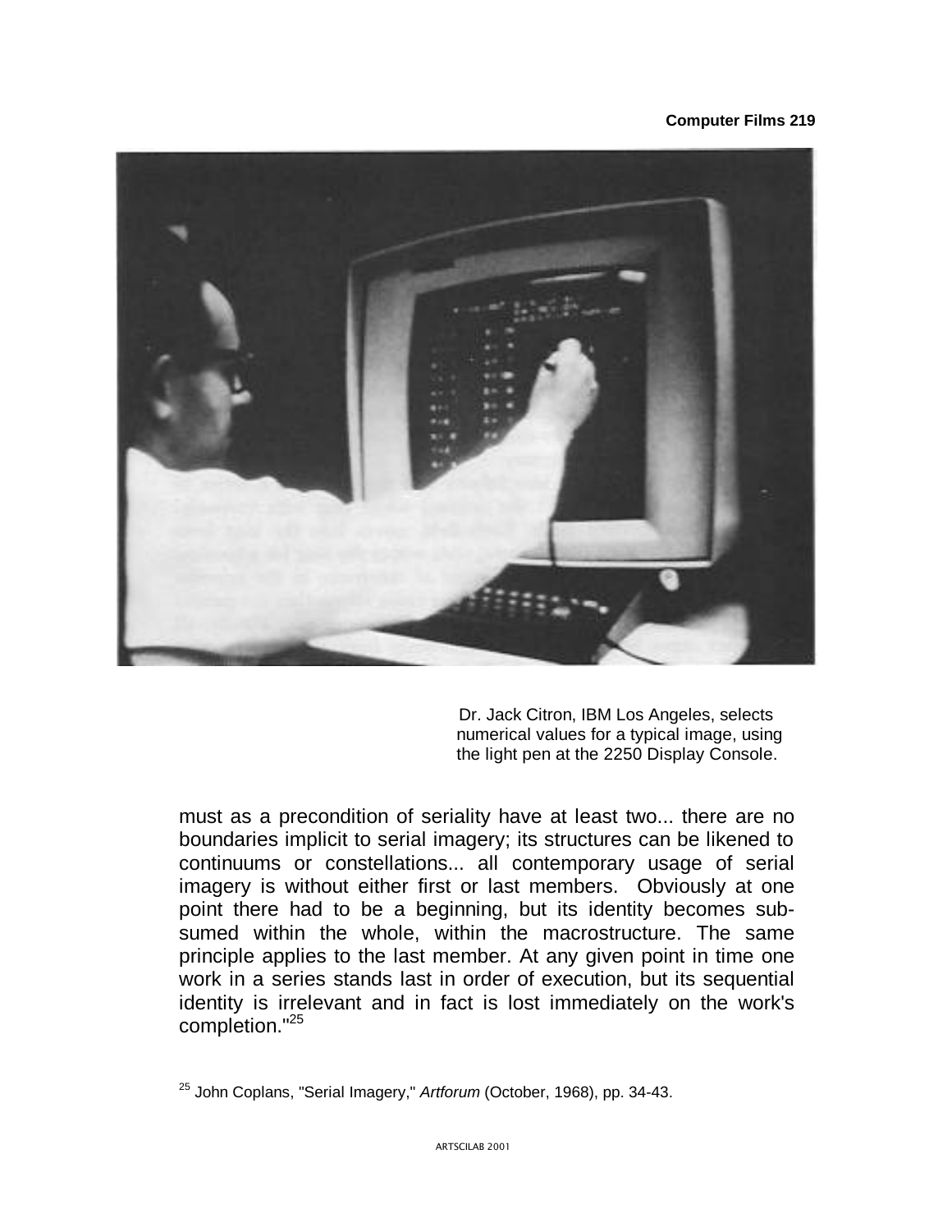Dr. Jack Citron, IBM Los Angeles, selects numerical values for a typical image, using the light pen at the 2250 Display Console.

must as a precondition of seriality have at least two... there are no boundaries implicit to serial imagery; its structures can be likened to continuums or constellations... all contemporary usage of serial imagery is without either first or last members. Obviously at one point there had to be a beginning, but its identity becomes subsumed within the whole, within the macrostructure. The same principle applies to the last member. At any given point in time one work in a series stands last in order of execution, but its sequential identity is irrelevant and in fact is lost immediately on the work's completion."[25]

[25] John Coplans, "Serial Imagery," *Artforum* (October, 1968), pp. 34-43.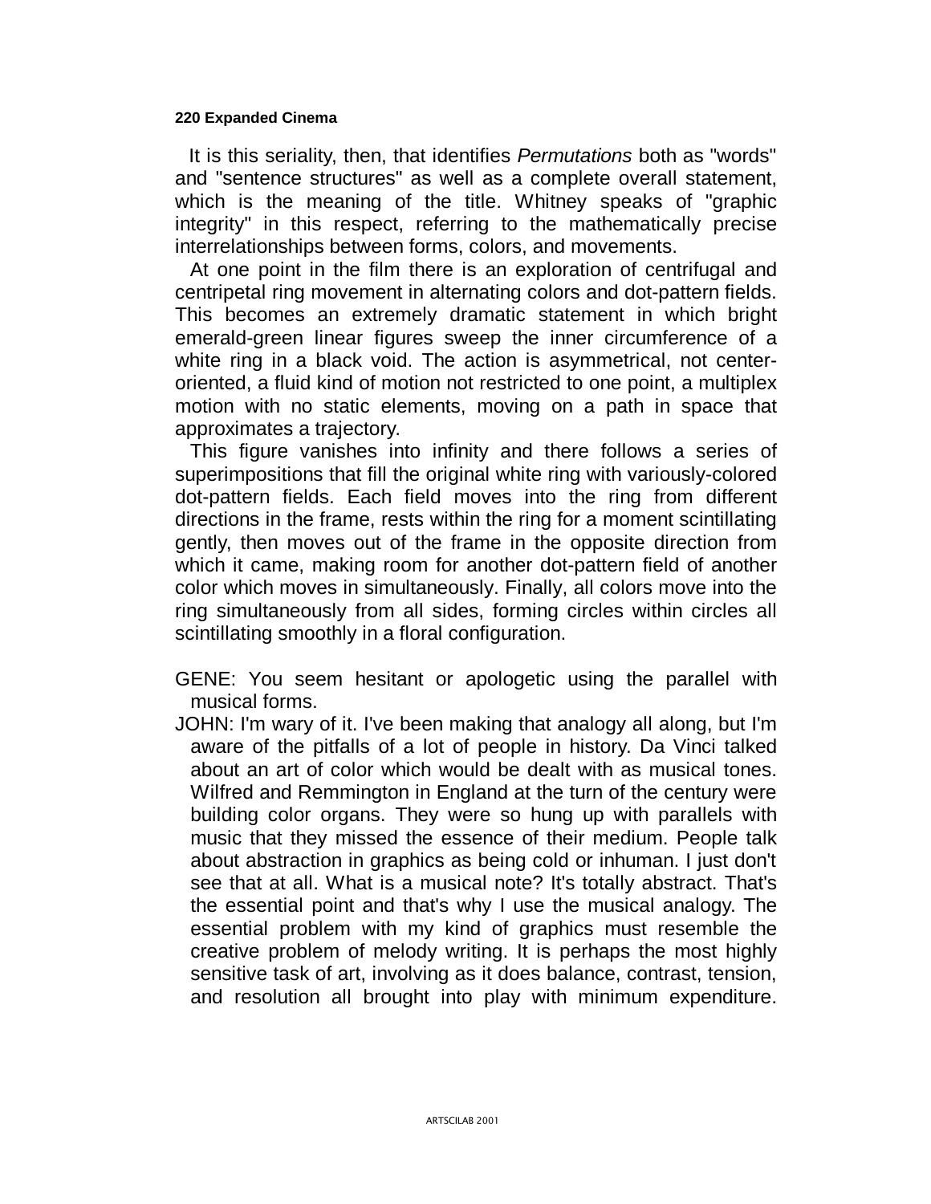It is this seriality, then, that identifies *Permutations* both as "words" and "sentence structures" as well as a complete overall statement, which is the meaning of the title. Whitney speaks of "graphic integrity" in this respect, referring to the mathematically precise interrelationships between forms, colors, and movements.

At one point in the film there is an exploration of centrifugal and centripetal ring movement in alternating colors and dot-pattern fields. This becomes an extremely dramatic statement in which bright emerald-green linear figures sweep the inner circumference of a white ring in a black void. The action is asymmetrical, not center-oriented, a fluid kind of motion not restricted to one point, a multiplex motion with no static elements, moving on a path in space that approximates a trajectory.

This figure vanishes into infinity and there follows a series of superimpositions that fill the original white ring with variously-colored dot-pattern fields. Each field moves into the ring from different directions in the frame, rests within the ring for a moment scintillating gently, then moves out of the frame in the opposite direction from which it came, making room for another dot-pattern field of another color which moves in simultaneously. Finally, all colors move into the ring simultaneously from all sides, forming circles within circles all scintillating smoothly in a floral configuration.

GENE: You seem hesitant or apologetic using the parallel with musical forms.

JOHN: I'm wary of it. I've been making that analogy all along, but I'm aware of the pitfalls of a lot of people in history. Da Vinci talked about an art of color which would be dealt with as musical tones. Wilfred and Remmington in England at the turn of the century were building color organs. They were so hung up with parallels with music that they missed the essence of their medium. People talk about abstraction in graphics as being cold or inhuman. I just don't see that at all. What is a musical note? It's totally abstract. That's the essential point and that's why I use the musical analogy. The essential problem with my kind of graphics must resemble the creative problem of melody writing. It is perhaps the most highly sensitive task of art, involving as it does balance, contrast, tension, and resolution all brought into play with minimum expenditure.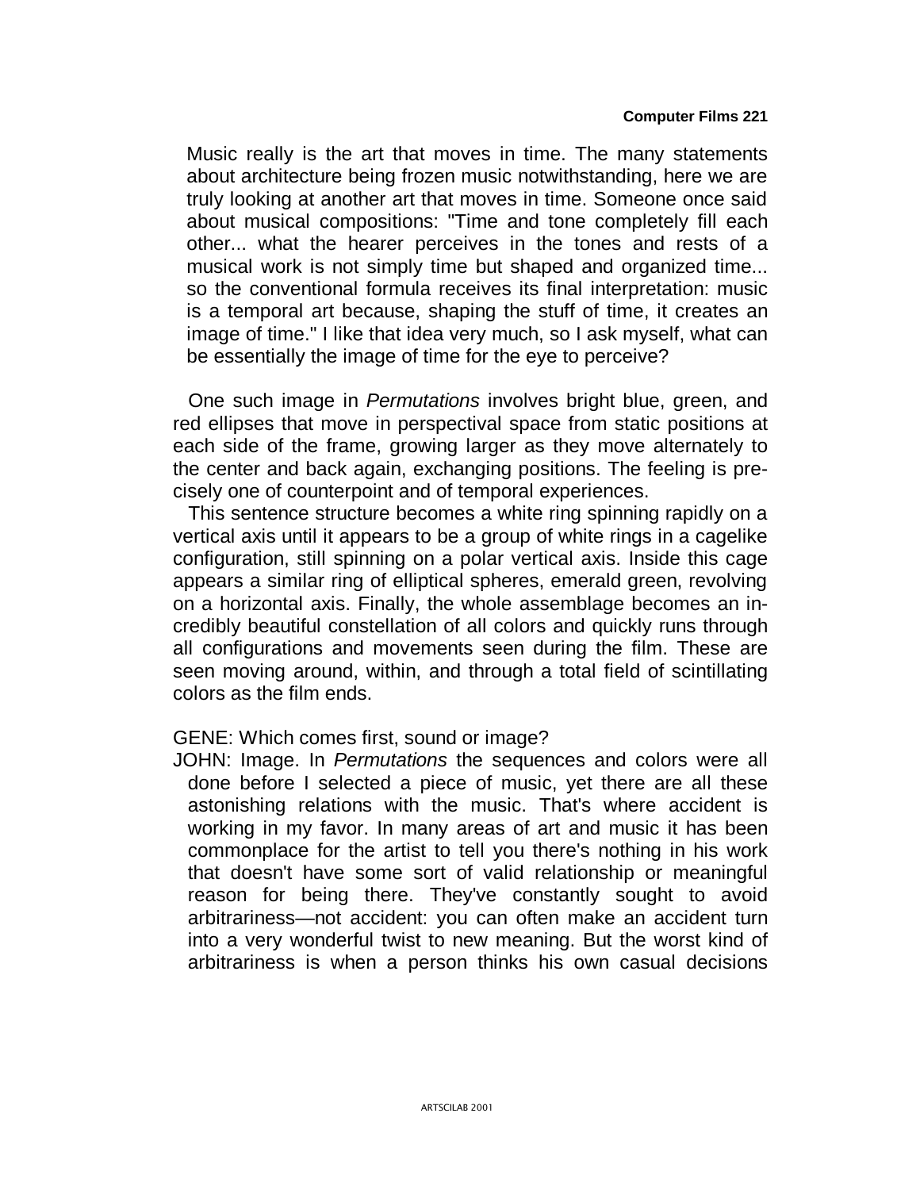Music really is the art that moves in time. The many statements about architecture being frozen music notwithstanding, here we are truly looking at another art that moves in time. Someone once said about musical compositions: "Time and tone completely fill each other... what the hearer perceives in the tones and rests of a musical work is not simply time but shaped and organized time... so the conventional formula receives its final interpretation: music is a temporal art because, shaping the stuff of time, it creates an image of time." I like that idea very much, so I ask myself, what can be essentially the image of time for the eye to perceive?

One such image in *Permutations* involves bright blue, green, and red ellipses that move in perspectival space from static positions at each side of the frame, growing larger as they move alternately to the center and back again, exchanging positions. The feeling is precisely one of counterpoint and of temporal experiences.

This sentence structure becomes a white ring spinning rapidly on a vertical axis until it appears to be a group of white rings in a cagelike configuration, still spinning on a polar vertical axis. Inside this cage appears a similar ring of elliptical spheres, emerald green, revolving on a horizontal axis. Finally, the whole assemblage becomes an incredibly beautiful constellation of all colors and quickly runs through all configurations and movements seen during the film. These are seen moving around, within, and through a total field of scintillating colors as the film ends.

GENE: Which comes first, sound or image?

JOHN: Image. In *Permutations* the sequences and colors were all done before I selected a piece of music, yet there are all these astonishing relations with the music. That's where accident is working in my favor. In many areas of art and music it has been commonplace for the artist to tell you there's nothing in his work that doesn't have some sort of valid relationship or meaningful reason for being there. They've constantly sought to avoid arbitrariness—not accident: you can often make an accident turn into a very wonderful twist to new meaning. But the worst kind of arbitrariness is when a person thinks his own casual decisions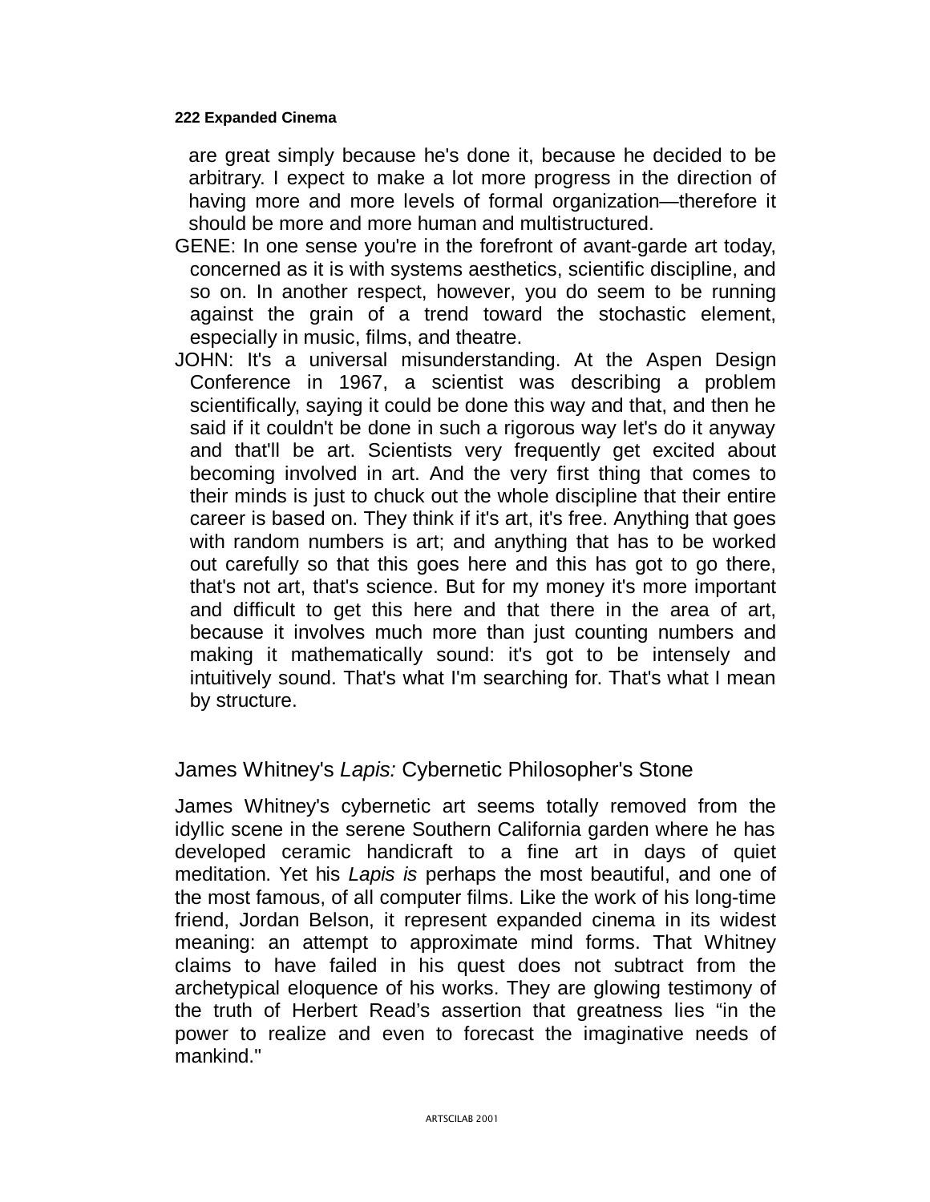are great simply because he's done it, because he decided to be arbitrary. I expect to make a lot more progress in the direction of having more and more levels of formal organization—therefore it should be more and more human and multistructured.

GENE: In one sense you're in the forefront of avant-garde art today, concerned as it is with systems aesthetics, scientific discipline, and so on. In another respect, however, you do seem to be running against the grain of a trend toward the stochastic element, especially in music, films, and theatre.

JOHN: It's a universal misunderstanding. At the Aspen Design Conference in 1967, a scientist was describing a problem scientifically, saying it could be done this way and that, and then he said if it couldn't be done in such a rigorous way let's do it anyway and that'll be art. Scientists very frequently get excited about becoming involved in art. And the very first thing that comes to their minds is just to chuck out the whole discipline that their entire career is based on. They think if it's art, it's free. Anything that goes with random numbers is art; and anything that has to be worked out carefully so that this goes here and this has got to go there, that's not art, that's science. But for my money it's more important and difficult to get this here and that there in the area of art, because it involves much more than just counting numbers and making it mathematically sound: it's got to be intensely and intuitively sound. That's what I'm searching for. That's what I mean by structure.

## James Whitney's *Lapis:* Cybernetic Philosopher's Stone

James Whitney's cybernetic art seems totally removed from the idyllic scene in the serene Southern California garden where he has developed ceramic handicraft to a fine art in days of quiet meditation. Yet his *Lapis is* perhaps the most beautiful, and one of the most famous, of all computer films. Like the work of his long-time friend, Jordan Belson, it represent expanded cinema in its widest meaning: an attempt to approximate mind forms. That Whitney claims to have failed in his quest does not subtract from the archetypical eloquence of his works. They are glowing testimony of the truth of Herbert Read's assertion that greatness lies "in the power to realize and even to forecast the imaginative needs of mankind."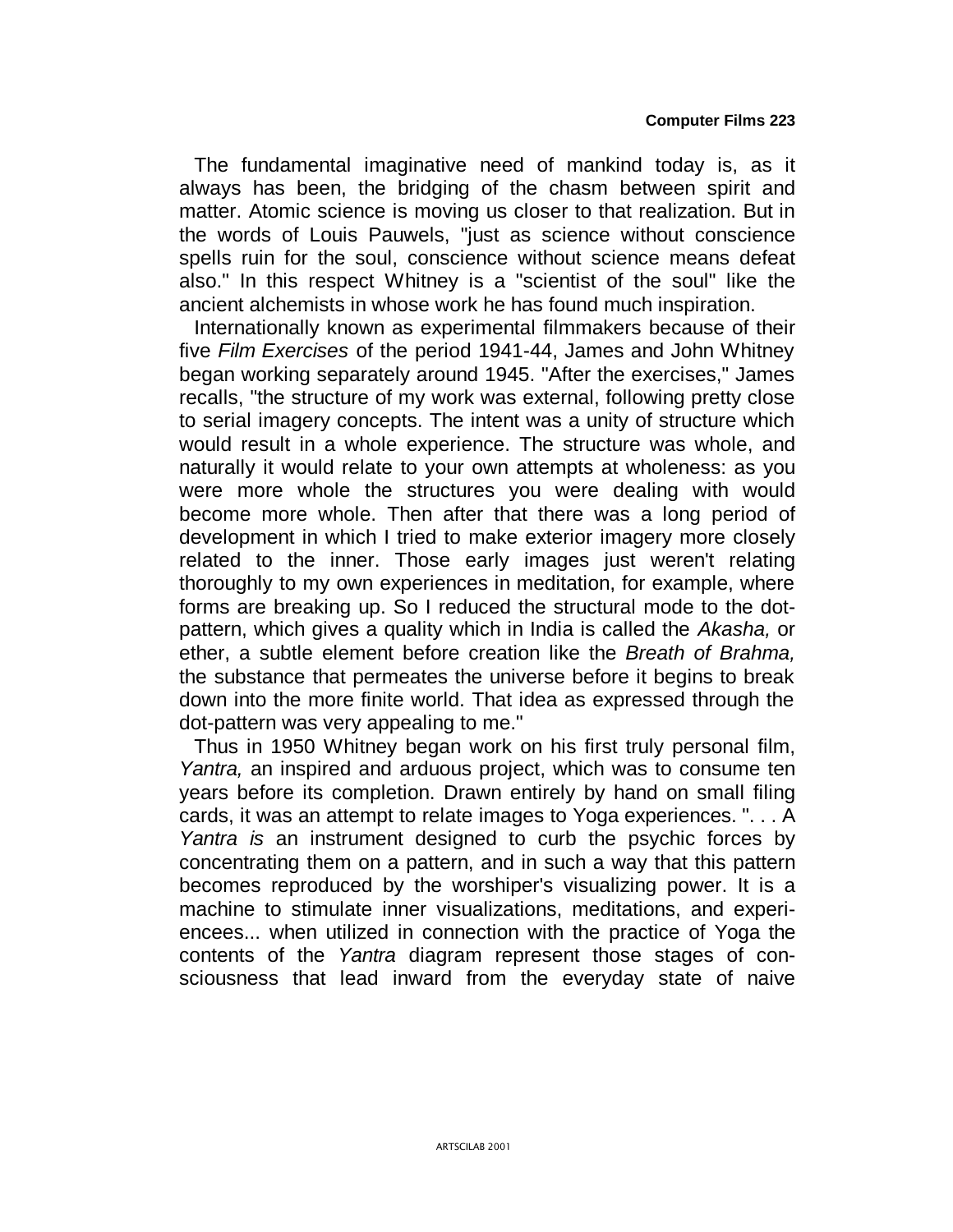The fundamental imaginative need of mankind today is, as it always has been, the bridging of the chasm between spirit and matter. Atomic science is moving us closer to that realization. But in the words of Louis Pauwels, "just as science without conscience spells ruin for the soul, conscience without science means defeat also." In this respect Whitney is a "scientist of the soul" like the ancient alchemists in whose work he has found much inspiration.

Internationally known as experimental filmmakers because of their five *Film Exercises* of the period 1941-44, James and John Whitney began working separately around 1945. "After the exercises," James recalls, "the structure of my work was external, following pretty close to serial imagery concepts. The intent was a unity of structure which would result in a whole experience. The structure was whole, and naturally it would relate to your own attempts at wholeness: as you were more whole the structures you were dealing with would become more whole. Then after that there was a long period of development in which I tried to make exterior imagery more closely related to the inner. Those early images just weren't relating thoroughly to my own experiences in meditation, for example, where forms are breaking up. So I reduced the structural mode to the dot-pattern, which gives a quality which in India is called the *Akasha,* or ether, a subtle element before creation like the *Breath of Brahma,* the substance that permeates the universe before it begins to break down into the more finite world. That idea as expressed through the dot-pattern was very appealing to me."

Thus in 1950 Whitney began work on his first truly personal film, *Yantra,* an inspired and arduous project, which was to consume ten years before its completion. Drawn entirely by hand on small filing cards, it was an attempt to relate images to Yoga experiences. ". . . A *Yantra is* an instrument designed to curb the psychic forces by concentrating them on a pattern, and in such a way that this pattern becomes reproduced by the worshiper's visualizing power. It is a machine to stimulate inner visualizations, meditations, and experiencees... when utilized in connection with the practice of Yoga the contents of the *Yantra* diagram represent those stages of consciousness that lead inward from the everyday state of naive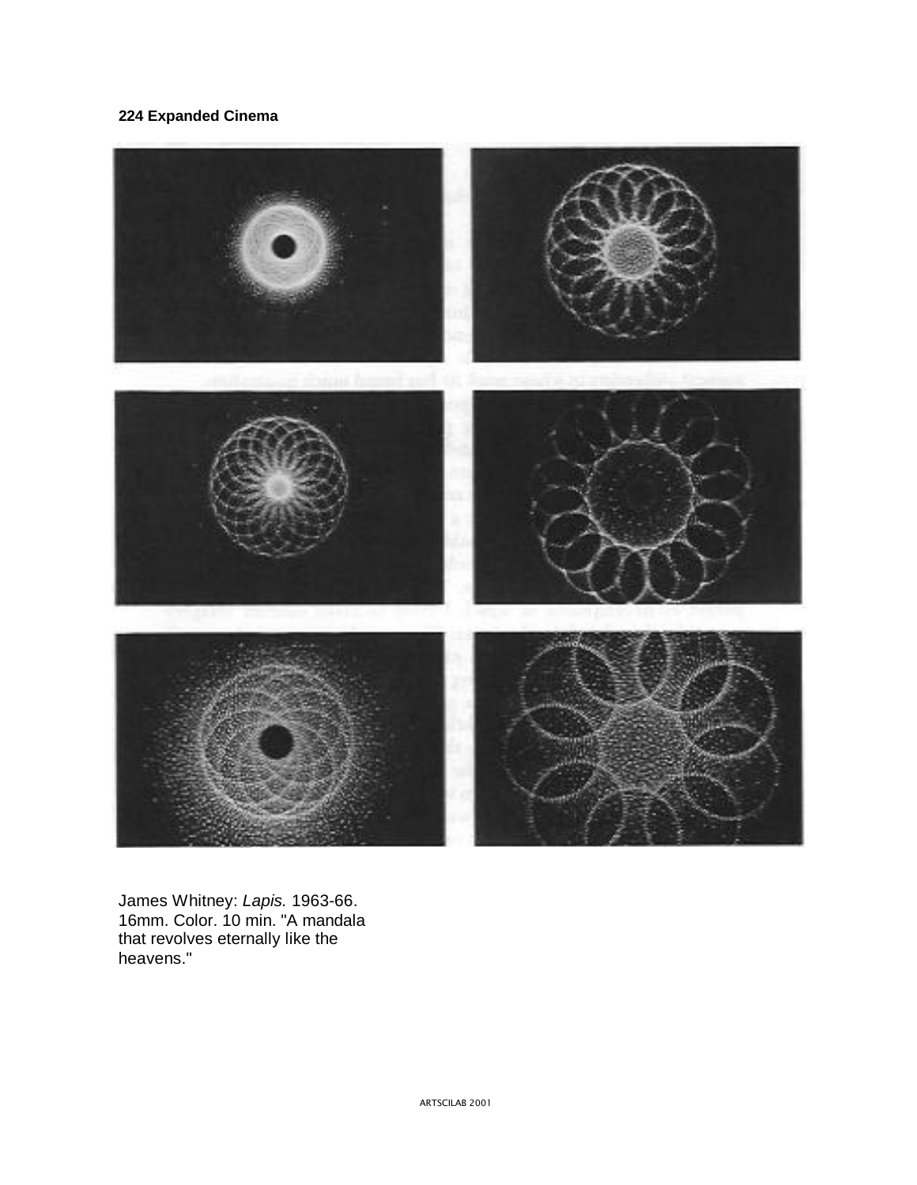James Whitney: *Lapis.* 1963-66. 16mm. Color. 10 min. "A mandala that revolves eternally like the heavens."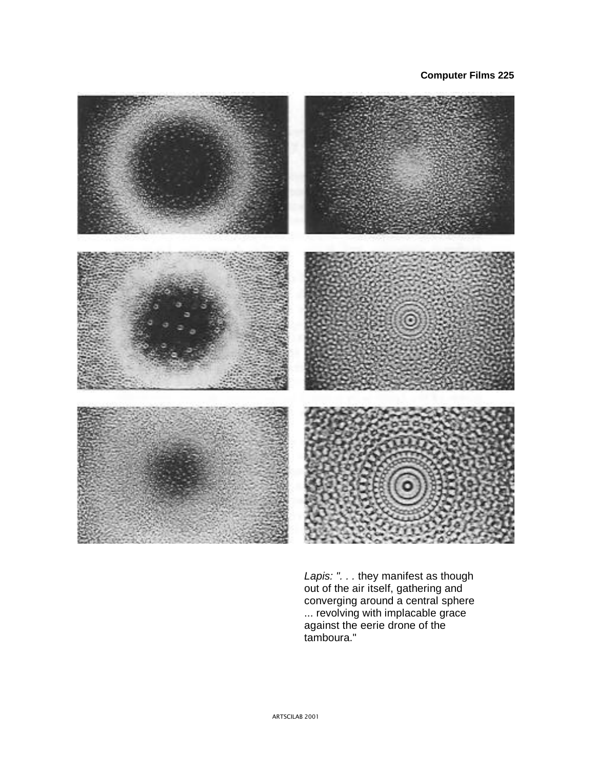*Lapis: ". . .* they manifest as though out of the air itself, gathering and converging around a central sphere ... revolving with implacable grace against the eerie drone of the tamboura."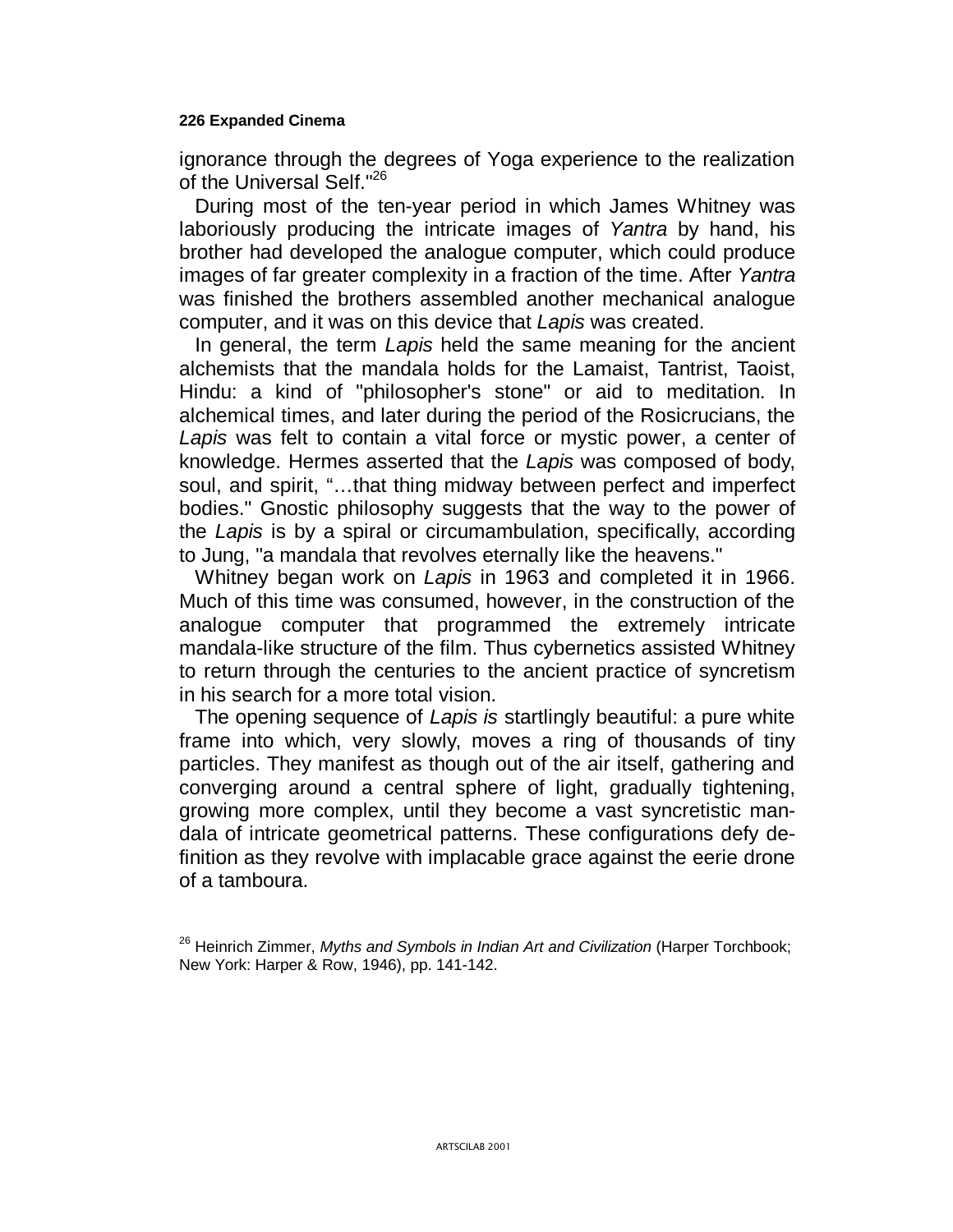ignorance through the degrees of Yoga experience to the realization of the Universal Self."[26]

During most of the ten-year period in which James Whitney was laboriously producing the intricate images of *Yantra* by hand, his brother had developed the analogue computer, which could produce images of far greater complexity in a fraction of the time. After *Yantra* was finished the brothers assembled another mechanical analogue computer, and it was on this device that *Lapis* was created.

In general, the term *Lapis* held the same meaning for the ancient alchemists that the mandala holds for the Lamaist, Tantrist, Taoist, Hindu: a kind of "philosopher's stone" or aid to meditation. In alchemical times, and later during the period of the Rosicrucians, the *Lapis* was felt to contain a vital force or mystic power, a center of knowledge. Hermes asserted that the *Lapis* was composed of body, soul, and spirit, "…that thing midway between perfect and imperfect bodies." Gnostic philosophy suggests that the way to the power of the *Lapis* is by a spiral or circumambulation, specifically, according to Jung, "a mandala that revolves eternally like the heavens."

Whitney began work on *Lapis* in 1963 and completed it in 1966. Much of this time was consumed, however, in the construction of the analogue computer that programmed the extremely intricate mandala-like structure of the film. Thus cybernetics assisted Whitney to return through the centuries to the ancient practice of syncretism in his search for a more total vision.

The opening sequence of *Lapis is* startlingly beautiful: a pure white frame into which, very slowly, moves a ring of thousands of tiny particles. They manifest as though out of the air itself, gathering and converging around a central sphere of light, gradually tightening, growing more complex, until they become a vast syncretistic mandala of intricate geometrical patterns. These configurations defy definition as they revolve with implacable grace against the eerie drone of a tamboura.

[26] Heinrich Zimmer, *Myths and Symbols in Indian Art and Civilization* (Harper Torchbook; New York: Harper & Row, 1946), pp. 141-142.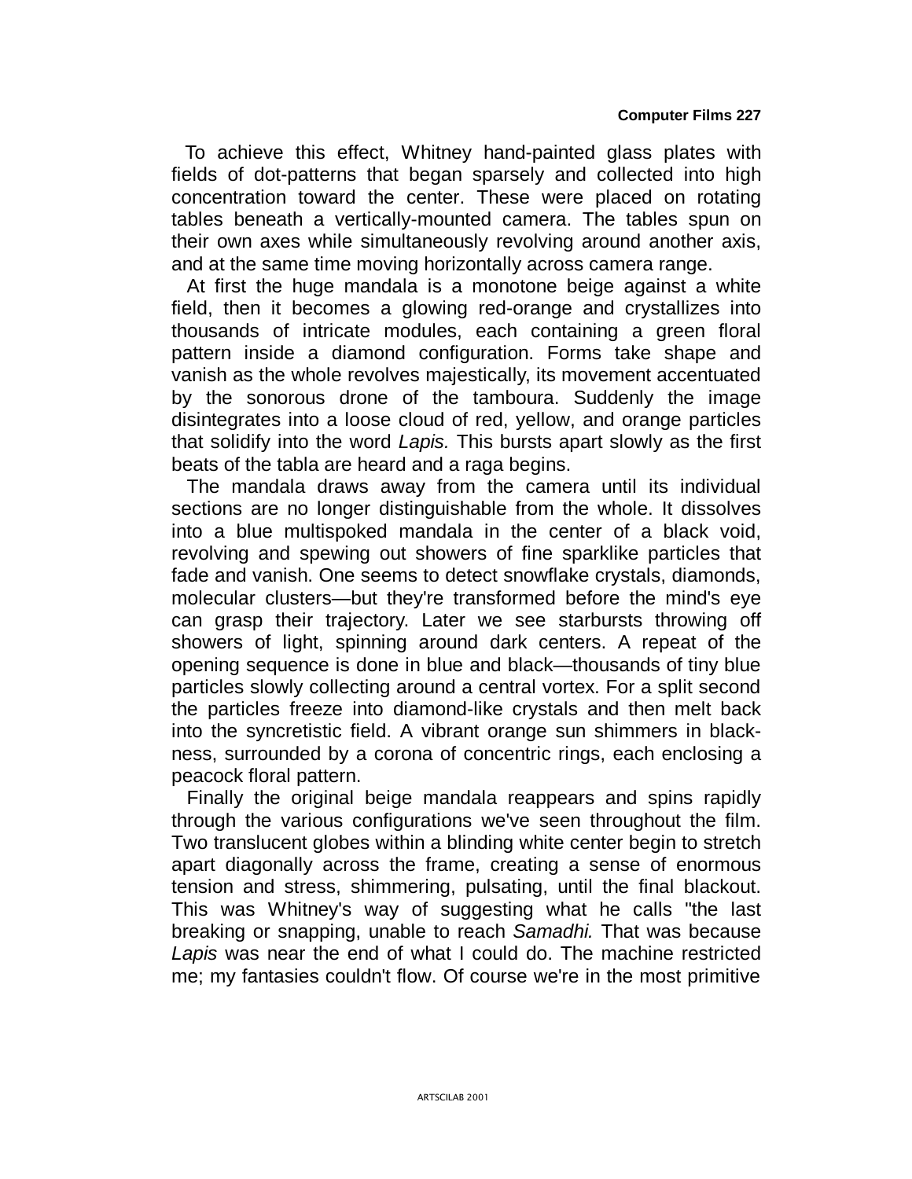To achieve this effect, Whitney hand-painted glass plates with fields of dot-patterns that began sparsely and collected into high concentration toward the center. These were placed on rotating tables beneath a vertically-mounted camera. The tables spun on their own axes while simultaneously revolving around another axis, and at the same time moving horizontally across camera range.

At first the huge mandala is a monotone beige against a white field, then it becomes a glowing red-orange and crystallizes into thousands of intricate modules, each containing a green floral pattern inside a diamond configuration. Forms take shape and vanish as the whole revolves majestically, its movement accentuated by the sonorous drone of the tamboura. Suddenly the image disintegrates into a loose cloud of red, yellow, and orange particles that solidify into the word *Lapis.* This bursts apart slowly as the first beats of the tabla are heard and a raga begins.

The mandala draws away from the camera until its individual sections are no longer distinguishable from the whole. It dissolves into a blue multispoked mandala in the center of a black void, revolving and spewing out showers of fine sparklike particles that fade and vanish. One seems to detect snowflake crystals, diamonds, molecular clusters—but they're transformed before the mind's eye can grasp their trajectory. Later we see starbursts throwing off showers of light, spinning around dark centers. A repeat of the opening sequence is done in blue and black—thousands of tiny blue particles slowly collecting around a central vortex. For a split second the particles freeze into diamond-like crystals and then melt back into the syncretistic field. A vibrant orange sun shimmers in blackness, surrounded by a corona of concentric rings, each enclosing a peacock floral pattern.

Finally the original beige mandala reappears and spins rapidly through the various configurations we've seen throughout the film. Two translucent globes within a blinding white center begin to stretch apart diagonally across the frame, creating a sense of enormous tension and stress, shimmering, pulsating, until the final blackout. This was Whitney's way of suggesting what he calls "the last breaking or snapping, unable to reach *Samadhi.* That was because *Lapis* was near the end of what I could do. The machine restricted me; my fantasies couldn't flow. Of course we're in the most primitive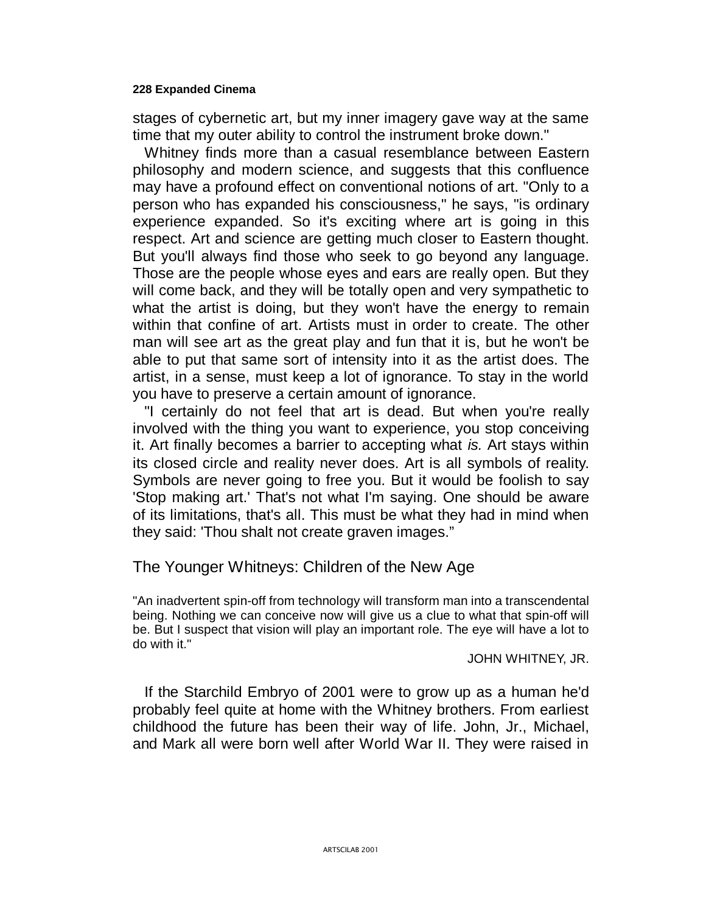stages of cybernetic art, but my inner imagery gave way at the same time that my outer ability to control the instrument broke down."

Whitney finds more than a casual resemblance between Eastern philosophy and modern science, and suggests that this confluence may have a profound effect on conventional notions of art. "Only to a person who has expanded his consciousness," he says, "is ordinary experience expanded. So it's exciting where art is going in this respect. Art and science are getting much closer to Eastern thought. But you'll always find those who seek to go beyond any language. Those are the people whose eyes and ears are really open. But they will come back, and they will be totally open and very sympathetic to what the artist is doing, but they won't have the energy to remain within that confine of art. Artists must in order to create. The other man will see art as the great play and fun that it is, but he won't be able to put that same sort of intensity into it as the artist does. The artist, in a sense, must keep a lot of ignorance. To stay in the world you have to preserve a certain amount of ignorance.

"I certainly do not feel that art is dead. But when you're really involved with the thing you want to experience, you stop conceiving it. Art finally becomes a barrier to accepting what *is.* Art stays within its closed circle and reality never does. Art is all symbols of reality. Symbols are never going to free you. But it would be foolish to say 'Stop making art.' That's not what I'm saying. One should be aware of its limitations, that's all. This must be what they had in mind when they said: 'Thou shalt not create graven images."

## The Younger Whitneys: Children of the New Age

"An inadvertent spin-off from technology will transform man into a transcendental being. Nothing we can conceive now will give us a clue to what that spin-off will be. But I suspect that vision will play an important role. The eye will have a lot to do with it."

JOHN WHITNEY, JR.

If the Starchild Embryo of 2001 were to grow up as a human he'd probably feel quite at home with the Whitney brothers. From earliest childhood the future has been their way of life. John, Jr., Michael, and Mark all were born well after World War II. They were raised in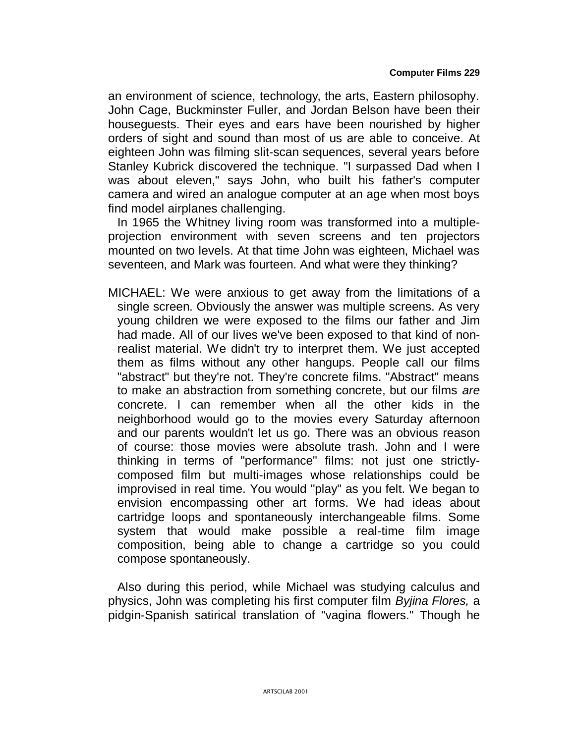an environment of science, technology, the arts, Eastern philosophy. John Cage, Buckminster Fuller, and Jordan Belson have been their houseguests. Their eyes and ears have been nourished by higher orders of sight and sound than most of us are able to conceive. At eighteen John was filming slit-scan sequences, several years before Stanley Kubrick discovered the technique. "I surpassed Dad when I was about eleven," says John, who built his father's computer camera and wired an analogue computer at an age when most boys find model airplanes challenging.

In 1965 the Whitney living room was transformed into a multiple-projection environment with seven screens and ten projectors mounted on two levels. At that time John was eighteen, Michael was seventeen, and Mark was fourteen. And what were they thinking?

MICHAEL: We were anxious to get away from the limitations of a single screen. Obviously the answer was multiple screens. As very young children we were exposed to the films our father and Jim had made. All of our lives we've been exposed to that kind of non-realist material. We didn't try to interpret them. We just accepted them as films without any other hangups. People call our films "abstract" but they're not. They're concrete films. "Abstract" means to make an abstraction from something concrete, but our films *are* concrete. I can remember when all the other kids in the neighborhood would go to the movies every Saturday afternoon and our parents wouldn't let us go. There was an obvious reason of course: those movies were absolute trash. John and I were thinking in terms of "performance" films: not just one strictly-composed film but multi-images whose relationships could be improvised in real time. You would "play" as you felt. We began to envision encompassing other art forms. We had ideas about cartridge loops and spontaneously interchangeable films. Some system that would make possible a real-time film image composition, being able to change a cartridge so you could compose spontaneously.

Also during this period, while Michael was studying calculus and physics, John was completing his first computer film *Byjina Flores,* a pidgin-Spanish satirical translation of "vagina flowers." Though he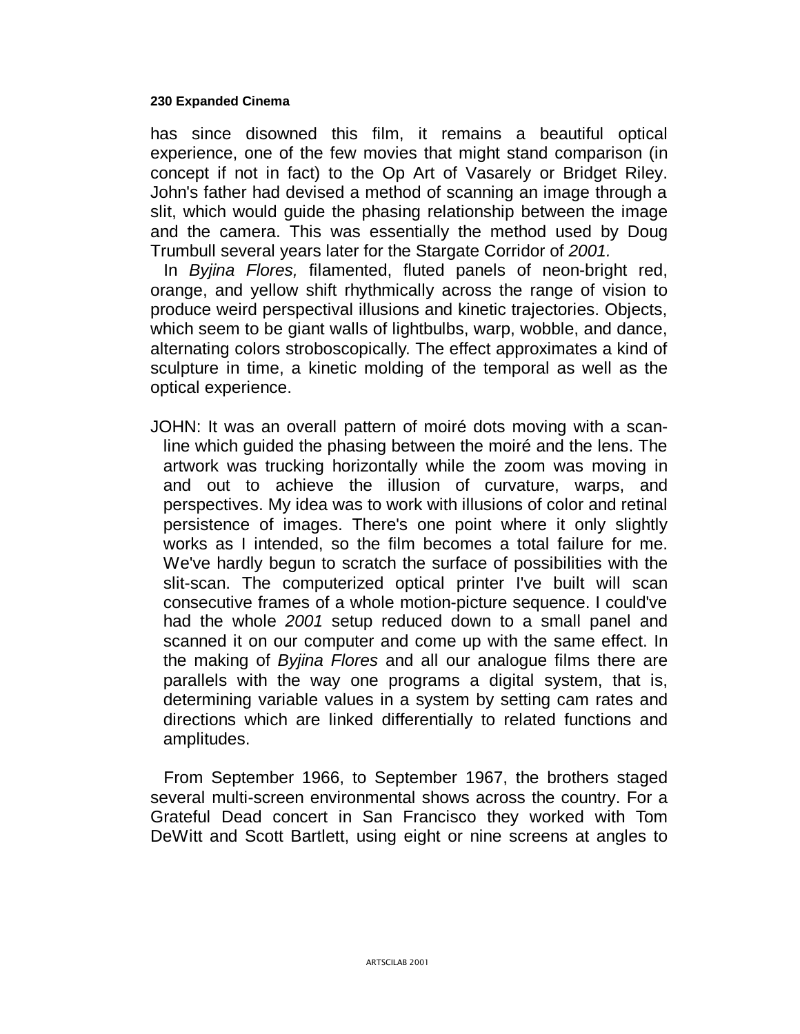has since disowned this film, it remains a beautiful optical experience, one of the few movies that might stand comparison (in concept if not in fact) to the Op Art of Vasarely or Bridget Riley. John's father had devised a method of scanning an image through a slit, which would guide the phasing relationship between the image and the camera. This was essentially the method used by Doug Trumbull several years later for the Stargate Corridor of *2001.*

In *Byjina Flores,* filamented, fluted panels of neon-bright red, orange, and yellow shift rhythmically across the range of vision to produce weird perspectival illusions and kinetic trajectories. Objects, which seem to be giant walls of lightbulbs, warp, wobble, and dance, alternating colors stroboscopically. The effect approximates a kind of sculpture in time, a kinetic molding of the temporal as well as the optical experience.

JOHN: It was an overall pattern of moiré dots moving with a scan-line which guided the phasing between the moiré and the lens. The artwork was trucking horizontally while the zoom was moving in and out to achieve the illusion of curvature, warps, and perspectives. My idea was to work with illusions of color and retinal persistence of images. There's one point where it only slightly works as I intended, so the film becomes a total failure for me. We've hardly begun to scratch the surface of possibilities with the slit-scan. The computerized optical printer I've built will scan consecutive frames of a whole motion-picture sequence. I could've had the whole *2001* setup reduced down to a small panel and scanned it on our computer and come up with the same effect. In the making of *Byjina Flores* and all our analogue films there are parallels with the way one programs a digital system, that is, determining variable values in a system by setting cam rates and directions which are linked differentially to related functions and amplitudes.

From September 1966, to September 1967, the brothers staged several multi-screen environmental shows across the country. For a Grateful Dead concert in San Francisco they worked with Tom DeWitt and Scott Bartlett, using eight or nine screens at angles to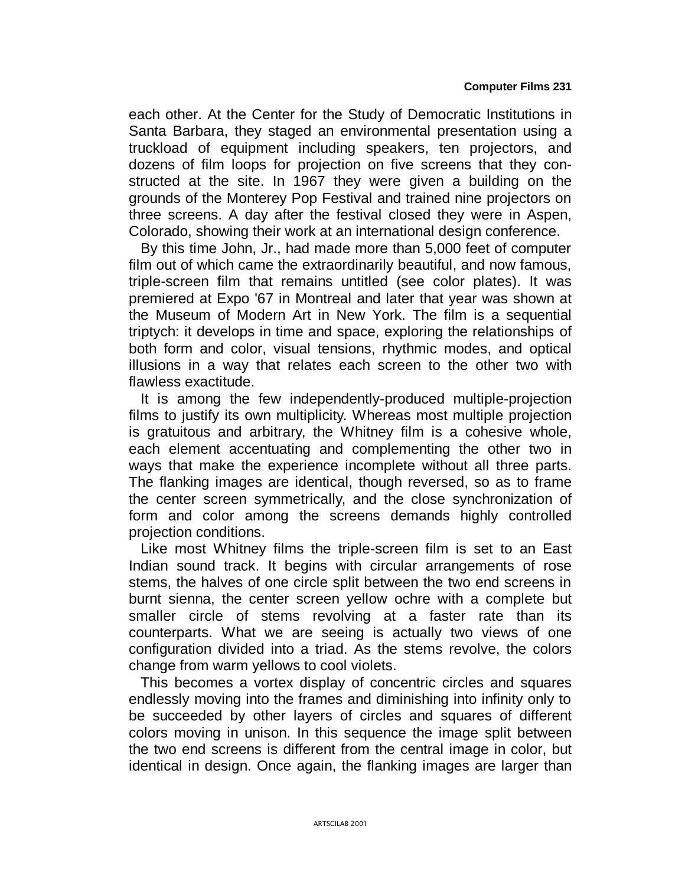each other. At the Center for the Study of Democratic Institutions in Santa Barbara, they staged an environmental presentation using a truckload of equipment including speakers, ten projectors, and dozens of film loops for projection on five screens that they constructed at the site. In 1967 they were given a building on the grounds of the Monterey Pop Festival and trained nine projectors on three screens. A day after the festival closed they were in Aspen, Colorado, showing their work at an international design conference.

By this time John, Jr., had made more than 5,000 feet of computer film out of which came the extraordinarily beautiful, and now famous, triple-screen film that remains untitled (see color plates). It was premiered at Expo '67 in Montreal and later that year was shown at the Museum of Modern Art in New York. The film is a sequential triptych: it develops in time and space, exploring the relationships of both form and color, visual tensions, rhythmic modes, and optical illusions in a way that relates each screen to the other two with flawless exactitude.

It is among the few independently-produced multiple-projection films to justify its own multiplicity. Whereas most multiple projection is gratuitous and arbitrary, the Whitney film is a cohesive whole, each element accentuating and complementing the other two in ways that make the experience incomplete without all three parts. The flanking images are identical, though reversed, so as to frame the center screen symmetrically, and the close synchronization of form and color among the screens demands highly controlled projection conditions.

Like most Whitney films the triple-screen film is set to an East Indian sound track. It begins with circular arrangements of rose stems, the halves of one circle split between the two end screens in burnt sienna, the center screen yellow ochre with a complete but smaller circle of stems revolving at a faster rate than its counterparts. What we are seeing is actually two views of one configuration divided into a triad. As the stems revolve, the colors change from warm yellows to cool violets.

This becomes a vortex display of concentric circles and squares endlessly moving into the frames and diminishing into infinity only to be succeeded by other layers of circles and squares of different colors moving in unison. In this sequence the image split between the two end screens is different from the central image in color, but identical in design. Once again, the flanking images are larger than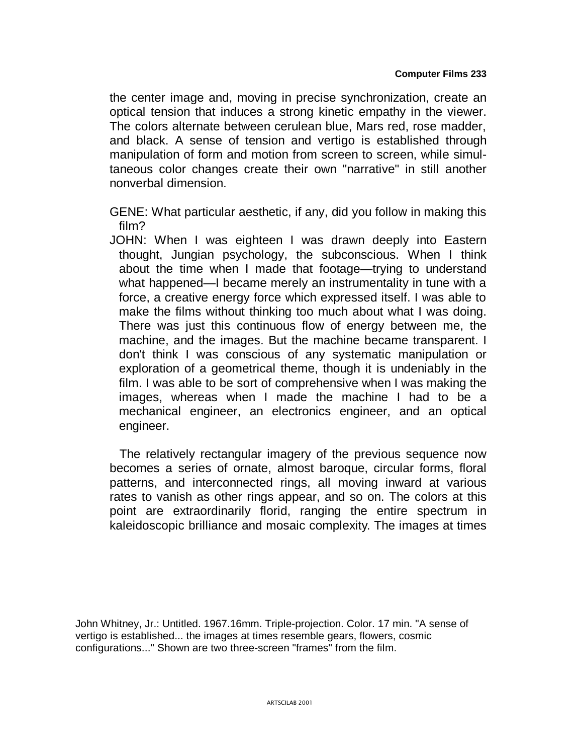the center image and, moving in precise synchronization, create an optical tension that induces a strong kinetic empathy in the viewer. The colors alternate between cerulean blue, Mars red, rose madder, and black. A sense of tension and vertigo is established through manipulation of form and motion from screen to screen, while simultaneous color changes create their own "narrative" in still another nonverbal dimension.

GENE: What particular aesthetic, if any, did you follow in making this film?

JOHN: When I was eighteen I was drawn deeply into Eastern thought, Jungian psychology, the subconscious. When I think about the time when I made that footage—trying to understand what happened—I became merely an instrumentality in tune with a force, a creative energy force which expressed itself. I was able to make the films without thinking too much about what I was doing. There was just this continuous flow of energy between me, the machine, and the images. But the machine became transparent. I don't think I was conscious of any systematic manipulation or exploration of a geometrical theme, though it is undeniably in the film. I was able to be sort of comprehensive when I was making the images, whereas when I made the machine I had to be a mechanical engineer, an electronics engineer, and an optical engineer.

The relatively rectangular imagery of the previous sequence now becomes a series of ornate, almost baroque, circular forms, floral patterns, and interconnected rings, all moving inward at various rates to vanish as other rings appear, and so on. The colors at this point are extraordinarily florid, ranging the entire spectrum in kaleidoscopic brilliance and mosaic complexity. The images at times

John Whitney, Jr.: Untitled. 1967.16mm. Triple-projection. Color. 17 min. "A sense of vertigo is established... the images at times resemble gears, flowers, cosmic configurations..." Shown are two three-screen "frames" from the film.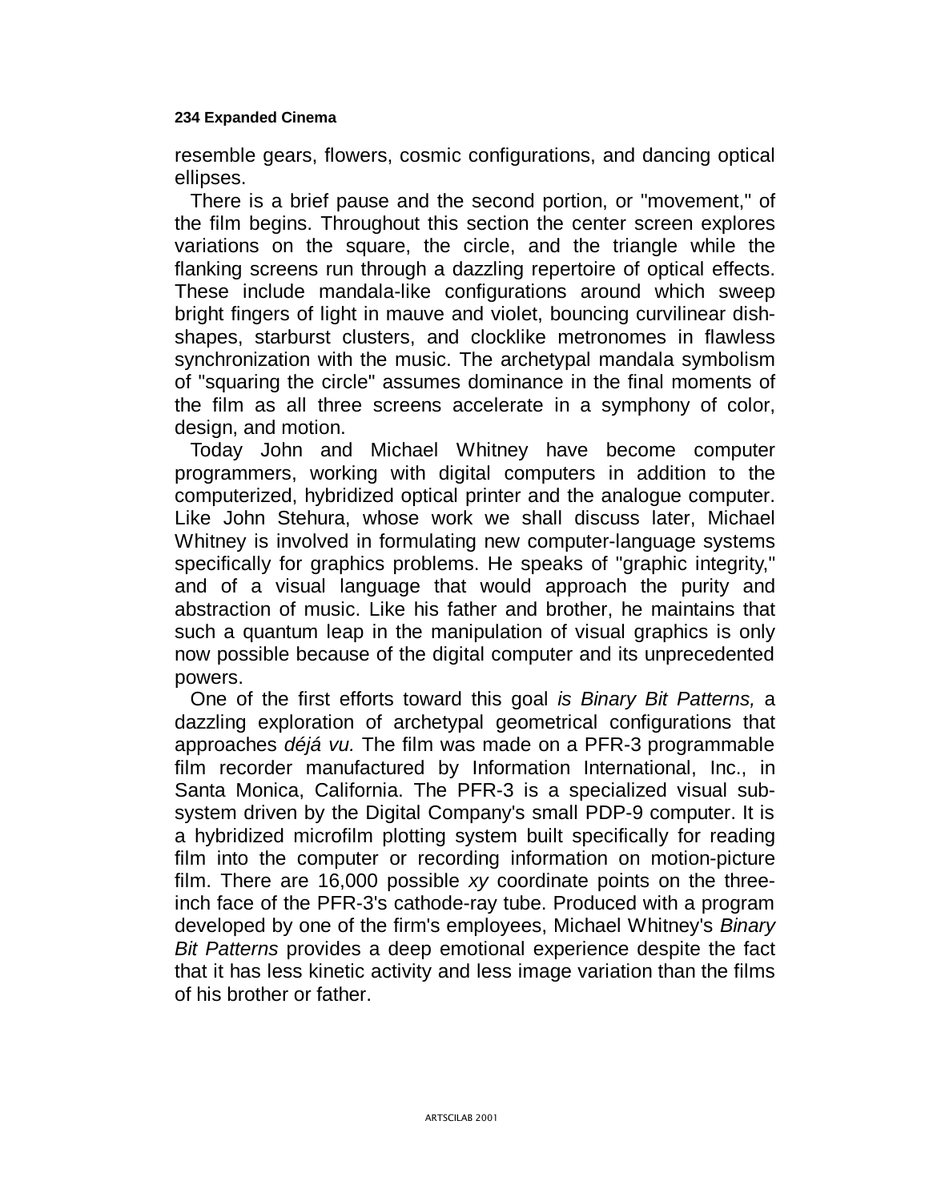resemble gears, flowers, cosmic configurations, and dancing optical ellipses.

There is a brief pause and the second portion, or "movement," of the film begins. Throughout this section the center screen explores variations on the square, the circle, and the triangle while the flanking screens run through a dazzling repertoire of optical effects. These include mandala-like configurations around which sweep bright fingers of light in mauve and violet, bouncing curvilinear dish-shapes, starburst clusters, and clocklike metronomes in flawless synchronization with the music. The archetypal mandala symbolism of "squaring the circle" assumes dominance in the final moments of the film as all three screens accelerate in a symphony of color, design, and motion.

Today John and Michael Whitney have become computer programmers, working with digital computers in addition to the computerized, hybridized optical printer and the analogue computer. Like John Stehura, whose work we shall discuss later, Michael Whitney is involved in formulating new computer-language systems specifically for graphics problems. He speaks of "graphic integrity," and of a visual language that would approach the purity and abstraction of music. Like his father and brother, he maintains that such a quantum leap in the manipulation of visual graphics is only now possible because of the digital computer and its unprecedented powers.

One of the first efforts toward this goal *is Binary Bit Patterns,* a dazzling exploration of archetypal geometrical configurations that approaches *déjá vu.* The film was made on a PFR-3 programmable film recorder manufactured by Information International, Inc., in Santa Monica, California. The PFR-3 is a specialized visual sub-system driven by the Digital Company's small PDP-9 computer. It is a hybridized microfilm plotting system built specifically for reading film into the computer or recording information on motion-picture film. There are 16,000 possible *xy* coordinate points on the three-inch face of the PFR-3's cathode-ray tube. Produced with a program developed by one of the firm's employees, Michael Whitney's *Binary Bit Patterns* provides a deep emotional experience despite the fact that it has less kinetic activity and less image variation than the films of his brother or father.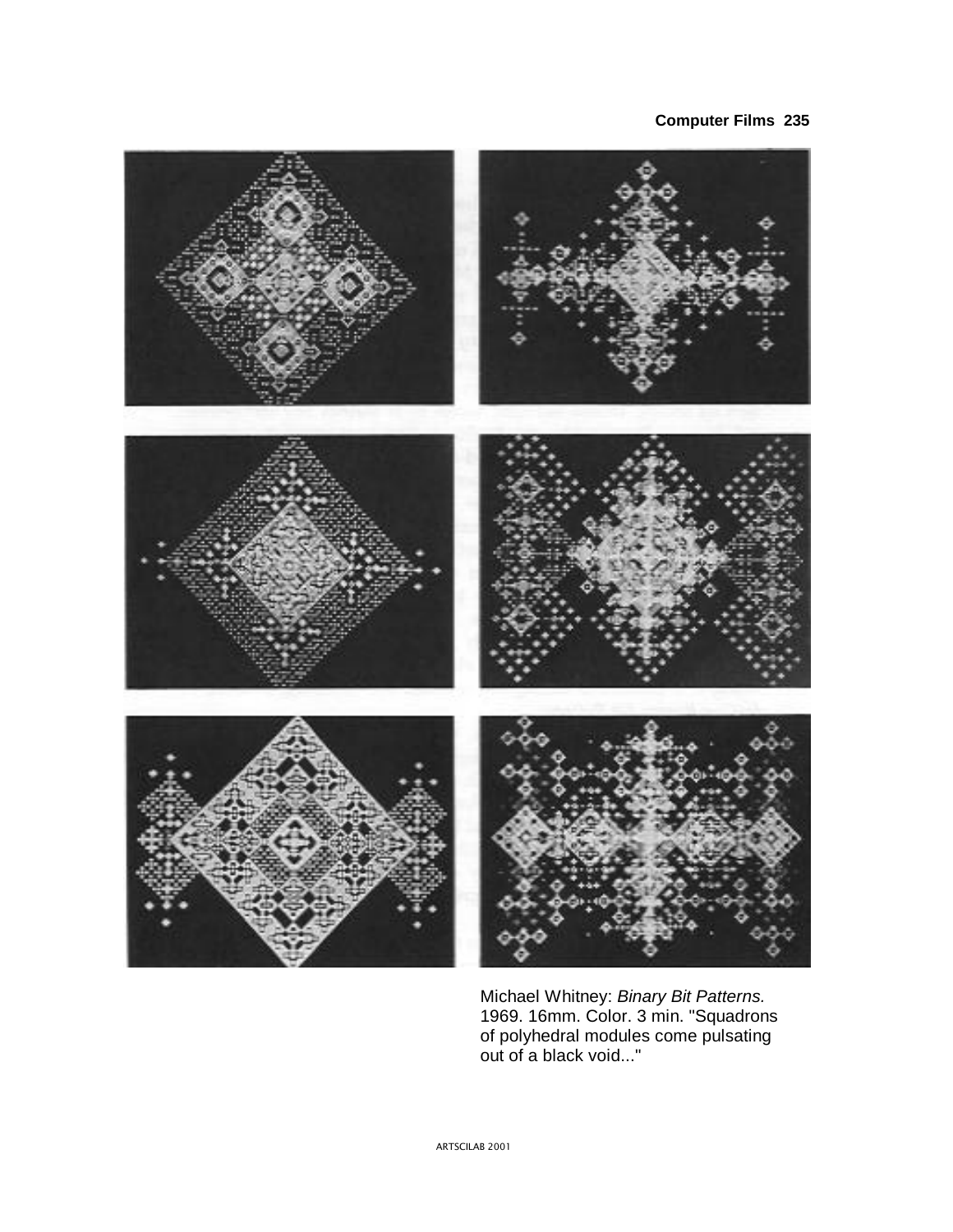Michael Whitney: *Binary Bit Patterns.* 1969. 16mm. Color. 3 min. "Squadrons of polyhedral modules come pulsating out of a black void..."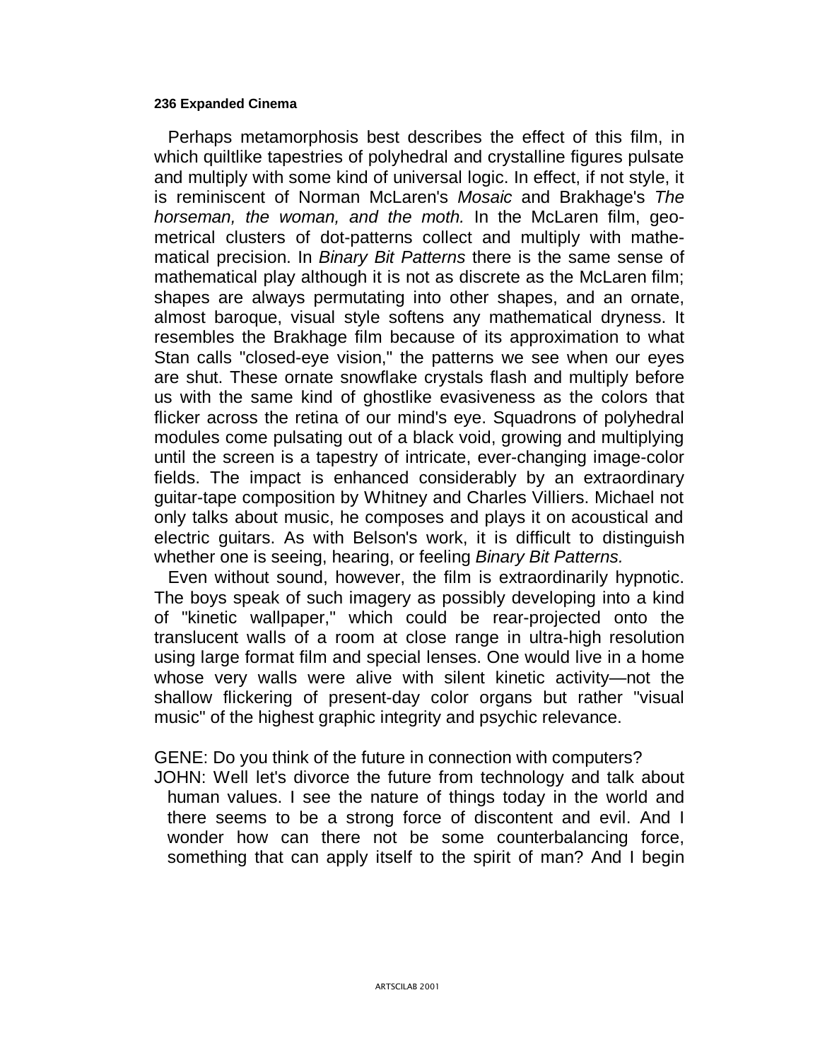Perhaps metamorphosis best describes the effect of this film, in which quiltlike tapestries of polyhedral and crystalline figures pulsate and multiply with some kind of universal logic. In effect, if not style, it is reminiscent of Norman McLaren's *Mosaic* and Brakhage's *The horseman, the woman, and the moth.* In the McLaren film, geometrical clusters of dot-patterns collect and multiply with mathematical precision. In *Binary Bit Patterns* there is the same sense of mathematical play although it is not as discrete as the McLaren film; shapes are always permutating into other shapes, and an ornate, almost baroque, visual style softens any mathematical dryness. It resembles the Brakhage film because of its approximation to what Stan calls "closed-eye vision," the patterns we see when our eyes are shut. These ornate snowflake crystals flash and multiply before us with the same kind of ghostlike evasiveness as the colors that flicker across the retina of our mind's eye. Squadrons of polyhedral modules come pulsating out of a black void, growing and multiplying until the screen is a tapestry of intricate, ever-changing image-color fields. The impact is enhanced considerably by an extraordinary guitar-tape composition by Whitney and Charles Villiers. Michael not only talks about music, he composes and plays it on acoustical and electric guitars. As with Belson's work, it is difficult to distinguish whether one is seeing, hearing, or feeling *Binary Bit Patterns.*

Even without sound, however, the film is extraordinarily hypnotic. The boys speak of such imagery as possibly developing into a kind of "kinetic wallpaper," which could be rear-projected onto the translucent walls of a room at close range in ultra-high resolution using large format film and special lenses. One would live in a home whose very walls were alive with silent kinetic activity—not the shallow flickering of present-day color organs but rather "visual music" of the highest graphic integrity and psychic relevance.

GENE: Do you think of the future in connection with computers?

JOHN: Well let's divorce the future from technology and talk about human values. I see the nature of things today in the world and there seems to be a strong force of discontent and evil. And I wonder how can there not be some counterbalancing force, something that can apply itself to the spirit of man? And I begin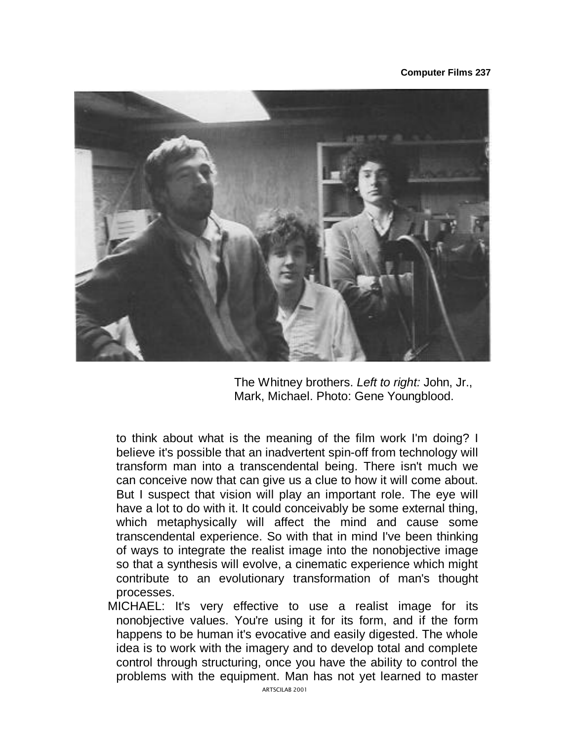The Whitney brothers. *Left to right:* John, Jr., Mark, Michael. Photo: Gene Youngblood.

to think about what is the meaning of the film work I'm doing? I believe it's possible that an inadvertent spin-off from technology will transform man into a transcendental being. There isn't much we can conceive now that can give us a clue to how it will come about. But I suspect that vision will play an important role. The eye will have a lot to do with it. It could conceivably be some external thing, which metaphysically will affect the mind and cause some transcendental experience. So with that in mind I've been thinking of ways to integrate the realist image into the nonobjective image so that a synthesis will evolve, a cinematic experience which might contribute to an evolutionary transformation of man's thought processes.

MICHAEL: It's very effective to use a realist image for its nonobjective values. You're using it for its form, and if the form happens to be human it's evocative and easily digested. The whole idea is to work with the imagery and to develop total and complete control through structuring, once you have the ability to control the problems with the equipment. Man has not yet learned to master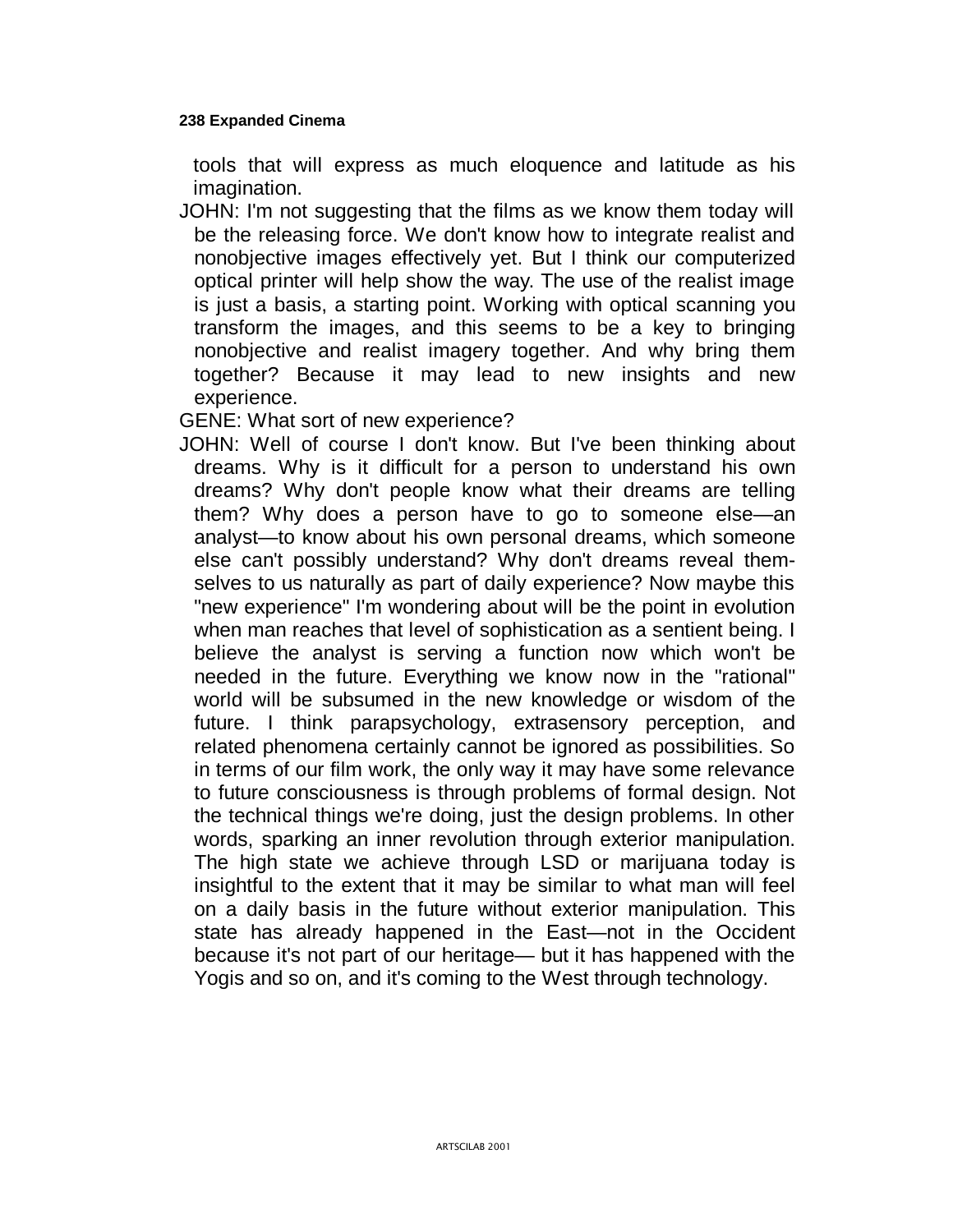tools that will express as much eloquence and latitude as his imagination.

JOHN: I'm not suggesting that the films as we know them today will be the releasing force. We don't know how to integrate realist and nonobjective images effectively yet. But I think our computerized optical printer will help show the way. The use of the realist image is just a basis, a starting point. Working with optical scanning you transform the images, and this seems to be a key to bringing nonobjective and realist imagery together. And why bring them together? Because it may lead to new insights and new experience.

GENE: What sort of new experience?

JOHN: Well of course I don't know. But I've been thinking about dreams. Why is it difficult for a person to understand his own dreams? Why don't people know what their dreams are telling them? Why does a person have to go to someone else—an analyst—to know about his own personal dreams, which someone else can't possibly understand? Why don't dreams reveal themselves to us naturally as part of daily experience? Now maybe this "new experience" I'm wondering about will be the point in evolution when man reaches that level of sophistication as a sentient being. I believe the analyst is serving a function now which won't be needed in the future. Everything we know now in the "rational" world will be subsumed in the new knowledge or wisdom of the future. I think parapsychology, extrasensory perception, and related phenomena certainly cannot be ignored as possibilities. So in terms of our film work, the only way it may have some relevance to future consciousness is through problems of formal design. Not the technical things we're doing, just the design problems. In other words, sparking an inner revolution through exterior manipulation. The high state we achieve through LSD or marijuana today is insightful to the extent that it may be similar to what man will feel on a daily basis in the future without exterior manipulation. This state has already happened in the East—not in the Occident because it's not part of our heritage— but it has happened with the Yogis and so on, and it's coming to the West through technology.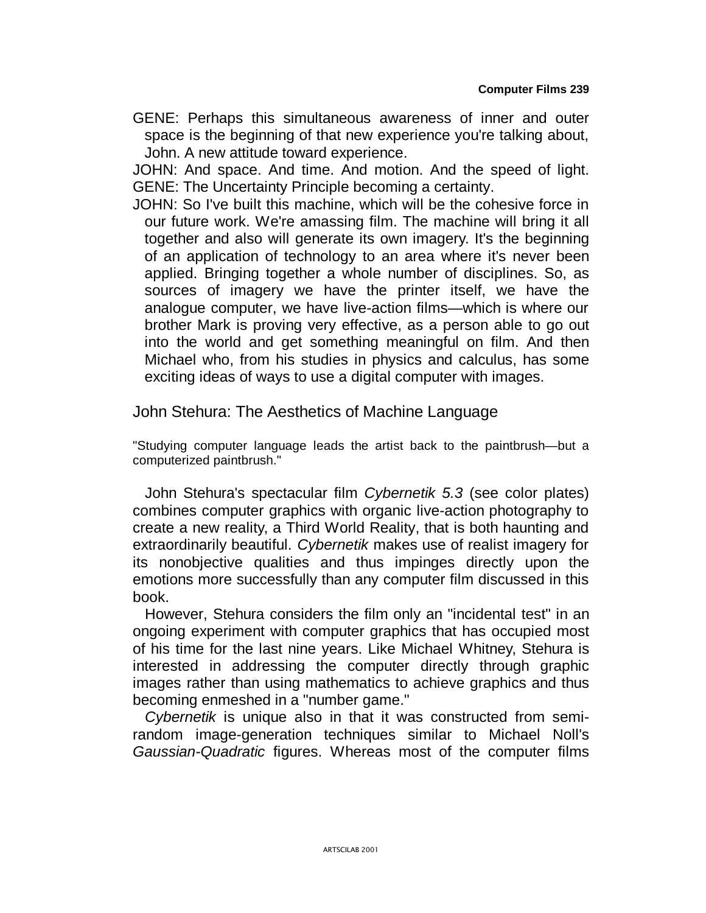GENE: Perhaps this simultaneous awareness of inner and outer space is the beginning of that new experience you're talking about, John. A new attitude toward experience.

JOHN: And space. And time. And motion. And the speed of light.

GENE: The Uncertainty Principle becoming a certainty.

JOHN: So I've built this machine, which will be the cohesive force in our future work. We're amassing film. The machine will bring it all together and also will generate its own imagery. It's the beginning of an application of technology to an area where it's never been applied. Bringing together a whole number of disciplines. So, as sources of imagery we have the printer itself, we have the analogue computer, we have live-action films—which is where our brother Mark is proving very effective, as a person able to go out into the world and get something meaningful on film. And then Michael who, from his studies in physics and calculus, has some exciting ideas of ways to use a digital computer with images.

## John Stehura: The Aesthetics of Machine Language

"Studying computer language leads the artist back to the paintbrush—but a computerized paintbrush."

John Stehura's spectacular film *Cybernetik 5.3* (see color plates) combines computer graphics with organic live-action photography to create a new reality, a Third World Reality, that is both haunting and extraordinarily beautiful. *Cybernetik* makes use of realist imagery for its nonobjective qualities and thus impinges directly upon the emotions more successfully than any computer film discussed in this book.

However, Stehura considers the film only an "incidental test" in an ongoing experiment with computer graphics that has occupied most of his time for the last nine years. Like Michael Whitney, Stehura is interested in addressing the computer directly through graphic images rather than using mathematics to achieve graphics and thus becoming enmeshed in a "number game."

*Cybernetik* is unique also in that it was constructed from semi-random image-generation techniques similar to Michael Noll's *Gaussian-Quadratic* figures. Whereas most of the computer films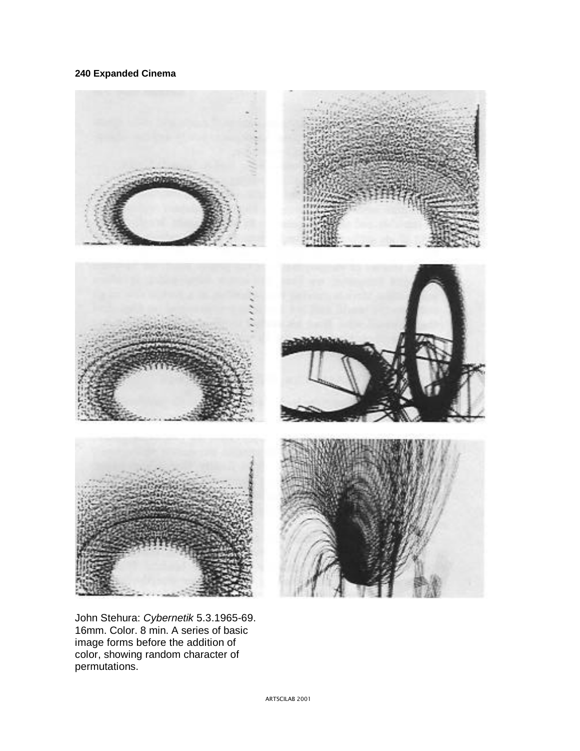John Stehura: *Cybernetik* 5.3.1965-69. 16mm. Color. 8 min. A series of basic image forms before the addition of color, showing random character of permutations.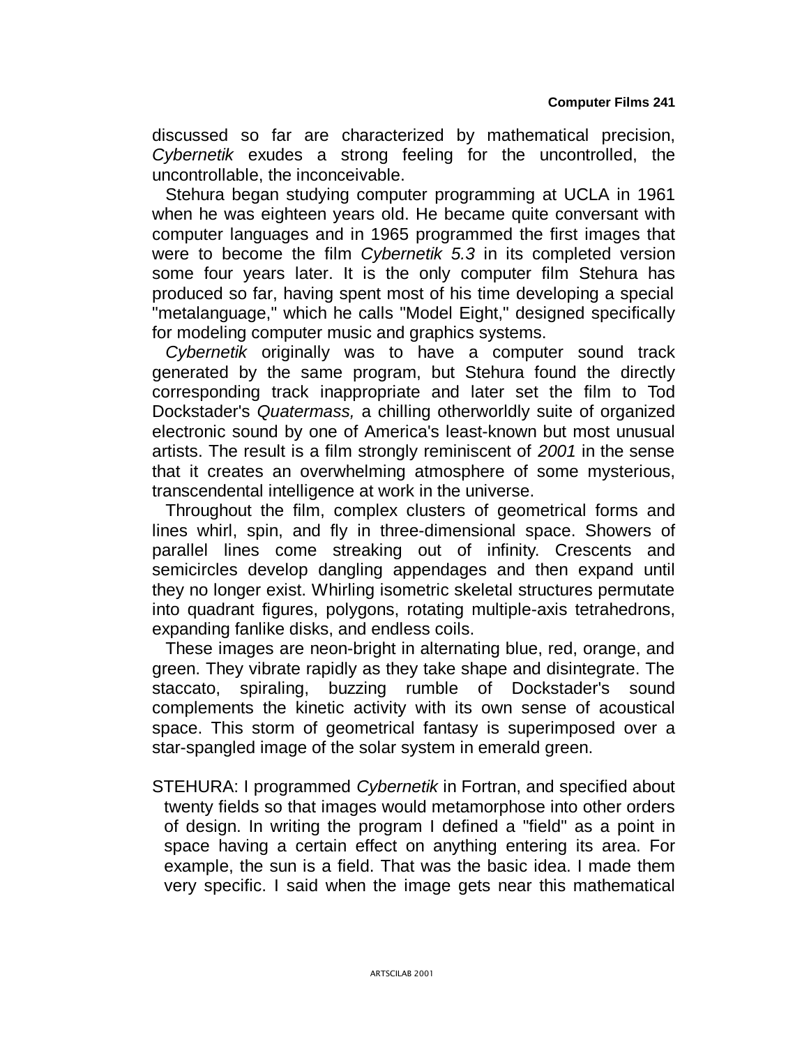discussed so far are characterized by mathematical precision, *Cybernetik* exudes a strong feeling for the uncontrolled, the uncontrollable, the inconceivable.

Stehura began studying computer programming at UCLA in 1961 when he was eighteen years old. He became quite conversant with computer languages and in 1965 programmed the first images that were to become the film *Cybernetik 5.3* in its completed version some four years later. It is the only computer film Stehura has produced so far, having spent most of his time developing a special "metalanguage," which he calls "Model Eight," designed specifically for modeling computer music and graphics systems.

*Cybernetik* originally was to have a computer sound track generated by the same program, but Stehura found the directly corresponding track inappropriate and later set the film to Tod Dockstader's *Quatermass,* a chilling otherworldly suite of organized electronic sound by one of America's least-known but most unusual artists. The result is a film strongly reminiscent of *2001* in the sense that it creates an overwhelming atmosphere of some mysterious, transcendental intelligence at work in the universe.

Throughout the film, complex clusters of geometrical forms and lines whirl, spin, and fly in three-dimensional space. Showers of parallel lines come streaking out of infinity. Crescents and semicircles develop dangling appendages and then expand until they no longer exist. Whirling isometric skeletal structures permutate into quadrant figures, polygons, rotating multiple-axis tetrahedrons, expanding fanlike disks, and endless coils.

These images are neon-bright in alternating blue, red, orange, and green. They vibrate rapidly as they take shape and disintegrate. The staccato, spiraling, buzzing rumble of Dockstader's sound complements the kinetic activity with its own sense of acoustical space. This storm of geometrical fantasy is superimposed over a star-spangled image of the solar system in emerald green.

STEHURA: I programmed *Cybernetik* in Fortran, and specified about twenty fields so that images would metamorphose into other orders of design. In writing the program I defined a "field" as a point in space having a certain effect on anything entering its area. For example, the sun is a field. That was the basic idea. I made them very specific. I said when the image gets near this mathematical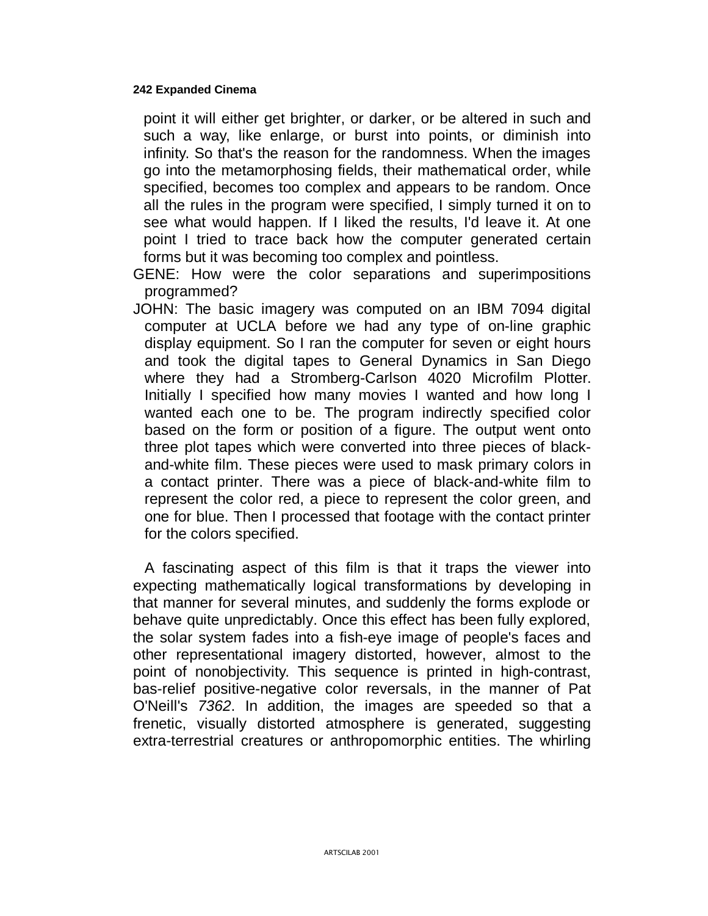point it will either get brighter, or darker, or be altered in such and such a way, like enlarge, or burst into points, or diminish into infinity. So that's the reason for the randomness. When the images go into the metamorphosing fields, their mathematical order, while specified, becomes too complex and appears to be random. Once all the rules in the program were specified, I simply turned it on to see what would happen. If I liked the results, I'd leave it. At one point I tried to trace back how the computer generated certain forms but it was becoming too complex and pointless.

GENE: How were the color separations and superimpositions programmed?

JOHN: The basic imagery was computed on an IBM 7094 digital computer at UCLA before we had any type of on-line graphic display equipment. So I ran the computer for seven or eight hours and took the digital tapes to General Dynamics in San Diego where they had a Stromberg-Carlson 4020 Microfilm Plotter. Initially I specified how many movies I wanted and how long I wanted each one to be. The program indirectly specified color based on the form or position of a figure. The output went onto three plot tapes which were converted into three pieces of black-and-white film. These pieces were used to mask primary colors in a contact printer. There was a piece of black-and-white film to represent the color red, a piece to represent the color green, and one for blue. Then I processed that footage with the contact printer for the colors specified.

A fascinating aspect of this film is that it traps the viewer into expecting mathematically logical transformations by developing in that manner for several minutes, and suddenly the forms explode or behave quite unpredictably. Once this effect has been fully explored, the solar system fades into a fish-eye image of people's faces and other representational imagery distorted, however, almost to the point of nonobjectivity. This sequence is printed in high-contrast, bas-relief positive-negative color reversals, in the manner of Pat O'Neill's *7362*. In addition, the images are speeded so that a frenetic, visually distorted atmosphere is generated, suggesting extra-terrestrial creatures or anthropomorphic entities. The whirling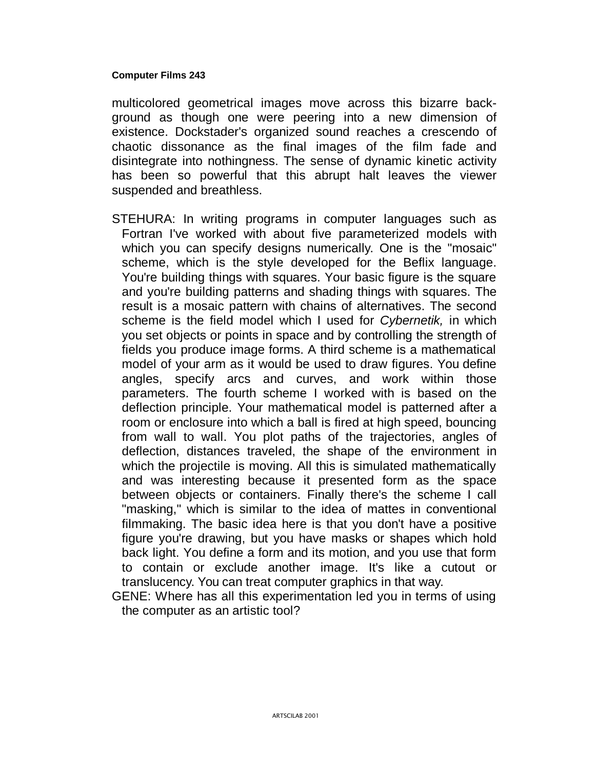multicolored geometrical images move across this bizarre background as though one were peering into a new dimension of existence. Dockstader's organized sound reaches a crescendo of chaotic dissonance as the final images of the film fade and disintegrate into nothingness. The sense of dynamic kinetic activity has been so powerful that this abrupt halt leaves the viewer suspended and breathless.

STEHURA: In writing programs in computer languages such as Fortran I've worked with about five parameterized models with which you can specify designs numerically. One is the "mosaic" scheme, which is the style developed for the Beflix language. You're building things with squares. Your basic figure is the square and you're building patterns and shading things with squares. The result is a mosaic pattern with chains of alternatives. The second scheme is the field model which I used for *Cybernetik,* in which you set objects or points in space and by controlling the strength of fields you produce image forms. A third scheme is a mathematical model of your arm as it would be used to draw figures. You define angles, specify arcs and curves, and work within those parameters. The fourth scheme I worked with is based on the deflection principle. Your mathematical model is patterned after a room or enclosure into which a ball is fired at high speed, bouncing from wall to wall. You plot paths of the trajectories, angles of deflection, distances traveled, the shape of the environment in which the projectile is moving. All this is simulated mathematically and was interesting because it presented form as the space between objects or containers. Finally there's the scheme I call "masking," which is similar to the idea of mattes in conventional filmmaking. The basic idea here is that you don't have a positive figure you're drawing, but you have masks or shapes which hold back light. You define a form and its motion, and you use that form to contain or exclude another image. It's like a cutout or translucency. You can treat computer graphics in that way.

GENE: Where has all this experimentation led you in terms of using the computer as an artistic tool?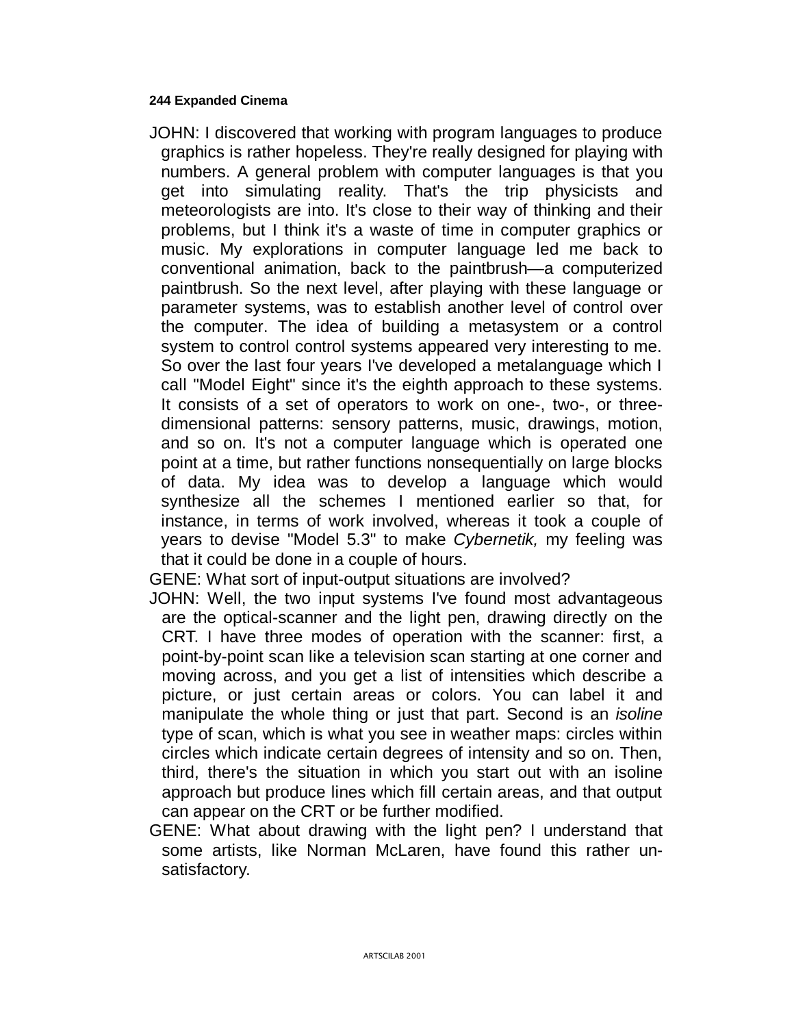JOHN: I discovered that working with program languages to produce graphics is rather hopeless. They're really designed for playing with numbers. A general problem with computer languages is that you get into simulating reality. That's the trip physicists and meteorologists are into. It's close to their way of thinking and their problems, but I think it's a waste of time in computer graphics or music. My explorations in computer language led me back to conventional animation, back to the paintbrush—a computerized paintbrush. So the next level, after playing with these language or parameter systems, was to establish another level of control over the computer. The idea of building a metasystem or a control system to control control systems appeared very interesting to me. So over the last four years I've developed a metalanguage which I call "Model Eight" since it's the eighth approach to these systems. It consists of a set of operators to work on one-, two-, or three-dimensional patterns: sensory patterns, music, drawings, motion, and so on. It's not a computer language which is operated one point at a time, but rather functions nonsequentially on large blocks of data. My idea was to develop a language which would synthesize all the schemes I mentioned earlier so that, for instance, in terms of work involved, whereas it took a couple of years to devise "Model 5.3" to make *Cybernetik,* my feeling was that it could be done in a couple of hours.

GENE: What sort of input-output situations are involved?

JOHN: Well, the two input systems I've found most advantageous are the optical-scanner and the light pen, drawing directly on the CRT. I have three modes of operation with the scanner: first, a point-by-point scan like a television scan starting at one corner and moving across, and you get a list of intensities which describe a picture, or just certain areas or colors. You can label it and manipulate the whole thing or just that part. Second is an *isoline* type of scan, which is what you see in weather maps: circles within circles which indicate certain degrees of intensity and so on. Then, third, there's the situation in which you start out with an isoline approach but produce lines which fill certain areas, and that output can appear on the CRT or be further modified.

GENE: What about drawing with the light pen? I understand that some artists, like Norman McLaren, have found this rather unsatisfactory.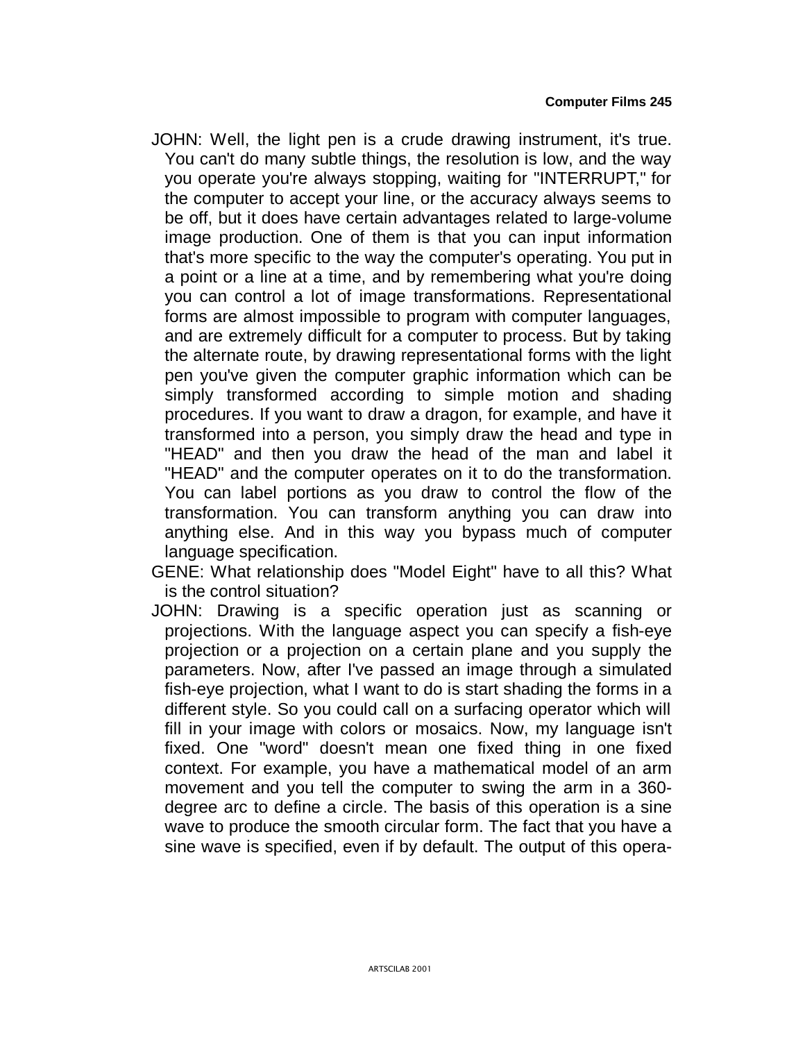JOHN: Well, the light pen is a crude drawing instrument, it's true. You can't do many subtle things, the resolution is low, and the way you operate you're always stopping, waiting for "INTERRUPT," for the computer to accept your line, or the accuracy always seems to be off, but it does have certain advantages related to large-volume image production. One of them is that you can input information that's more specific to the way the computer's operating. You put in a point or a line at a time, and by remembering what you're doing you can control a lot of image transformations. Representational forms are almost impossible to program with computer languages, and are extremely difficult for a computer to process. But by taking the alternate route, by drawing representational forms with the light pen you've given the computer graphic information which can be simply transformed according to simple motion and shading procedures. If you want to draw a dragon, for example, and have it transformed into a person, you simply draw the head and type in "HEAD" and then you draw the head of the man and label it "HEAD" and the computer operates on it to do the transformation. You can label portions as you draw to control the flow of the transformation. You can transform anything you can draw into anything else. And in this way you bypass much of computer language specification.

GENE: What relationship does "Model Eight" have to all this? What is the control situation?

JOHN: Drawing is a specific operation just as scanning or projections. With the language aspect you can specify a fish-eye projection or a projection on a certain plane and you supply the parameters. Now, after I've passed an image through a simulated fish-eye projection, what I want to do is start shading the forms in a different style. So you could call on a surfacing operator which will fill in your image with colors or mosaics. Now, my language isn't fixed. One "word" doesn't mean one fixed thing in one fixed context. For example, you have a mathematical model of an arm movement and you tell the computer to swing the arm in a 360-degree arc to define a circle. The basis of this operation is a sine wave to produce the smooth circular form. The fact that you have a sine wave is specified, even if by default. The output of this opera-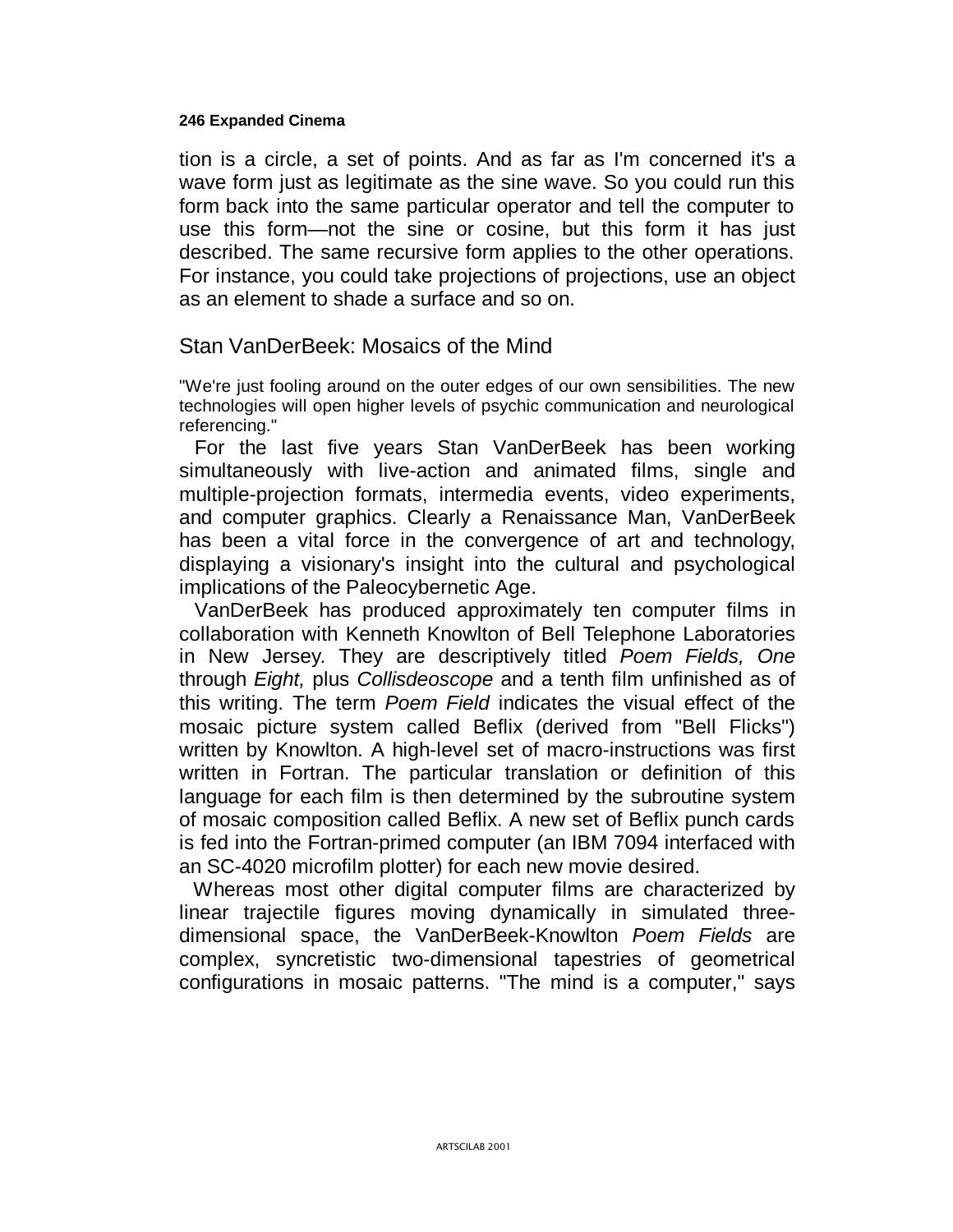tion is a circle, a set of points. And as far as I'm concerned it's a wave form just as legitimate as the sine wave. So you could run this form back into the same particular operator and tell the computer to use this form—not the sine or cosine, but this form it has just described. The same recursive form applies to the other operations. For instance, you could take projections of projections, use an object as an element to shade a surface and so on.

## Stan VanDerBeek: Mosaics of the Mind

"We're just fooling around on the outer edges of our own sensibilities. The new technologies will open higher levels of psychic communication and neurological referencing."

For the last five years Stan VanDerBeek has been working simultaneously with live-action and animated films, single and multiple-projection formats, intermedia events, video experiments, and computer graphics. Clearly a Renaissance Man, VanDerBeek has been a vital force in the convergence of art and technology, displaying a visionary's insight into the cultural and psychological implications of the Paleocybernetic Age.

VanDerBeek has produced approximately ten computer films in collaboration with Kenneth Knowlton of Bell Telephone Laboratories in New Jersey. They are descriptively titled *Poem Fields, One* through *Eight,* plus *Collisdeoscope* and a tenth film unfinished as of this writing. The term *Poem Field* indicates the visual effect of the mosaic picture system called Beflix (derived from "Bell Flicks") written by Knowlton. A high-level set of macro-instructions was first written in Fortran. The particular translation or definition of this language for each film is then determined by the subroutine system of mosaic composition called Beflix. A new set of Beflix punch cards is fed into the Fortran-primed computer (an IBM 7094 interfaced with an SC-4020 microfilm plotter) for each new movie desired.

Whereas most other digital computer films are characterized by linear trajectile figures moving dynamically in simulated three-dimensional space, the VanDerBeek-Knowlton *Poem Fields* are complex, syncretistic two-dimensional tapestries of geometrical configurations in mosaic patterns. "The mind is a computer," says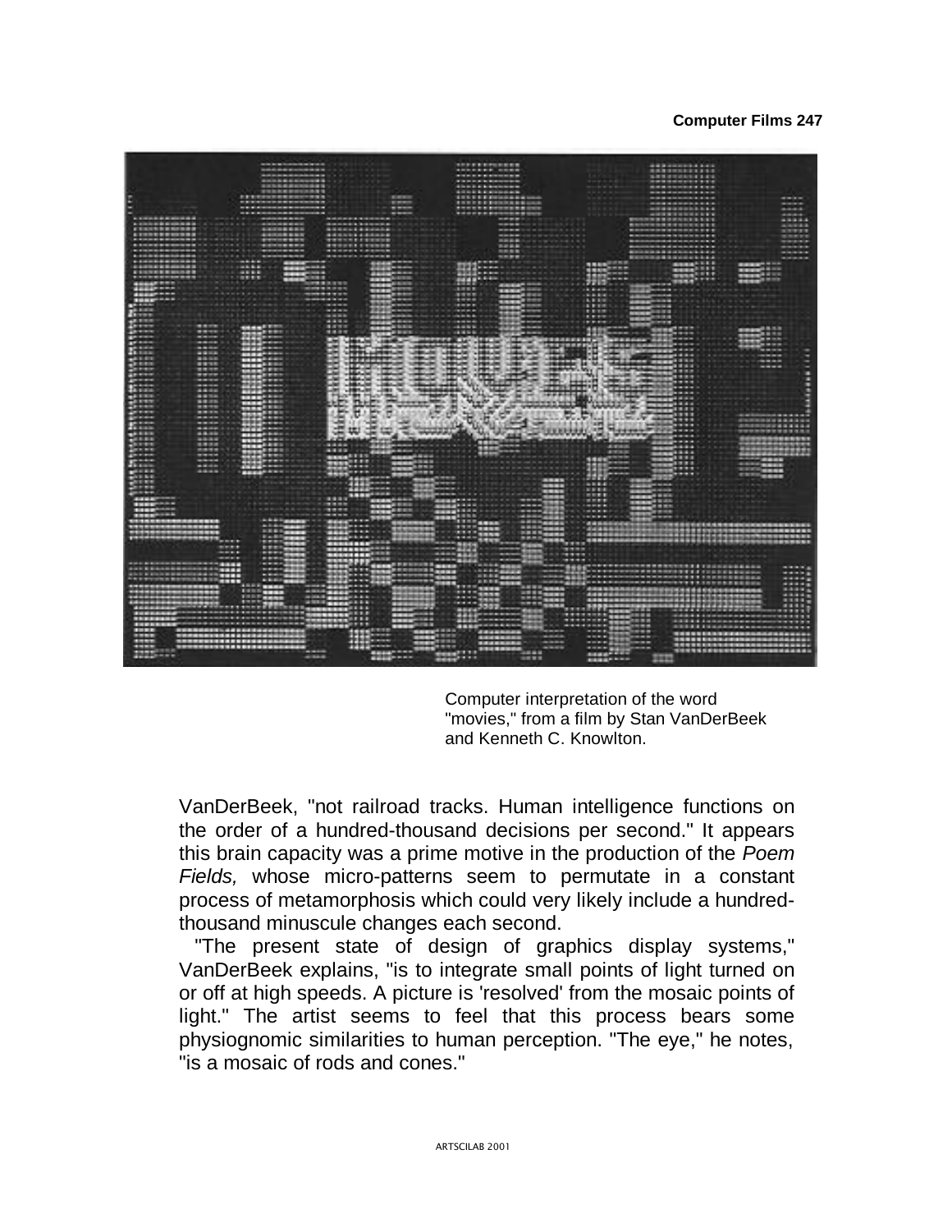Computer interpretation of the word "movies," from a film by Stan VanDerBeek and Kenneth C. Knowlton.

VanDerBeek, "not railroad tracks. Human intelligence functions on the order of a hundred-thousand decisions per second." It appears this brain capacity was a prime motive in the production of the *Poem Fields,* whose micro-patterns seem to permutate in a constant process of metamorphosis which could very likely include a hundred-thousand minuscule changes each second.

"The present state of design of graphics display systems," VanDerBeek explains, "is to integrate small points of light turned on or off at high speeds. A picture is 'resolved' from the mosaic points of light." The artist seems to feel that this process bears some physiognomic similarities to human perception. "The eye," he notes, "is a mosaic of rods and cones."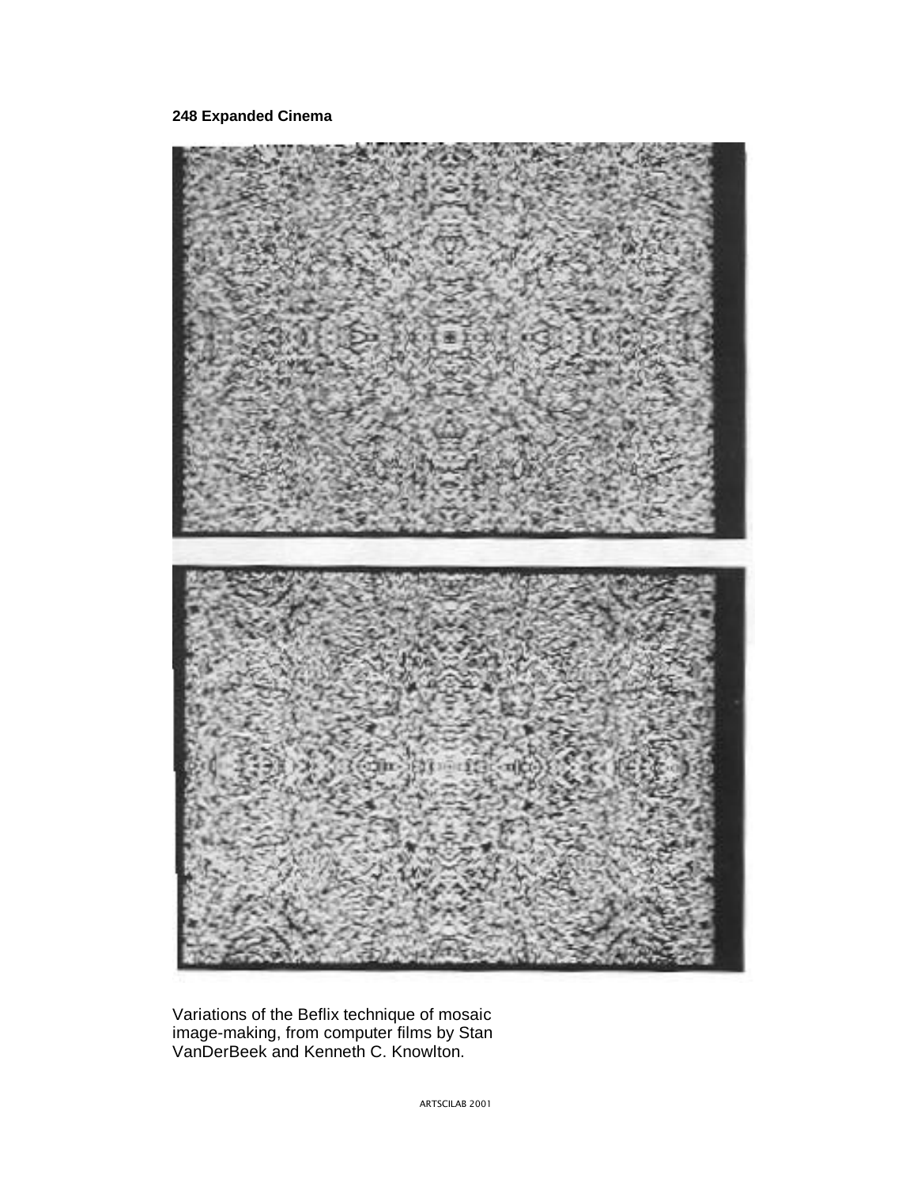Variations of the Beflix technique of mosaic image-making, from computer films by Stan VanDerBeek and Kenneth C. Knowlton.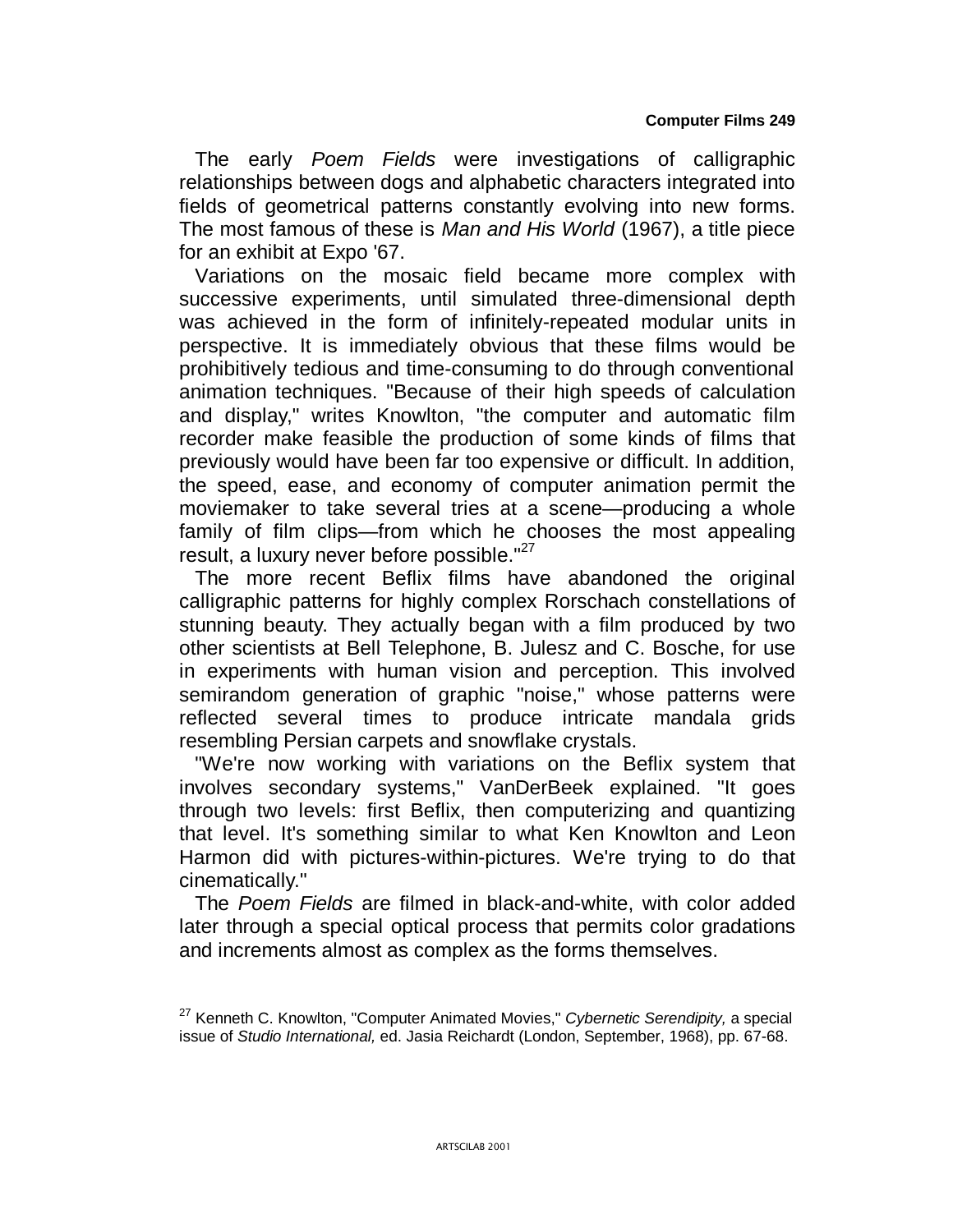The early *Poem Fields* were investigations of calligraphic relationships between dogs and alphabetic characters integrated into fields of geometrical patterns constantly evolving into new forms. The most famous of these is *Man and His World* (1967), a title piece for an exhibit at Expo '67.

Variations on the mosaic field became more complex with successive experiments, until simulated three-dimensional depth was achieved in the form of infinitely-repeated modular units in perspective. It is immediately obvious that these films would be prohibitively tedious and time-consuming to do through conventional animation techniques. "Because of their high speeds of calculation and display," writes Knowlton, "the computer and automatic film recorder make feasible the production of some kinds of films that previously would have been far too expensive or difficult. In addition, the speed, ease, and economy of computer animation permit the moviemaker to take several tries at a scene—producing a whole family of film clips—from which he chooses the most appealing result, a luxury never before possible."[27]

The more recent Beflix films have abandoned the original calligraphic patterns for highly complex Rorschach constellations of stunning beauty. They actually began with a film produced by two other scientists at Bell Telephone, B. Julesz and C. Bosche, for use in experiments with human vision and perception. This involved semirandom generation of graphic "noise," whose patterns were reflected several times to produce intricate mandala grids resembling Persian carpets and snowflake crystals.

"We're now working with variations on the Beflix system that involves secondary systems," VanDerBeek explained. "It goes through two levels: first Beflix, then computerizing and quantizing that level. It's something similar to what Ken Knowlton and Leon Harmon did with pictures-within-pictures. We're trying to do that cinematically."

The *Poem Fields* are filmed in black-and-white, with color added later through a special optical process that permits color gradations and increments almost as complex as the forms themselves.

[27] Kenneth C. Knowlton, "Computer Animated Movies," *Cybernetic Serendipity,* a special issue of *Studio International,* ed. Jasia Reichardt (London, September, 1968), pp. 67-68.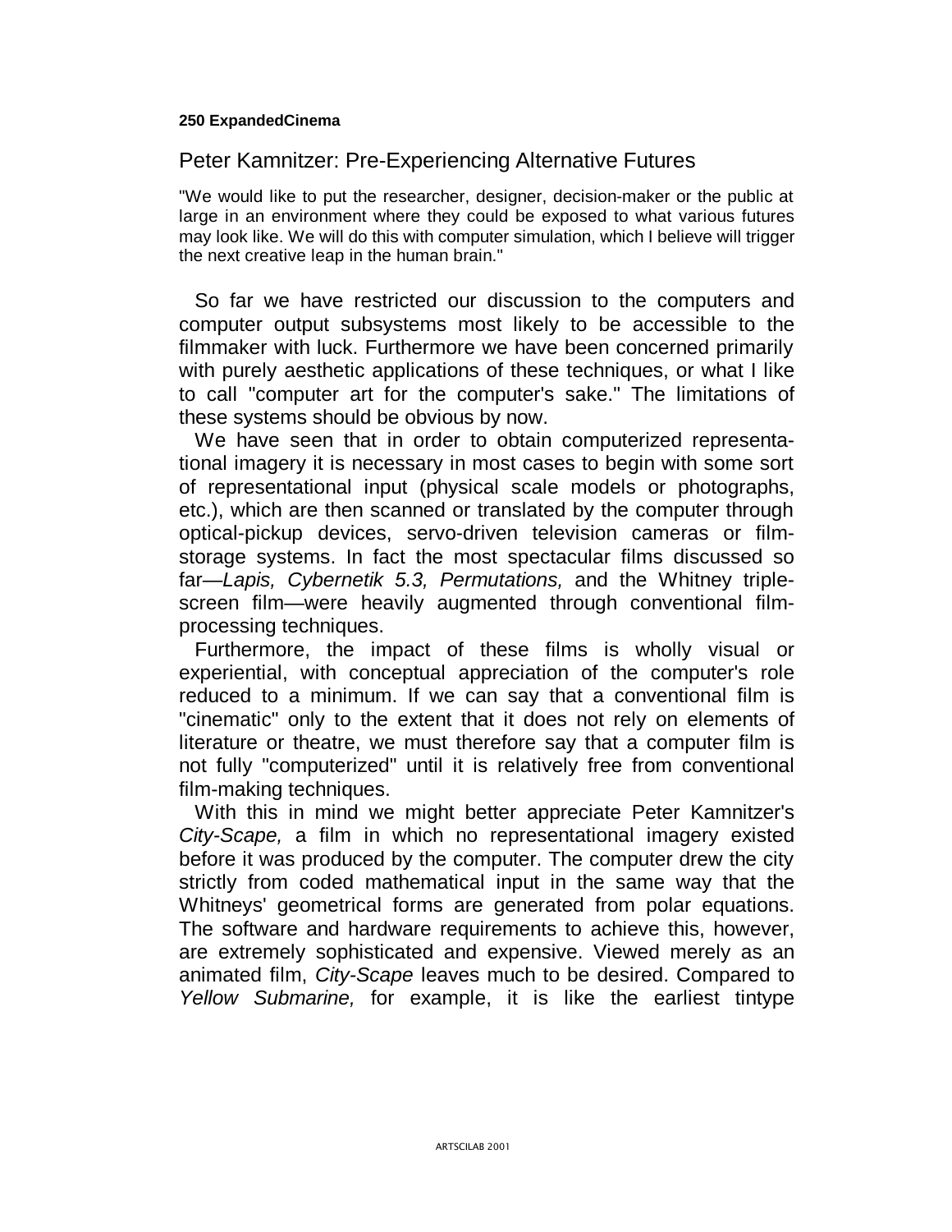## Peter Kamnitzer: Pre-Experiencing Alternative Futures

"We would like to put the researcher, designer, decision-maker or the public at large in an environment where they could be exposed to what various futures may look like. We will do this with computer simulation, which I believe will trigger the next creative leap in the human brain."

So far we have restricted our discussion to the computers and computer output subsystems most likely to be accessible to the filmmaker with luck. Furthermore we have been concerned primarily with purely aesthetic applications of these techniques, or what I like to call "computer art for the computer's sake." The limitations of these systems should be obvious by now.

We have seen that in order to obtain computerized representational imagery it is necessary in most cases to begin with some sort of representational input (physical scale models or photographs, etc.), which are then scanned or translated by the computer through optical-pickup devices, servo-driven television cameras or film-storage systems. In fact the most spectacular films discussed so far—*Lapis, Cybernetik 5.3, Permutations,* and the Whitney triple-screen film—were heavily augmented through conventional film-processing techniques.

Furthermore, the impact of these films is wholly visual or experiential, with conceptual appreciation of the computer's role reduced to a minimum. If we can say that a conventional film is "cinematic" only to the extent that it does not rely on elements of literature or theatre, we must therefore say that a computer film is not fully "computerized" until it is relatively free from conventional film-making techniques.

With this in mind we might better appreciate Peter Kamnitzer's *City-Scape,* a film in which no representational imagery existed before it was produced by the computer. The computer drew the city strictly from coded mathematical input in the same way that the Whitneys' geometrical forms are generated from polar equations. The software and hardware requirements to achieve this, however, are extremely sophisticated and expensive. Viewed merely as an animated film, *City-Scape* leaves much to be desired. Compared to *Yellow Submarine,* for example, it is like the earliest tintype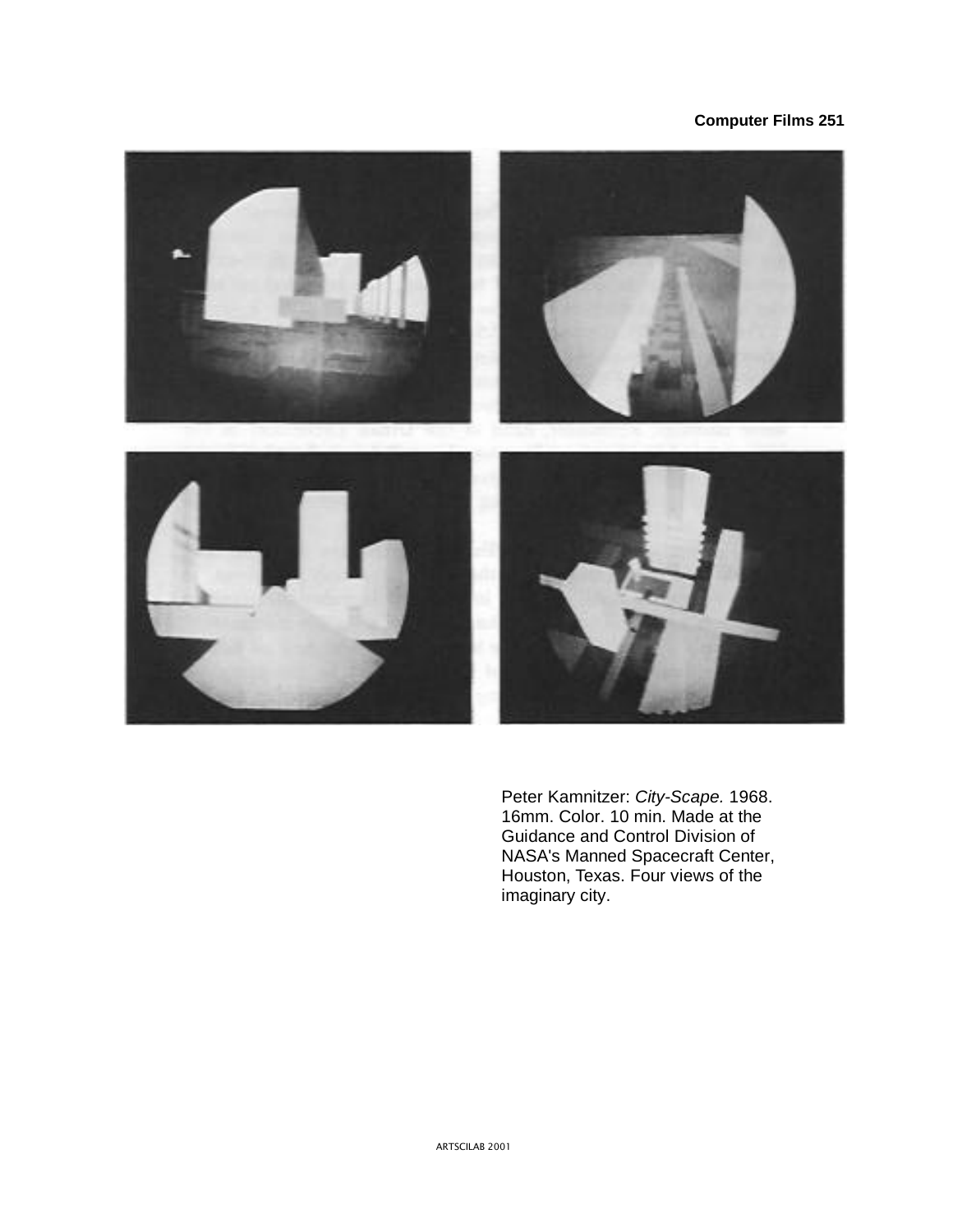Peter Kamnitzer: *City-Scape.* 1968. 16mm. Color. 10 min. Made at the Guidance and Control Division of NASA's Manned Spacecraft Center, Houston, Texas. Four views of the imaginary city.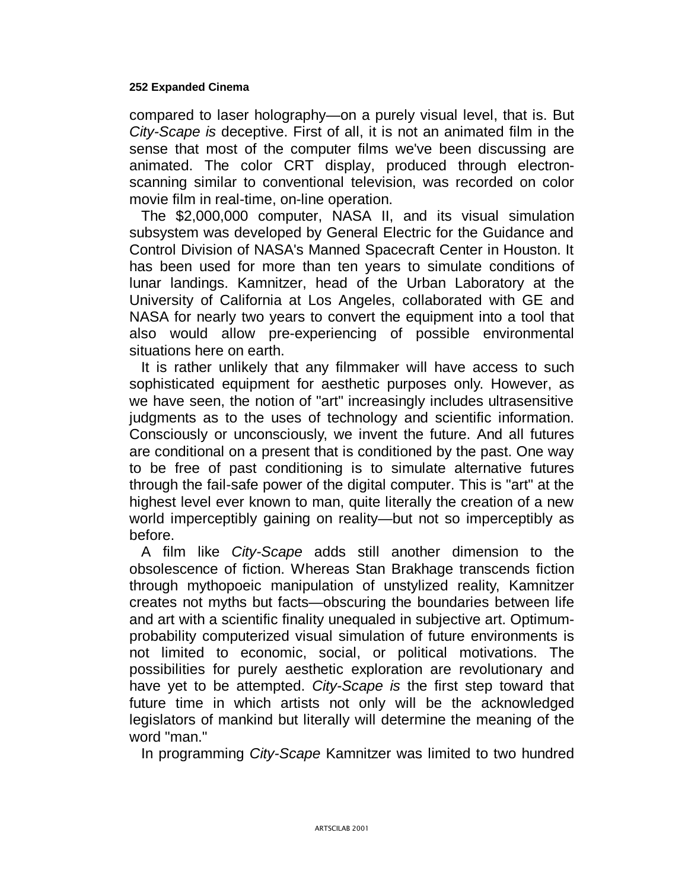compared to laser holography—on a purely visual level, that is. But *City-Scape is* deceptive. First of all, it is not an animated film in the sense that most of the computer films we've been discussing are animated. The color CRT display, produced through electron-scanning similar to conventional television, was recorded on color movie film in real-time, on-line operation.

The $2,000,000 computer, NASA II, and its visual simulation subsystem was developed by General Electric for the Guidance and Control Division of NASA's Manned Spacecraft Center in Houston. It has been used for more than ten years to simulate conditions of lunar landings. Kamnitzer, head of the Urban Laboratory at the University of California at Los Angeles, collaborated with GE and NASA for nearly two years to convert the equipment into a tool that also would allow pre-experiencing of possible environmental situations here on earth.

It is rather unlikely that any filmmaker will have access to such sophisticated equipment for aesthetic purposes only. However, as we have seen, the notion of "art" increasingly includes ultrasensitive judgments as to the uses of technology and scientific information. Consciously or unconsciously, we invent the future. And all futures are conditional on a present that is conditioned by the past. One way to be free of past conditioning is to simulate alternative futures through the fail-safe power of the digital computer. This is "art" at the highest level ever known to man, quite literally the creation of a new world imperceptibly gaining on reality—but not so imperceptibly as before.

A film like *City-Scape* adds still another dimension to the obsolescence of fiction. Whereas Stan Brakhage transcends fiction through mythopoeic manipulation of unstylized reality, Kamnitzer creates not myths but facts—obscuring the boundaries between life and art with a scientific finality unequaled in subjective art. Optimum-probability computerized visual simulation of future environments is not limited to economic, social, or political motivations. The possibilities for purely aesthetic exploration are revolutionary and have yet to be attempted. *City-Scape is* the first step toward that future time in which artists not only will be the acknowledged legislators of mankind but literally will determine the meaning of the word "man."

In programming *City-Scape* Kamnitzer was limited to two hundred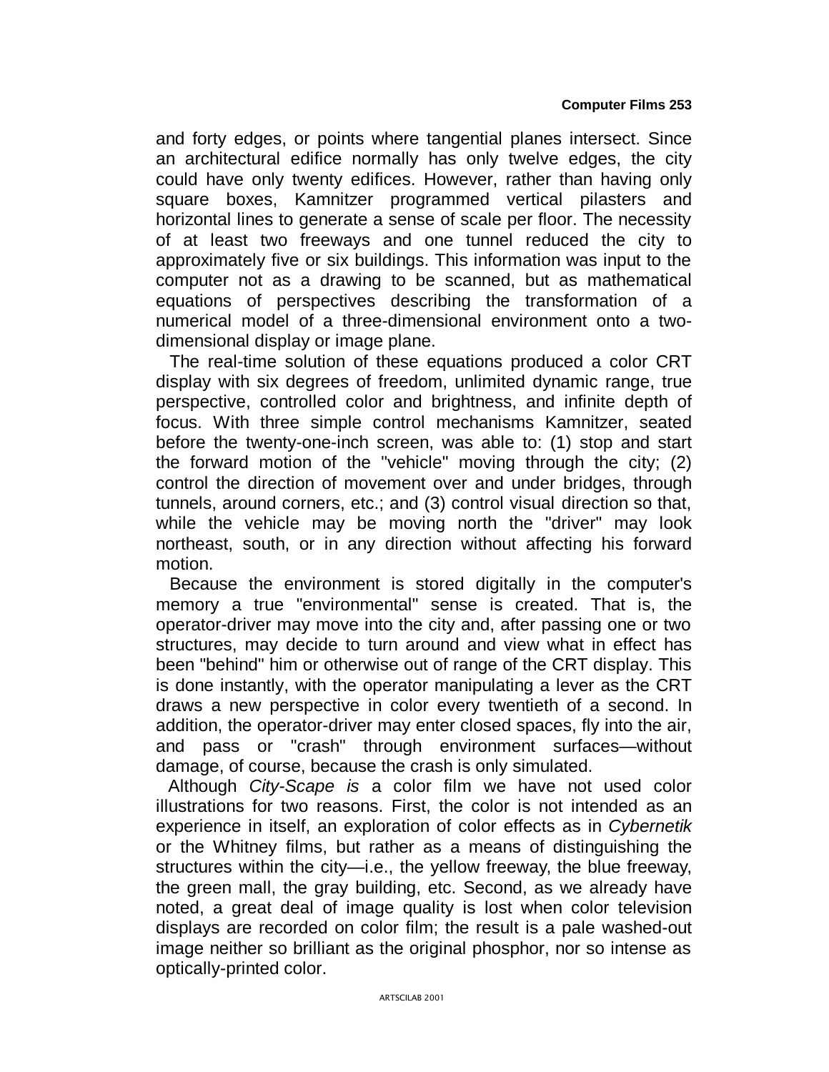and forty edges, or points where tangential planes intersect. Since an architectural edifice normally has only twelve edges, the city could have only twenty edifices. However, rather than having only square boxes, Kamnitzer programmed vertical pilasters and horizontal lines to generate a sense of scale per floor. The necessity of at least two freeways and one tunnel reduced the city to approximately five or six buildings. This information was input to the computer not as a drawing to be scanned, but as mathematical equations of perspectives describing the transformation of a numerical model of a three-dimensional environment onto a two-dimensional display or image plane.

The real-time solution of these equations produced a color CRT display with six degrees of freedom, unlimited dynamic range, true perspective, controlled color and brightness, and infinite depth of focus. With three simple control mechanisms Kamnitzer, seated before the twenty-one-inch screen, was able to: (1) stop and start the forward motion of the "vehicle" moving through the city; (2) control the direction of movement over and under bridges, through tunnels, around corners, etc.; and (3) control visual direction so that, while the vehicle may be moving north the "driver" may look northeast, south, or in any direction without affecting his forward motion.

Because the environment is stored digitally in the computer's memory a true "environmental" sense is created. That is, the operator-driver may move into the city and, after passing one or two structures, may decide to turn around and view what in effect has been "behind" him or otherwise out of range of the CRT display. This is done instantly, with the operator manipulating a lever as the CRT draws a new perspective in color every twentieth of a second. In addition, the operator-driver may enter closed spaces, fly into the air, and pass or "crash" through environment surfaces—without damage, of course, because the crash is only simulated.

Although *City-Scape is* a color film we have not used color illustrations for two reasons. First, the color is not intended as an experience in itself, an exploration of color effects as in *Cybernetik* or the Whitney films, but rather as a means of distinguishing the structures within the city—i.e., the yellow freeway, the blue freeway, the green mall, the gray building, etc. Second, as we already have noted, a great deal of image quality is lost when color television displays are recorded on color film; the result is a pale washed-out image neither so brilliant as the original phosphor, nor so intense as optically-printed color.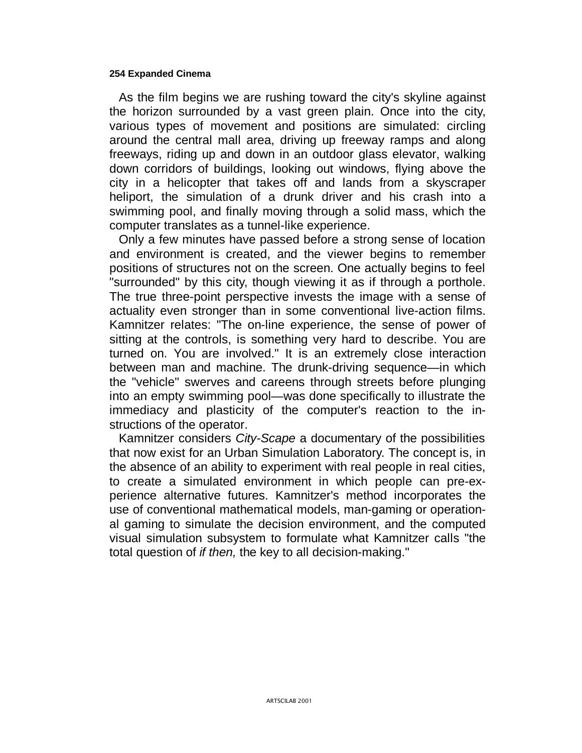As the film begins we are rushing toward the city's skyline against the horizon surrounded by a vast green plain. Once into the city, various types of movement and positions are simulated: circling around the central mall area, driving up freeway ramps and along freeways, riding up and down in an outdoor glass elevator, walking down corridors of buildings, looking out windows, flying above the city in a helicopter that takes off and lands from a skyscraper heliport, the simulation of a drunk driver and his crash into a swimming pool, and finally moving through a solid mass, which the computer translates as a tunnel-like experience.

Only a few minutes have passed before a strong sense of location and environment is created, and the viewer begins to remember positions of structures not on the screen. One actually begins to feel "surrounded" by this city, though viewing it as if through a porthole. The true three-point perspective invests the image with a sense of actuality even stronger than in some conventional live-action films. Kamnitzer relates: "The on-line experience, the sense of power of sitting at the controls, is something very hard to describe. You are turned on. You are involved." It is an extremely close interaction between man and machine. The drunk-driving sequence—in which the "vehicle" swerves and careens through streets before plunging into an empty swimming pool—was done specifically to illustrate the immediacy and plasticity of the computer's reaction to the instructions of the operator.

Kamnitzer considers *City-Scape* a documentary of the possibilities that now exist for an Urban Simulation Laboratory. The concept is, in the absence of an ability to experiment with real people in real cities, to create a simulated environment in which people can pre-experience alternative futures. Kamnitzer's method incorporates the use of conventional mathematical models, man-gaming or operational gaming to simulate the decision environment, and the computed visual simulation subsystem to formulate what Kamnitzer calls "the total question of *if then,* the key to all decision-making."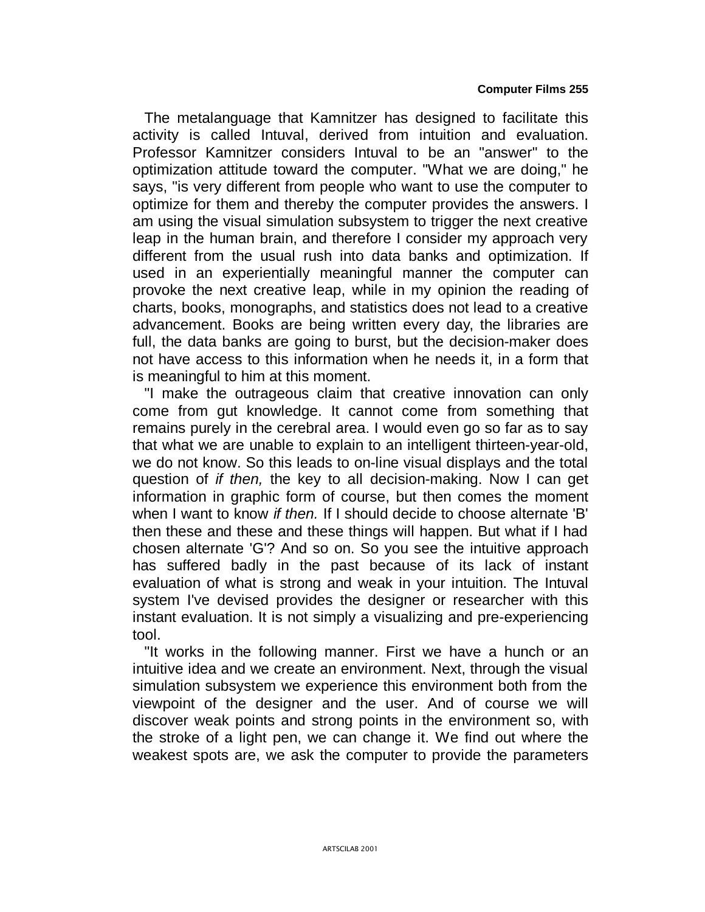The metalanguage that Kamnitzer has designed to facilitate this activity is called Intuval, derived from intuition and evaluation. Professor Kamnitzer considers Intuval to be an "answer" to the optimization attitude toward the computer. "What we are doing," he says, "is very different from people who want to use the computer to optimize for them and thereby the computer provides the answers. I am using the visual simulation subsystem to trigger the next creative leap in the human brain, and therefore I consider my approach very different from the usual rush into data banks and optimization. If used in an experientially meaningful manner the computer can provoke the next creative leap, while in my opinion the reading of charts, books, monographs, and statistics does not lead to a creative advancement. Books are being written every day, the libraries are full, the data banks are going to burst, but the decision-maker does not have access to this information when he needs it, in a form that is meaningful to him at this moment.

"I make the outrageous claim that creative innovation can only come from gut knowledge. It cannot come from something that remains purely in the cerebral area. I would even go so far as to say that what we are unable to explain to an intelligent thirteen-year-old, we do not know. So this leads to on-line visual displays and the total question of *if then,* the key to all decision-making. Now I can get information in graphic form of course, but then comes the moment when I want to know *if then.* If I should decide to choose alternate 'B' then these and these and these things will happen. But what if I had chosen alternate 'G'? And so on. So you see the intuitive approach has suffered badly in the past because of its lack of instant evaluation of what is strong and weak in your intuition. The Intuval system I've devised provides the designer or researcher with this instant evaluation. It is not simply a visualizing and pre-experiencing tool.

"It works in the following manner. First we have a hunch or an intuitive idea and we create an environment. Next, through the visual simulation subsystem we experience this environment both from the viewpoint of the designer and the user. And of course we will discover weak points and strong points in the environment so, with the stroke of a light pen, we can change it. We find out where the weakest spots are, we ask the computer to provide the parameters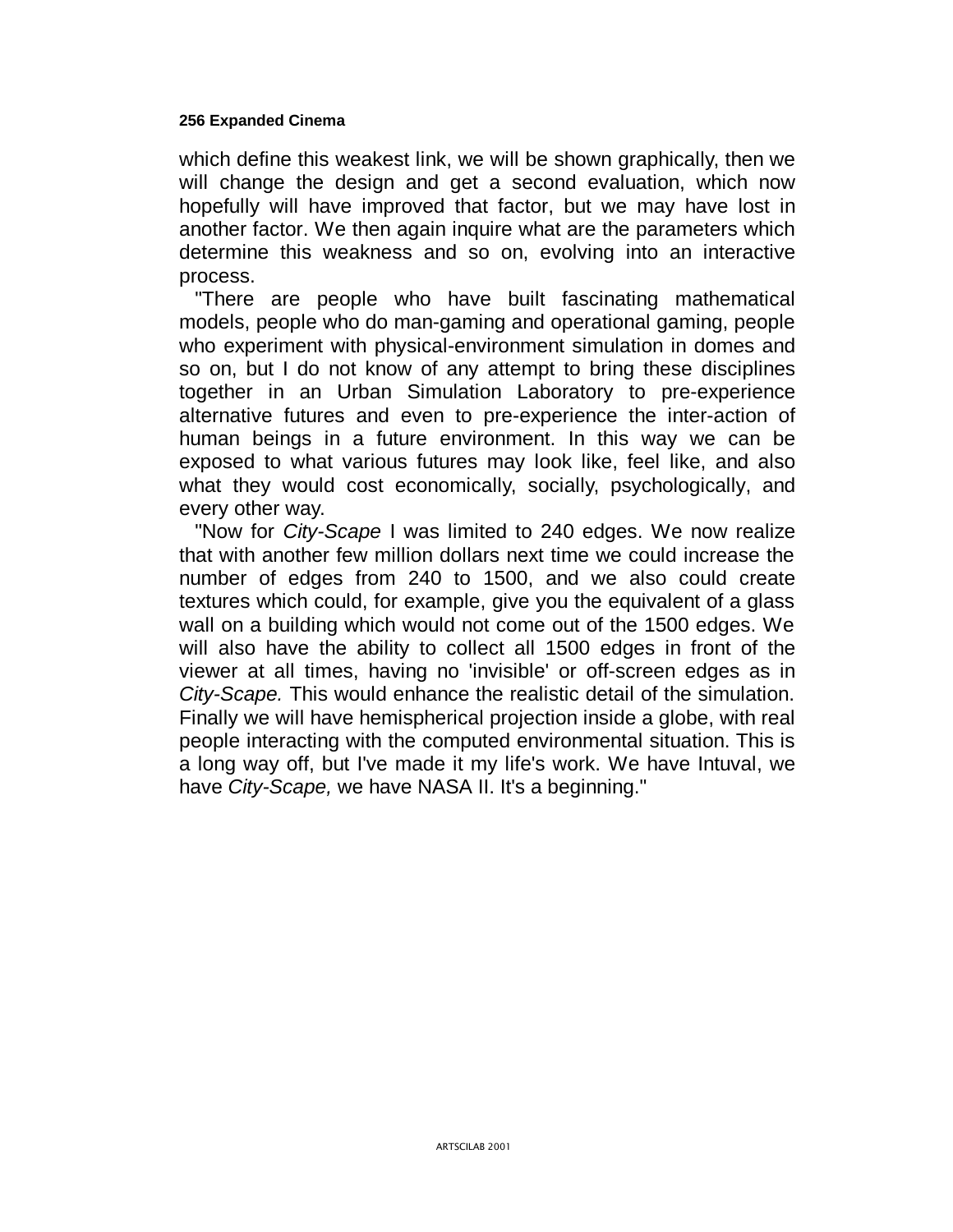which define this weakest link, we will be shown graphically, then we will change the design and get a second evaluation, which now hopefully will have improved that factor, but we may have lost in another factor. We then again inquire what are the parameters which determine this weakness and so on, evolving into an interactive process.

"There are people who have built fascinating mathematical models, people who do man-gaming and operational gaming, people who experiment with physical-environment simulation in domes and so on, but I do not know of any attempt to bring these disciplines together in an Urban Simulation Laboratory to pre-experience alternative futures and even to pre-experience the inter-action of human beings in a future environment. In this way we can be exposed to what various futures may look like, feel like, and also what they would cost economically, socially, psychologically, and every other way.

"Now for *City-Scape* I was limited to 240 edges. We now realize that with another few million dollars next time we could increase the number of edges from 240 to 1500, and we also could create textures which could, for example, give you the equivalent of a glass wall on a building which would not come out of the 1500 edges. We will also have the ability to collect all 1500 edges in front of the viewer at all times, having no 'invisible' or off-screen edges as in *City-Scape.* This would enhance the realistic detail of the simulation. Finally we will have hemispherical projection inside a globe, with real people interacting with the computed environmental situation. This is a long way off, but I've made it my life's work. We have Intuval, we have *City-Scape,* we have NASA II. It's a beginning."